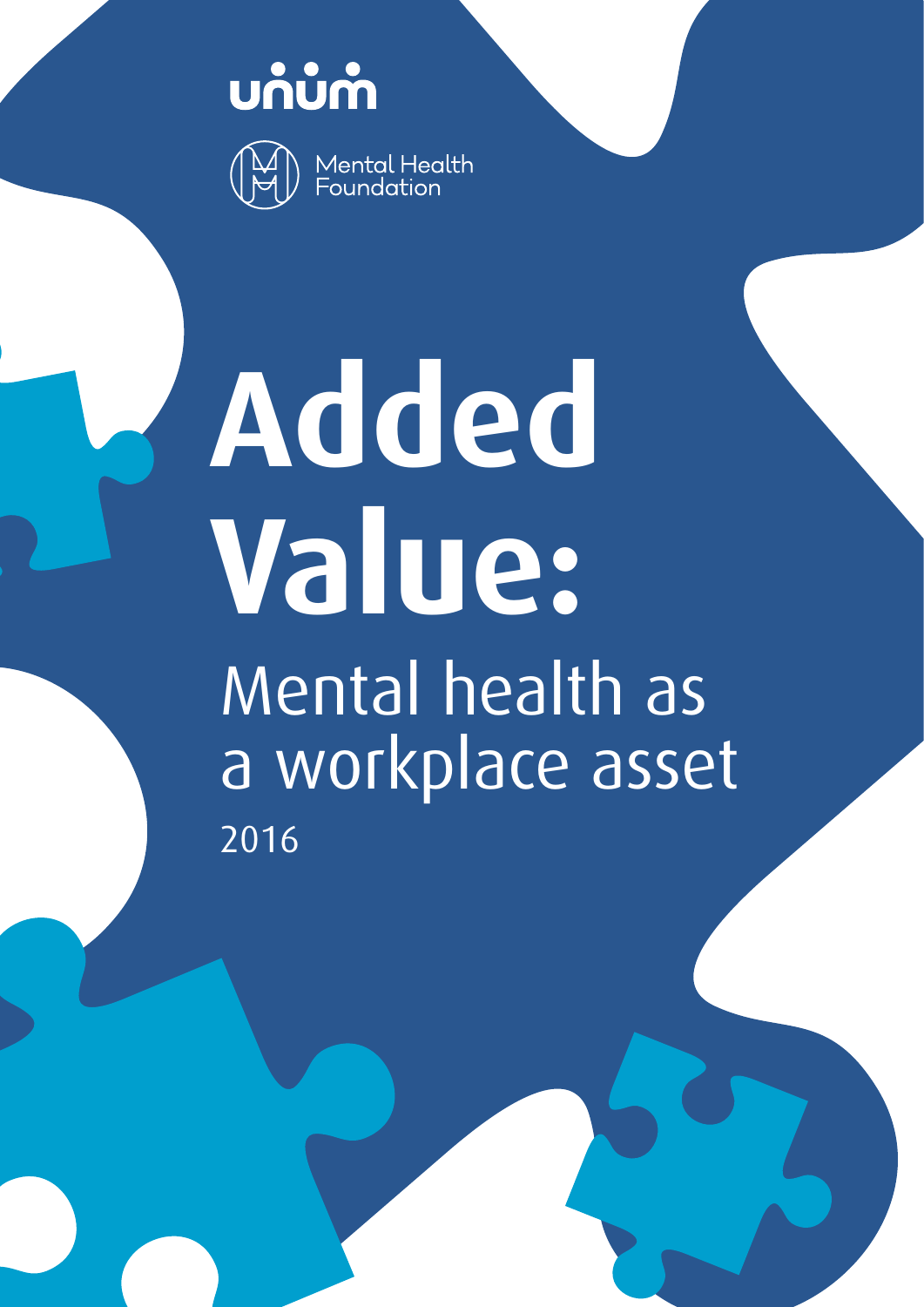unum

Mental Health Foundation

# Added Value:

## Mental health as a workplace asset

2016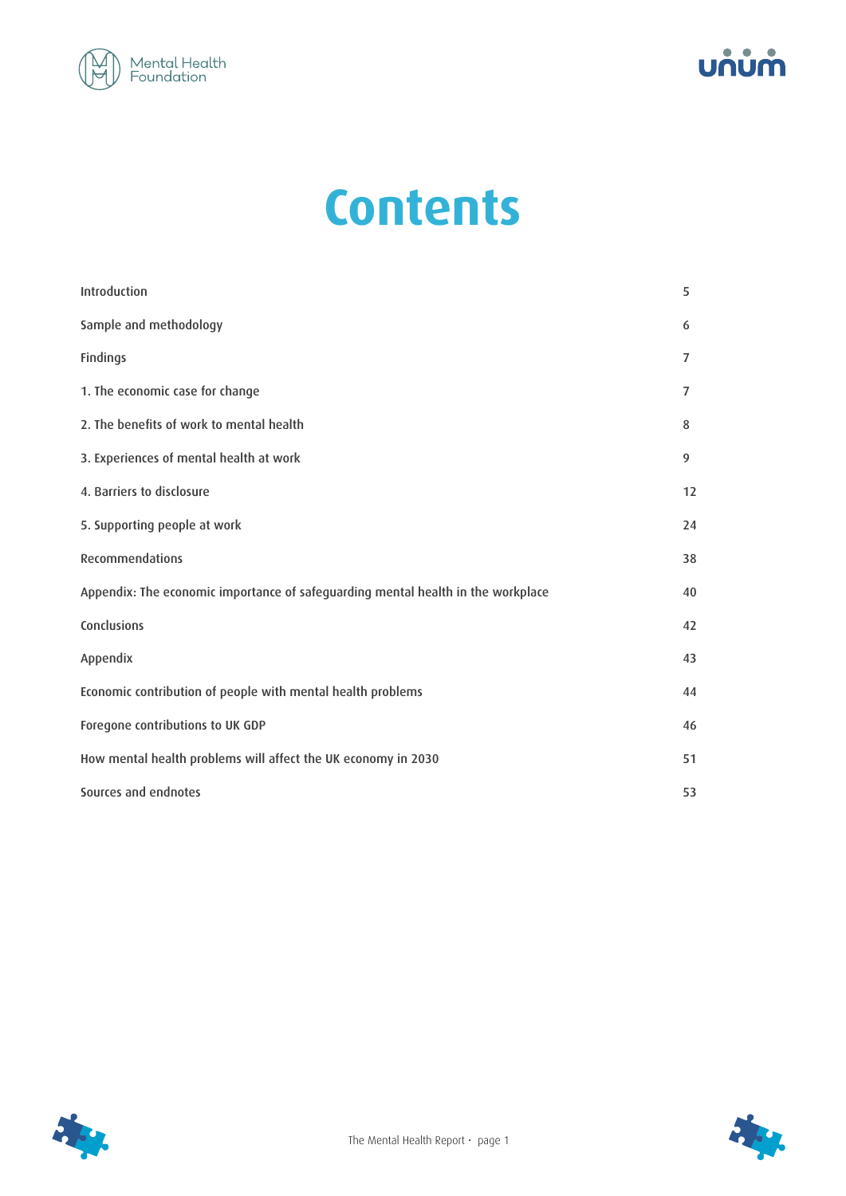# Contents

| | |
|---|---|
| Introduction | 5 |
| Sample and methodology | 6 |
| Findings | 7 |
| 1. The economic case for change | 7 |
| 2. The benefits of work to mental health | 8 |
| 3. Experiences of mental health at work | 9 |
| 4. Barriers to disclosure | 12 |
| 5. Supporting people at work | 24 |
| Recommendations | 38 |
| Appendix: The economic importance of safeguarding mental health in the workplace | 40 |
| Conclusions | 42 |
| Appendix | 43 |
| Economic contribution of people with mental health problems | 44 |
| Foregone contributions to UK GDP | 46 |
| How mental health problems will affect the UK economy in 2030 | 51 |
| Sources and endnotes | 53 |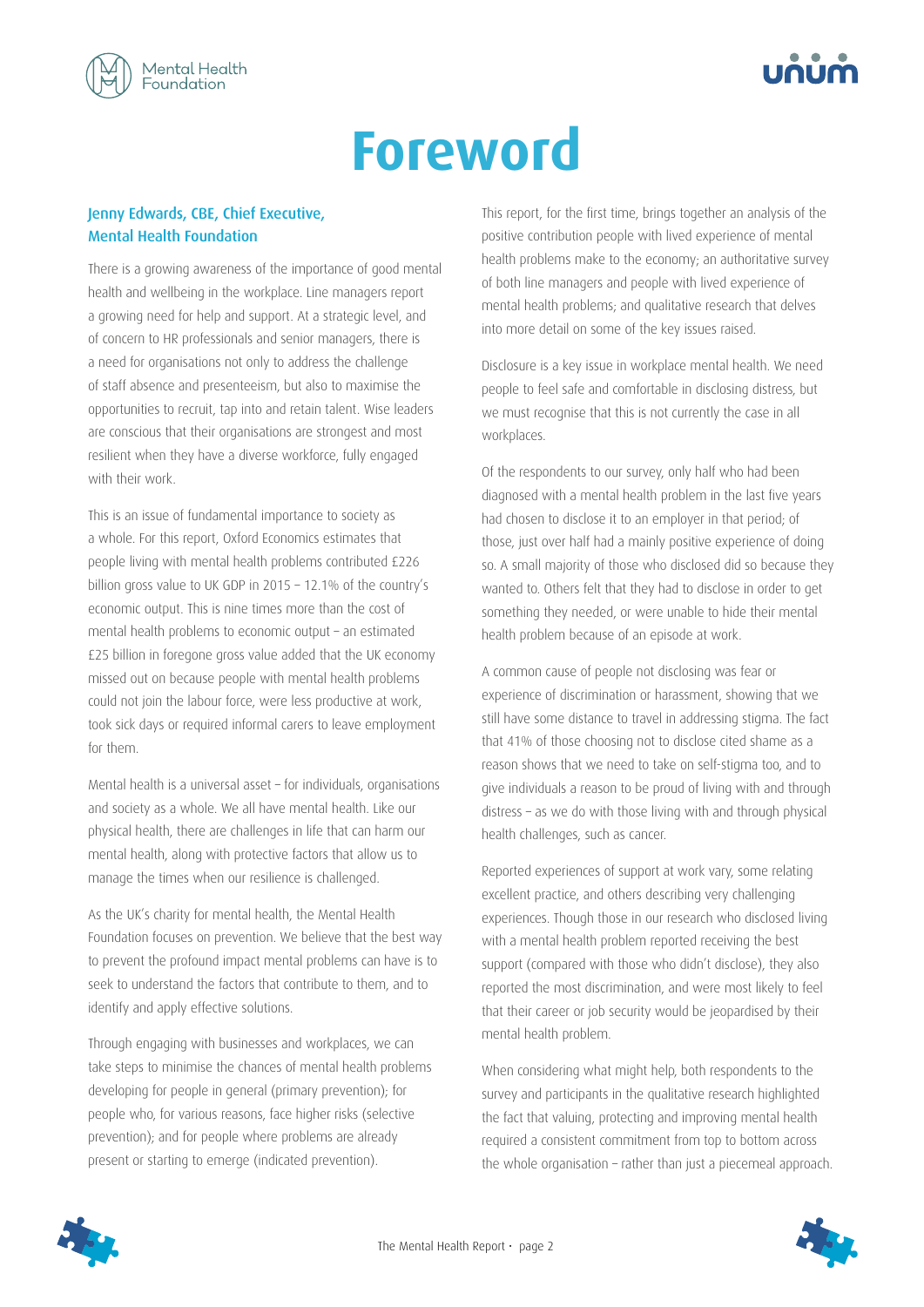# Foreword

### Jenny Edwards, CBE, Chief Executive, Mental Health Foundation

There is a growing awareness of the importance of good mental health and wellbeing in the workplace. Line managers report a growing need for help and support. At a strategic level, and of concern to HR professionals and senior managers, there is a need for organisations not only to address the challenge of staff absence and presenteeism, but also to maximise the opportunities to recruit, tap into and retain talent. Wise leaders are conscious that their organisations are strongest and most resilient when they have a diverse workforce, fully engaged with their work.

This is an issue of fundamental importance to society as a whole. For this report, Oxford Economics estimates that people living with mental health problems contributed £226 billion gross value to UK GDP in 2015 – 12.1% of the country's economic output. This is nine times more than the cost of mental health problems to economic output – an estimated £25 billion in foregone gross value added that the UK economy missed out on because people with mental health problems could not join the labour force, were less productive at work, took sick days or required informal carers to leave employment for them.

Mental health is a universal asset – for individuals, organisations and society as a whole. We all have mental health. Like our physical health, there are challenges in life that can harm our mental health, along with protective factors that allow us to manage the times when our resilience is challenged.

As the UK's charity for mental health, the Mental Health Foundation focuses on prevention. We believe that the best way to prevent the profound impact mental problems can have is to seek to understand the factors that contribute to them, and to identify and apply effective solutions.

Through engaging with businesses and workplaces, we can take steps to minimise the chances of mental health problems developing for people in general (primary prevention); for people who, for various reasons, face higher risks (selective prevention); and for people where problems are already present or starting to emerge (indicated prevention).

This report, for the first time, brings together an analysis of the positive contribution people with lived experience of mental health problems make to the economy; an authoritative survey of both line managers and people with lived experience of mental health problems; and qualitative research that delves into more detail on some of the key issues raised.

Disclosure is a key issue in workplace mental health. We need people to feel safe and comfortable in disclosing distress, but we must recognise that this is not currently the case in all workplaces.

Of the respondents to our survey, only half who had been diagnosed with a mental health problem in the last five years had chosen to disclose it to an employer in that period; of those, just over half had a mainly positive experience of doing so. A small majority of those who disclosed did so because they wanted to. Others felt that they had to disclose in order to get something they needed, or were unable to hide their mental health problem because of an episode at work.

A common cause of people not disclosing was fear or experience of discrimination or harassment, showing that we still have some distance to travel in addressing stigma. The fact that 41% of those choosing not to disclose cited shame as a reason shows that we need to take on self-stigma too, and to give individuals a reason to be proud of living with and through distress – as we do with those living with and through physical health challenges, such as cancer.

Reported experiences of support at work vary, some relating excellent practice, and others describing very challenging experiences. Though those in our research who disclosed living with a mental health problem reported receiving the best support (compared with those who didn't disclose), they also reported the most discrimination, and were most likely to feel that their career or job security would be jeopardised by their mental health problem.

When considering what might help, both respondents to the survey and participants in the qualitative research highlighted the fact that valuing, protecting and improving mental health required a consistent commitment from top to bottom across the whole organisation – rather than just a piecemeal approach.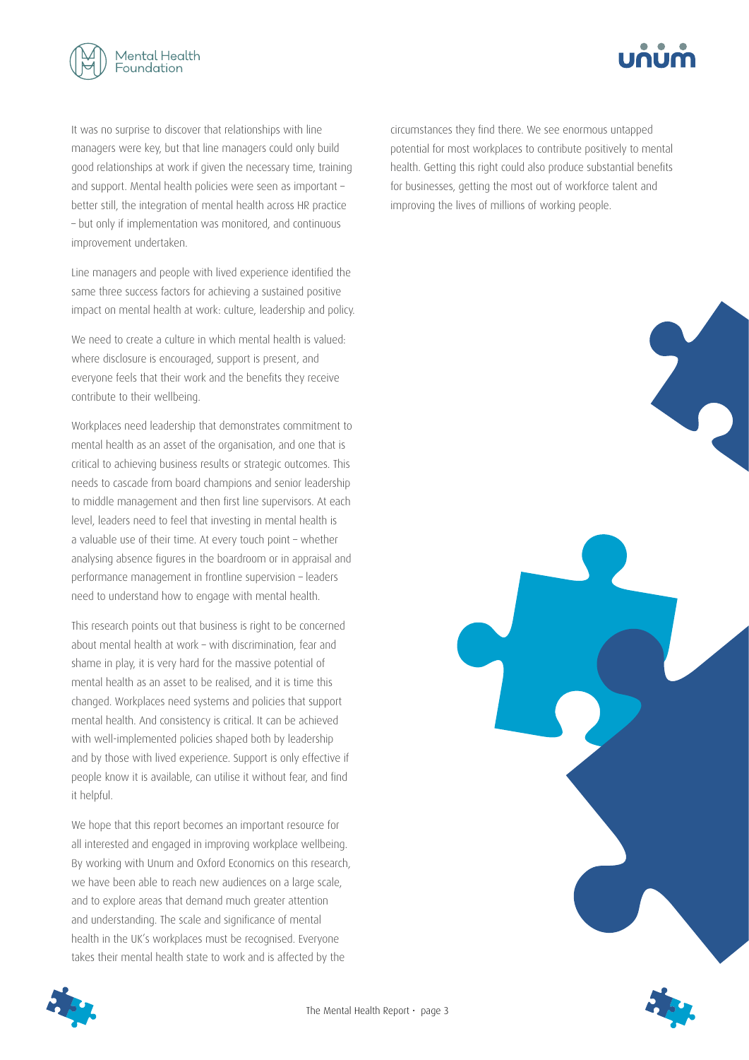It was no surprise to discover that relationships with line managers were key, but that line managers could only build good relationships at work if given the necessary time, training and support. Mental health policies were seen as important – better still, the integration of mental health across HR practice – but only if implementation was monitored, and continuous improvement undertaken.

Line managers and people with lived experience identified the same three success factors for achieving a sustained positive impact on mental health at work: culture, leadership and policy.

We need to create a culture in which mental health is valued: where disclosure is encouraged, support is present, and everyone feels that their work and the benefits they receive contribute to their wellbeing.

Workplaces need leadership that demonstrates commitment to mental health as an asset of the organisation, and one that is critical to achieving business results or strategic outcomes. This needs to cascade from board champions and senior leadership to middle management and then first line supervisors. At each level, leaders need to feel that investing in mental health is a valuable use of their time. At every touch point – whether analysing absence figures in the boardroom or in appraisal and performance management in frontline supervision – leaders need to understand how to engage with mental health.

This research points out that business is right to be concerned about mental health at work – with discrimination, fear and shame in play, it is very hard for the massive potential of mental health as an asset to be realised, and it is time this changed. Workplaces need systems and policies that support mental health. And consistency is critical. It can be achieved with well-implemented policies shaped both by leadership and by those with lived experience. Support is only effective if people know it is available, can utilise it without fear, and find it helpful.

We hope that this report becomes an important resource for all interested and engaged in improving workplace wellbeing. By working with Unum and Oxford Economics on this research, we have been able to reach new audiences on a large scale, and to explore areas that demand much greater attention and understanding. The scale and significance of mental health in the UK's workplaces must be recognised. Everyone takes their mental health state to work and is affected by the circumstances they find there. We see enormous untapped potential for most workplaces to contribute positively to mental health. Getting this right could also produce substantial benefits for businesses, getting the most out of workforce talent and improving the lives of millions of working people.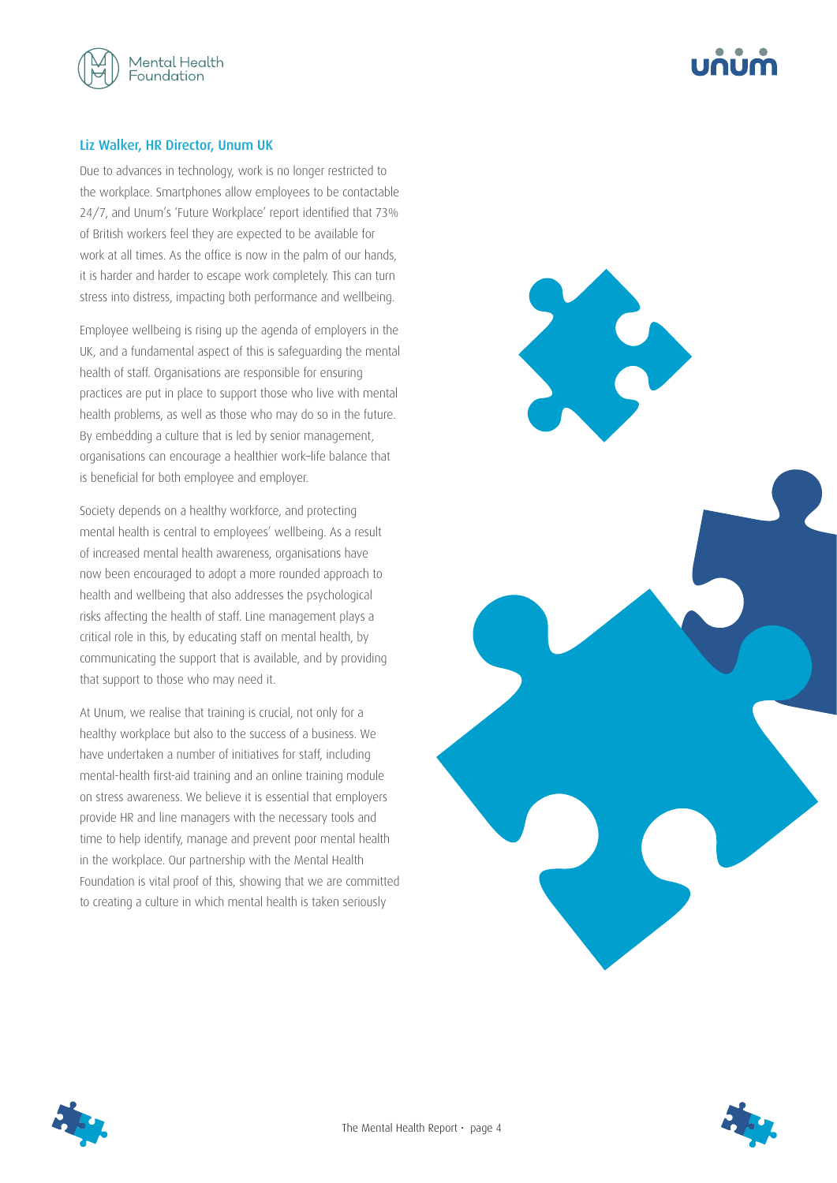### Liz Walker, HR Director, Unum UK

Due to advances in technology, work is no longer restricted to the workplace. Smartphones allow employees to be contactable 24/7, and Unum's 'Future Workplace' report identified that 73% of British workers feel they are expected to be available for work at all times. As the office is now in the palm of our hands, it is harder and harder to escape work completely. This can turn stress into distress, impacting both performance and wellbeing.

Employee wellbeing is rising up the agenda of employers in the UK, and a fundamental aspect of this is safeguarding the mental health of staff. Organisations are responsible for ensuring practices are put in place to support those who live with mental health problems, as well as those who may do so in the future. By embedding a culture that is led by senior management, organisations can encourage a healthier work–life balance that is beneficial for both employee and employer.

Society depends on a healthy workforce, and protecting mental health is central to employees' wellbeing. As a result of increased mental health awareness, organisations have now been encouraged to adopt a more rounded approach to health and wellbeing that also addresses the psychological risks affecting the health of staff. Line management plays a critical role in this, by educating staff on mental health, by communicating the support that is available, and by providing that support to those who may need it.

At Unum, we realise that training is crucial, not only for a healthy workplace but also to the success of a business. We have undertaken a number of initiatives for staff, including mental-health first-aid training and an online training module on stress awareness. We believe it is essential that employers provide HR and line managers with the necessary tools and time to help identify, manage and prevent poor mental health in the workplace. Our partnership with the Mental Health Foundation is vital proof of this, showing that we are committed to creating a culture in which mental health is taken seriously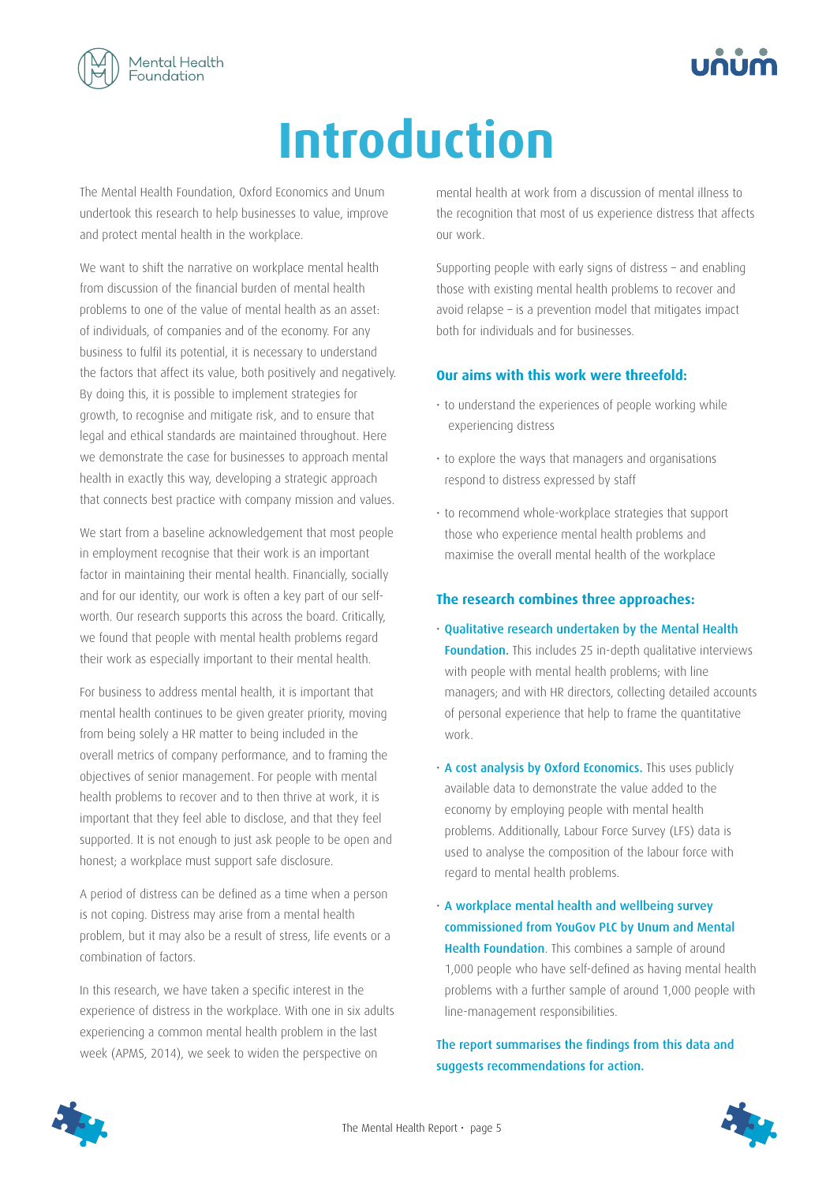# Introduction

The Mental Health Foundation, Oxford Economics and Unum undertook this research to help businesses to value, improve and protect mental health in the workplace.

We want to shift the narrative on workplace mental health from discussion of the financial burden of mental health problems to one of the value of mental health as an asset: of individuals, of companies and of the economy. For any business to fulfil its potential, it is necessary to understand the factors that affect its value, both positively and negatively. By doing this, it is possible to implement strategies for growth, to recognise and mitigate risk, and to ensure that legal and ethical standards are maintained throughout. Here we demonstrate the case for businesses to approach mental health in exactly this way, developing a strategic approach that connects best practice with company mission and values.

We start from a baseline acknowledgement that most people in employment recognise that their work is an important factor in maintaining their mental health. Financially, socially and for our identity, our work is often a key part of our self-worth. Our research supports this across the board. Critically, we found that people with mental health problems regard their work as especially important to their mental health.

For business to address mental health, it is important that mental health continues to be given greater priority, moving from being solely a HR matter to being included in the overall metrics of company performance, and to framing the objectives of senior management. For people with mental health problems to recover and to then thrive at work, it is important that they feel able to disclose, and that they feel supported. It is not enough to just ask people to be open and honest; a workplace must support safe disclosure.

A period of distress can be defined as a time when a person is not coping. Distress may arise from a mental health problem, but it may also be a result of stress, life events or a combination of factors.

In this research, we have taken a specific interest in the experience of distress in the workplace. With one in six adults experiencing a common mental health problem in the last week (APMS, 2014), we seek to widen the perspective on mental health at work from a discussion of mental illness to the recognition that most of us experience distress that affects our work.

Supporting people with early signs of distress – and enabling those with existing mental health problems to recover and avoid relapse – is a prevention model that mitigates impact both for individuals and for businesses.

**Our aims with this work were threefold:**

- to understand the experiences of people working while experiencing distress
- to explore the ways that managers and organisations respond to distress expressed by staff
- to recommend whole-workplace strategies that support those who experience mental health problems and maximise the overall mental health of the workplace

**The research combines three approaches:**

- **Qualitative research undertaken by the Mental Health Foundation.** This includes 25 in-depth qualitative interviews with people with mental health problems; with line managers; and with HR directors, collecting detailed accounts of personal experience that help to frame the quantitative work.
- **A cost analysis by Oxford Economics.** This uses publicly available data to demonstrate the value added to the economy by employing people with mental health problems. Additionally, Labour Force Survey (LFS) data is used to analyse the composition of the labour force with regard to mental health problems.
- **A workplace mental health and wellbeing survey commissioned from YouGov PLC by Unum and Mental Health Foundation**. This combines a sample of around 1,000 people who have self-defined as having mental health problems with a further sample of around 1,000 people with line-management responsibilities.

**The report summarises the findings from this data and suggests recommendations for action.**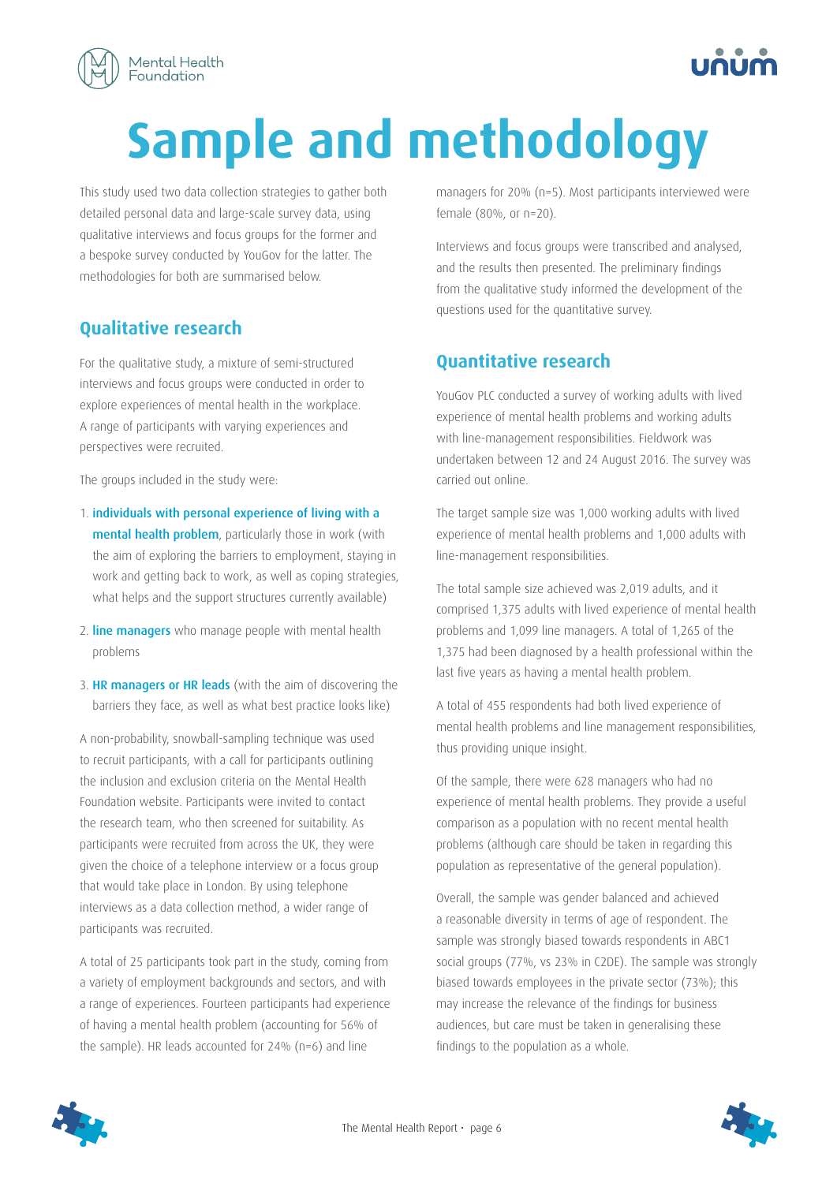# Sample and methodology

This study used two data collection strategies to gather both detailed personal data and large-scale survey data, using qualitative interviews and focus groups for the former and a bespoke survey conducted by YouGov for the latter. The methodologies for both are summarised below.

## Qualitative research

For the qualitative study, a mixture of semi-structured interviews and focus groups were conducted in order to explore experiences of mental health in the workplace. A range of participants with varying experiences and perspectives were recruited.

The groups included in the study were:

1. **individuals with personal experience of living with a mental health problem**, particularly those in work (with the aim of exploring the barriers to employment, staying in work and getting back to work, as well as coping strategies, what helps and the support structures currently available)
2. **line managers** who manage people with mental health problems
3. **HR managers or HR leads** (with the aim of discovering the barriers they face, as well as what best practice looks like)

A non-probability, snowball-sampling technique was used to recruit participants, with a call for participants outlining the inclusion and exclusion criteria on the Mental Health Foundation website. Participants were invited to contact the research team, who then screened for suitability. As participants were recruited from across the UK, they were given the choice of a telephone interview or a focus group that would take place in London. By using telephone interviews as a data collection method, a wider range of participants was recruited.

A total of 25 participants took part in the study, coming from a variety of employment backgrounds and sectors, and with a range of experiences. Fourteen participants had experience of having a mental health problem (accounting for 56% of the sample). HR leads accounted for 24% (n=6) and line managers for 20% (n=5). Most participants interviewed were female (80%, or n=20).

Interviews and focus groups were transcribed and analysed, and the results then presented. The preliminary findings from the qualitative study informed the development of the questions used for the quantitative survey.

## Quantitative research

YouGov PLC conducted a survey of working adults with lived experience of mental health problems and working adults with line-management responsibilities. Fieldwork was undertaken between 12 and 24 August 2016. The survey was carried out online.

The target sample size was 1,000 working adults with lived experience of mental health problems and 1,000 adults with line-management responsibilities.

The total sample size achieved was 2,019 adults, and it comprised 1,375 adults with lived experience of mental health problems and 1,099 line managers. A total of 1,265 of the 1,375 had been diagnosed by a health professional within the last five years as having a mental health problem.

A total of 455 respondents had both lived experience of mental health problems and line management responsibilities, thus providing unique insight.

Of the sample, there were 628 managers who had no experience of mental health problems. They provide a useful comparison as a population with no recent mental health problems (although care should be taken in regarding this population as representative of the general population).

Overall, the sample was gender balanced and achieved a reasonable diversity in terms of age of respondent. The sample was strongly biased towards respondents in ABC1 social groups (77%, vs 23% in C2DE). The sample was strongly biased towards employees in the private sector (73%); this may increase the relevance of the findings for business audiences, but care must be taken in generalising these findings to the population as a whole.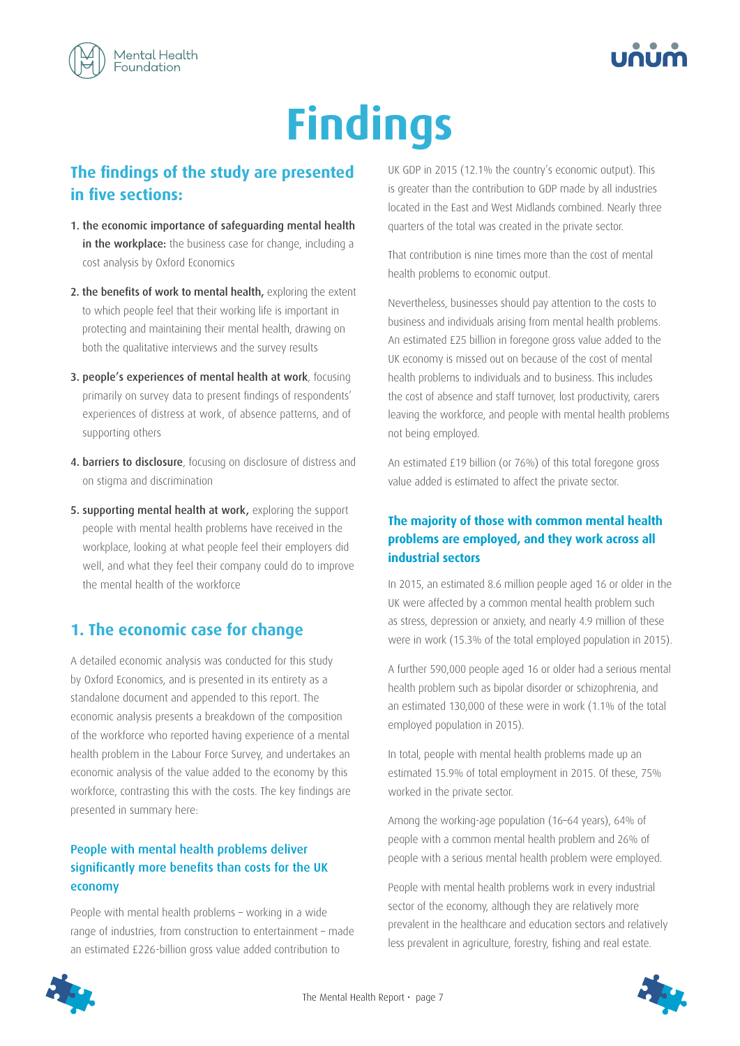# Findings

## The findings of the study are presented in five sections:

1. **the economic importance of safeguarding mental health in the workplace:** the business case for change, including a cost analysis by Oxford Economics
2. **the benefits of work to mental health,** exploring the extent to which people feel that their working life is important in protecting and maintaining their mental health, drawing on both the qualitative interviews and the survey results
3. **people's experiences of mental health at work**, focusing primarily on survey data to present findings of respondents' experiences of distress at work, of absence patterns, and of supporting others
4. **barriers to disclosure**, focusing on disclosure of distress and on stigma and discrimination
5. **supporting mental health at work,** exploring the support people with mental health problems have received in the workplace, looking at what people feel their employers did well, and what they feel their company could do to improve the mental health of the workforce

## 1. The economic case for change

A detailed economic analysis was conducted for this study by Oxford Economics, and is presented in its entirety as a standalone document and appended to this report. The economic analysis presents a breakdown of the composition of the workforce who reported having experience of a mental health problem in the Labour Force Survey, and undertakes an economic analysis of the value added to the economy by this workforce, contrasting this with the costs. The key findings are presented in summary here:

### People with mental health problems deliver significantly more benefits than costs for the UK economy

People with mental health problems – working in a wide range of industries, from construction to entertainment – made an estimated £226-billion gross value added contribution to UK GDP in 2015 (12.1% the country's economic output). This is greater than the contribution to GDP made by all industries located in the East and West Midlands combined. Nearly three quarters of the total was created in the private sector.

That contribution is nine times more than the cost of mental health problems to economic output.

Nevertheless, businesses should pay attention to the costs to business and individuals arising from mental health problems. An estimated £25 billion in foregone gross value added to the UK economy is missed out on because of the cost of mental health problems to individuals and to business. This includes the cost of absence and staff turnover, lost productivity, carers leaving the workforce, and people with mental health problems not being employed.

An estimated £19 billion (or 76%) of this total foregone gross value added is estimated to affect the private sector.

### The majority of those with common mental health problems are employed, and they work across all industrial sectors

In 2015, an estimated 8.6 million people aged 16 or older in the UK were affected by a common mental health problem such as stress, depression or anxiety, and nearly 4.9 million of these were in work (15.3% of the total employed population in 2015).

A further 590,000 people aged 16 or older had a serious mental health problem such as bipolar disorder or schizophrenia, and an estimated 130,000 of these were in work (1.1% of the total employed population in 2015).

In total, people with mental health problems made up an estimated 15.9% of total employment in 2015. Of these, 75% worked in the private sector.

Among the working-age population (16–64 years), 64% of people with a common mental health problem and 26% of people with a serious mental health problem were employed.

People with mental health problems work in every industrial sector of the economy, although they are relatively more prevalent in the healthcare and education sectors and relatively less prevalent in agriculture, forestry, fishing and real estate.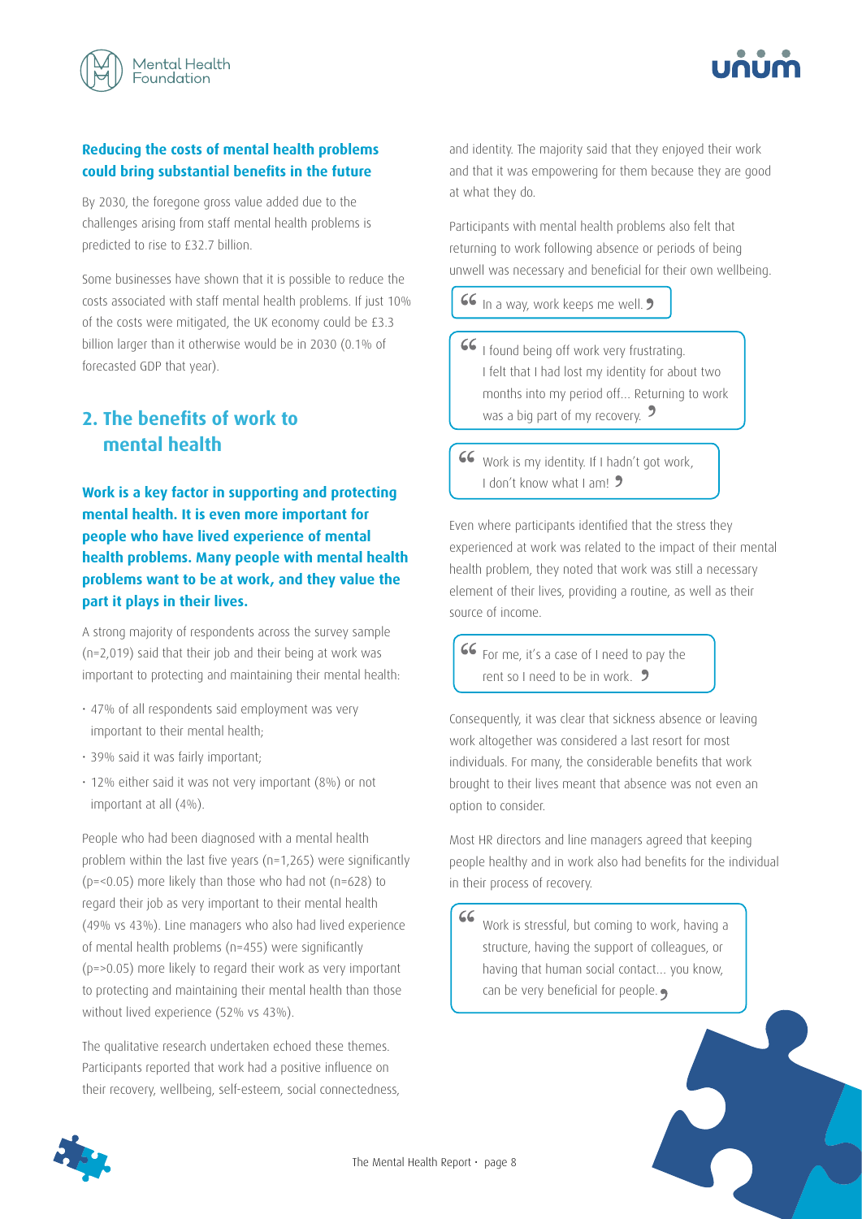### Reducing the costs of mental health problems could bring substantial benefits in the future

By 2030, the foregone gross value added due to the challenges arising from staff mental health problems is predicted to rise to £32.7 billion.

Some businesses have shown that it is possible to reduce the costs associated with staff mental health problems. If just 10% of the costs were mitigated, the UK economy could be £3.3 billion larger than it otherwise would be in 2030 (0.1% of forecasted GDP that year).

## 2. The benefits of work to mental health

**Work is a key factor in supporting and protecting mental health. It is even more important for people who have lived experience of mental health problems. Many people with mental health problems want to be at work, and they value the part it plays in their lives.**

A strong majority of respondents across the survey sample (n=2,019) said that their job and their being at work was important to protecting and maintaining their mental health:

- 47% of all respondents said employment was very important to their mental health;
- 39% said it was fairly important;
- 12% either said it was not very important (8%) or not important at all (4%).

People who had been diagnosed with a mental health problem within the last five years (n=1,265) were significantly ($p$=<0.05) more likely than those who had not (n=628) to regard their job as very important to their mental health (49% vs 43%). Line managers who also had lived experience of mental health problems (n=455) were significantly ($p$=>0.05) more likely to regard their work as very important to protecting and maintaining their mental health than those without lived experience (52% vs 43%).

The qualitative research undertaken echoed these themes. Participants reported that work had a positive influence on their recovery, wellbeing, self-esteem, social connectedness, and identity. The majority said that they enjoyed their work and that it was empowering for them because they are good at what they do.

Participants with mental health problems also felt that returning to work following absence or periods of being unwell was necessary and beneficial for their own wellbeing.

> "In a way, work keeps me well."

> "I found being off work very frustrating. I felt that I had lost my identity for about two months into my period off... Returning to work was a big part of my recovery."

> "Work is my identity. If I hadn't got work, I don't know what I am!"

Even where participants identified that the stress they experienced at work was related to the impact of their mental health problem, they noted that work was still a necessary element of their lives, providing a routine, as well as their source of income.

> "For me, it's a case of I need to pay the rent so I need to be in work."

Consequently, it was clear that sickness absence or leaving work altogether was considered a last resort for most individuals. For many, the considerable benefits that work brought to their lives meant that absence was not even an option to consider.

Most HR directors and line managers agreed that keeping people healthy and in work also had benefits for the individual in their process of recovery.

> "Work is stressful, but coming to work, having a structure, having the support of colleagues, or having that human social contact... you know, can be very beneficial for people."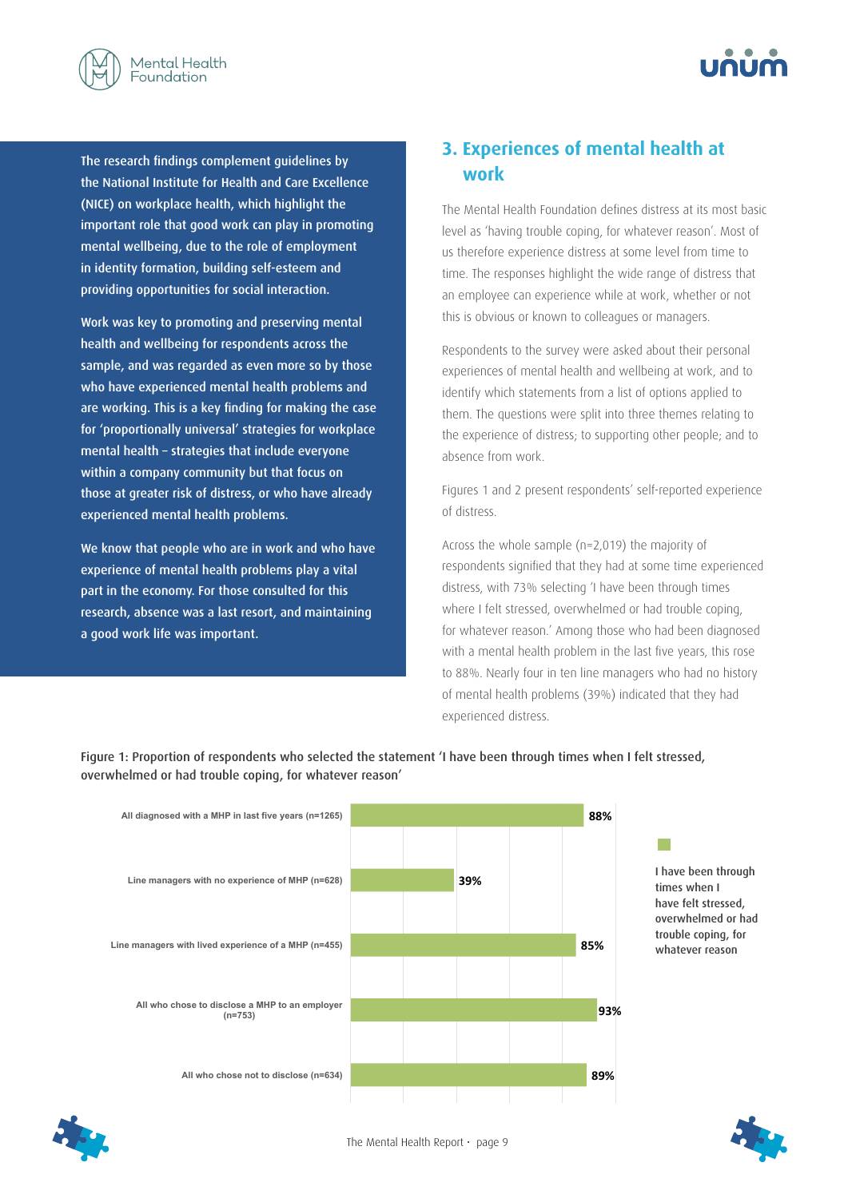The research findings complement guidelines by the National Institute for Health and Care Excellence (NICE) on workplace health, which highlight the important role that good work can play in promoting mental wellbeing, due to the role of employment in identity formation, building self-esteem and providing opportunities for social interaction.

Work was key to promoting and preserving mental health and wellbeing for respondents across the sample, and was regarded as even more so by those who have experienced mental health problems and are working. This is a key finding for making the case for 'proportionally universal' strategies for workplace mental health – strategies that include everyone within a company community but that focus on those at greater risk of distress, or who have already experienced mental health problems.

We know that people who are in work and who have experience of mental health problems play a vital part in the economy. For those consulted for this research, absence was a last resort, and maintaining a good work life was important.

## 3. Experiences of mental health at work

The Mental Health Foundation defines distress at its most basic level as 'having trouble coping, for whatever reason'. Most of us therefore experience distress at some level from time to time. The responses highlight the wide range of distress that an employee can experience while at work, whether or not this is obvious or known to colleagues or managers.

Respondents to the survey were asked about their personal experiences of mental health and wellbeing at work, and to identify which statements from a list of options applied to them. The questions were split into three themes relating to the experience of distress; to supporting other people; and to absence from work.

Figures 1 and 2 present respondents' self-reported experience of distress.

Across the whole sample (n=2,019) the majority of respondents signified that they had at some time experienced distress, with 73% selecting 'I have been through times where I felt stressed, overwhelmed or had trouble coping, for whatever reason.' Among those who had been diagnosed with a mental health problem in the last five years, this rose to 88%. Nearly four in ten line managers who had no history of mental health problems (39%) indicated that they had experienced distress.

Figure 1: Proportion of respondents who selected the statement 'I have been through times when I felt stressed, overwhelmed or had trouble coping, for whatever reason'

| Group | I have been through times when I have felt stressed, overwhelmed or had trouble coping, for whatever reason |
|---|---|
| All diagnosed with a MHP in last five years (n=1265) | 88% |
| Line managers with no experience of MHP (n=628) | 39% |
| Line managers with lived experience of a MHP (n=455) | 85% |
| All who chose to disclose a MHP to an employer (n=753) | 93% |
| All who chose not to disclose (n=634) | 89% |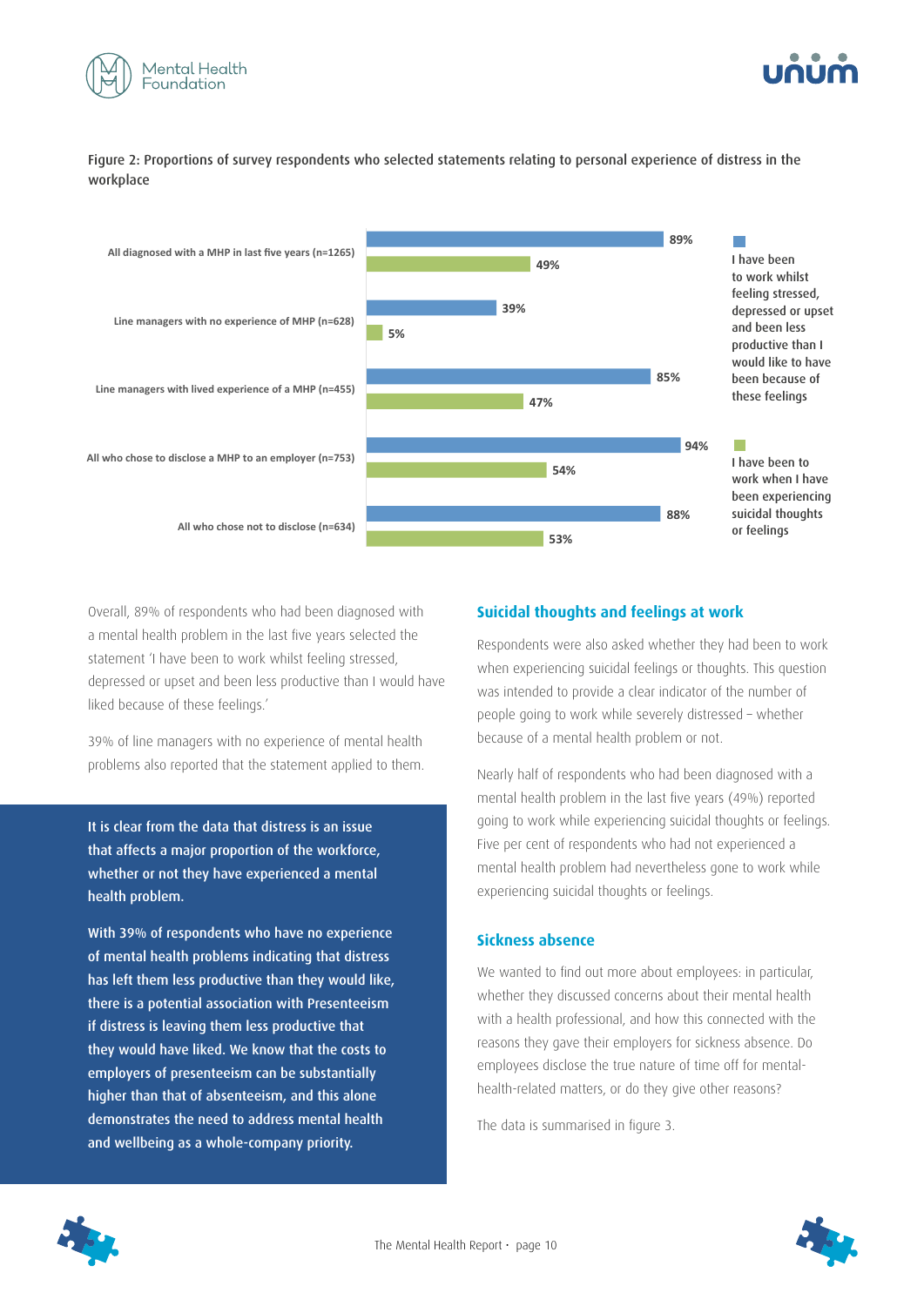Figure 2: Proportions of survey respondents who selected statements relating to personal experience of distress in the workplace

| | I have been to work whilst feeling stressed, depressed or upset and been less productive than I would like to have been because of these feelings | I have been to work when I have been experiencing suicidal thoughts or feelings |
|---|---|---|
| All diagnosed with a MHP in last five years (n=1265) | 89% | 49% |
| Line managers with no experience of MHP (n=628) | 39% | 5% |
| Line managers with lived experience of a MHP (n=455) | 85% | 47% |
| All who chose to disclose a MHP to an employer (n=753) | 94% | 54% |
| All who chose not to disclose (n=634) | 88% | 53% |

Overall, 89% of respondents who had been diagnosed with a mental health problem in the last five years selected the statement 'I have been to work whilst feeling stressed, depressed or upset and been less productive than I would have liked because of these feelings.'

39% of line managers with no experience of mental health problems also reported that the statement applied to them.

**It is clear from the data that distress is an issue that affects a major proportion of the workforce, whether or not they have experienced a mental health problem.**

**With 39% of respondents who have no experience of mental health problems indicating that distress has left them less productive than they would like, there is a potential association with Presenteeism if distress is leaving them less productive that they would have liked. We know that the costs to employers of presenteeism can be substantially higher than that of absenteeism, and this alone demonstrates the need to address mental health and wellbeing as a whole-company priority.**

## Suicidal thoughts and feelings at work

Respondents were also asked whether they had been to work when experiencing suicidal feelings or thoughts. This question was intended to provide a clear indicator of the number of people going to work while severely distressed – whether because of a mental health problem or not.

Nearly half of respondents who had been diagnosed with a mental health problem in the last five years (49%) reported going to work while experiencing suicidal thoughts or feelings. Five per cent of respondents who had not experienced a mental health problem had nevertheless gone to work while experiencing suicidal thoughts or feelings.

## Sickness absence

We wanted to find out more about employees: in particular, whether they discussed concerns about their mental health with a health professional, and how this connected with the reasons they gave their employers for sickness absence. Do employees disclose the true nature of time off for mental-health-related matters, or do they give other reasons?

The data is summarised in figure 3.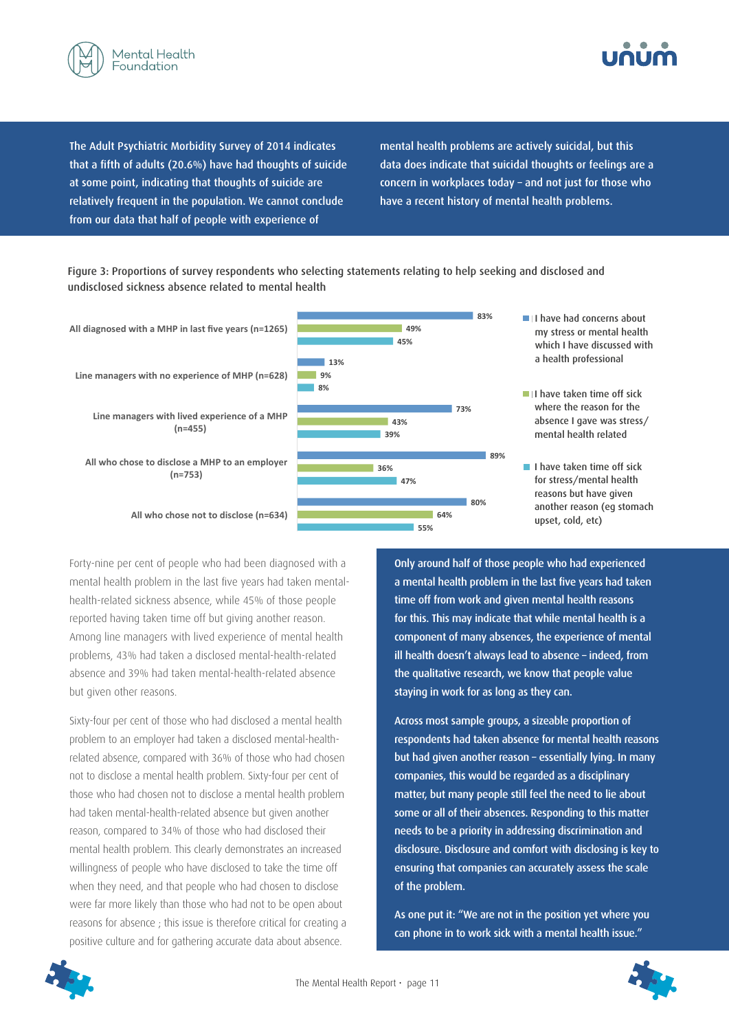The Adult Psychiatric Morbidity Survey of 2014 indicates that a fifth of adults (20.6%) have had thoughts of suicide at some point, indicating that thoughts of suicide are relatively frequent in the population. We cannot conclude from our data that half of people with experience of mental health problems are actively suicidal, but this data does indicate that suicidal thoughts or feelings are a concern in workplaces today – and not just for those who have a recent history of mental health problems.

Figure 3: Proportions of survey respondents who selecting statements relating to help seeking and disclosed and undisclosed sickness absence related to mental health

| | I have had concerns about my stress or mental health which I have discussed with a health professional | I have taken time off sick where the reason for the absence I gave was stress/ mental health related | I have taken time off sick for stress/mental health reasons but have given another reason (eg stomach upset, cold, etc) |
|---|---|---|---|
| All diagnosed with a MHP in last five years (n=1265) | 83% | 49% | 45% |
| Line managers with no experience of MHP (n=628) | 13% | 9% | 8% |
| Line managers with lived experience of a MHP (n=455) | 73% | 43% | 39% |
| All who chose to disclose a MHP to an employer (n=753) | 89% | 36% | 47% |
| All who chose not to disclose (n=634) | 80% | 64% | 55% |

Forty-nine per cent of people who had been diagnosed with a mental health problem in the last five years had taken mental-health-related sickness absence, while 45% of those people reported having taken time off but giving another reason. Among line managers with lived experience of mental health problems, 43% had taken a disclosed mental-health-related absence and 39% had taken mental-health-related absence but given other reasons.

Sixty-four per cent of those who had disclosed a mental health problem to an employer had taken a disclosed mental-health-related absence, compared with 36% of those who had chosen not to disclose a mental health problem. Sixty-four per cent of those who had chosen not to disclose a mental health problem had taken mental-health-related absence but given another reason, compared to 34% of those who had disclosed their mental health problem. This clearly demonstrates an increased willingness of people who have disclosed to take the time off when they need, and that people who had chosen to disclose were far more likely than those who had not to be open about reasons for absence ; this issue is therefore critical for creating a positive culture and for gathering accurate data about absence.

Only around half of those people who had experienced a mental health problem in the last five years had taken time off from work and given mental health reasons for this. This may indicate that while mental health is a component of many absences, the experience of mental ill health doesn't always lead to absence – indeed, from the qualitative research, we know that people value staying in work for as long as they can.

Across most sample groups, a sizeable proportion of respondents had taken absence for mental health reasons but had given another reason – essentially lying. In many companies, this would be regarded as a disciplinary matter, but many people still feel the need to lie about some or all of their absences. Responding to this matter needs to be a priority in addressing discrimination and disclosure. Disclosure and comfort with disclosing is key to ensuring that companies can accurately assess the scale of the problem.

As one put it: "We are not in the position yet where you can phone in to work sick with a mental health issue."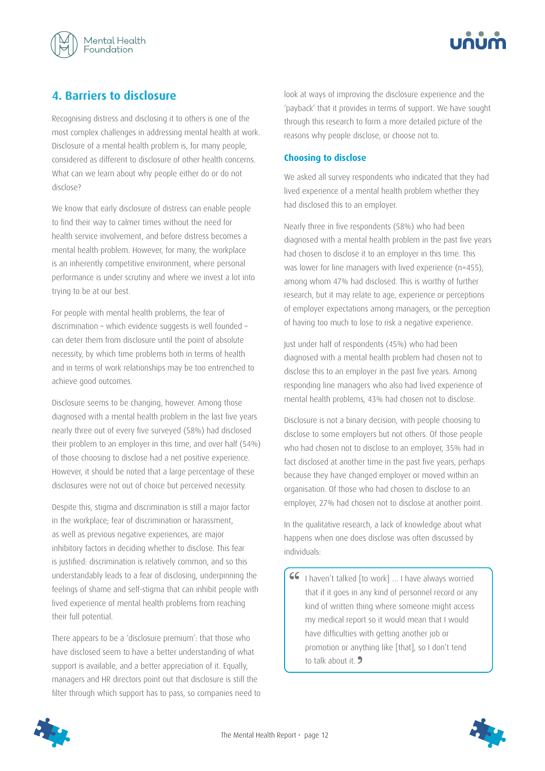## 4. Barriers to disclosure

Recognising distress and disclosing it to others is one of the most complex challenges in addressing mental health at work. Disclosure of a mental health problem is, for many people, considered as different to disclosure of other health concerns. What can we learn about why people either do or do not disclose?

We know that early disclosure of distress can enable people to find their way to calmer times without the need for health service involvement, and before distress becomes a mental health problem. However, for many, the workplace is an inherently competitive environment, where personal performance is under scrutiny and where we invest a lot into trying to be at our best.

For people with mental health problems, the fear of discrimination – which evidence suggests is well founded – can deter them from disclosure until the point of absolute necessity, by which time problems both in terms of health and in terms of work relationships may be too entrenched to achieve good outcomes.

Disclosure seems to be changing, however. Among those diagnosed with a mental health problem in the last five years nearly three out of every five surveyed (58%) had disclosed their problem to an employer in this time, and over half (54%) of those choosing to disclose had a net positive experience. However, it should be noted that a large percentage of these disclosures were not out of choice but perceived necessity.

Despite this, stigma and discrimination is still a major factor in the workplace; fear of discrimination or harassment, as well as previous negative experiences, are major inhibitory factors in deciding whether to disclose. This fear is justified: discrimination is relatively common, and so this understandably leads to a fear of disclosing, underpinning the feelings of shame and self-stigma that can inhibit people with lived experience of mental health problems from reaching their full potential.

There appears to be a 'disclosure premium': that those who have disclosed seem to have a better understanding of what support is available, and a better appreciation of it. Equally, managers and HR directors point out that disclosure is still the filter through which support has to pass, so companies need to look at ways of improving the disclosure experience and the 'payback' that it provides in terms of support. We have sought through this research to form a more detailed picture of the reasons why people disclose, or choose not to.

### Choosing to disclose

We asked all survey respondents who indicated that they had lived experience of a mental health problem whether they had disclosed this to an employer.

Nearly three in five respondents (58%) who had been diagnosed with a mental health problem in the past five years had chosen to disclose it to an employer in this time. This was lower for line managers with lived experience (n=455), among whom 47% had disclosed. This is worthy of further research, but it may relate to age, experience or perceptions of employer expectations among managers, or the perception of having too much to lose to risk a negative experience.

Just under half of respondents (45%) who had been diagnosed with a mental health problem had chosen not to disclose this to an employer in the past five years. Among responding line managers who also had lived experience of mental health problems, 43% had chosen not to disclose.

Disclosure is not a binary decision, with people choosing to disclose to some employers but not others. Of those people who had chosen not to disclose to an employer, 35% had in fact disclosed at another time in the past five years, perhaps because they have changed employer or moved within an organisation. Of those who had chosen to disclose to an employer, 27% had chosen not to disclose at another point.

In the qualitative research, a lack of knowledge about what happens when one does disclose was often discussed by individuals:

> "I haven't talked [to work] ... I have always worried that if it goes in any kind of personnel record or any kind of written thing where someone might access my medical report so it would mean that I would have difficulties with getting another job or promotion or anything like [that], so I don't tend to talk about it."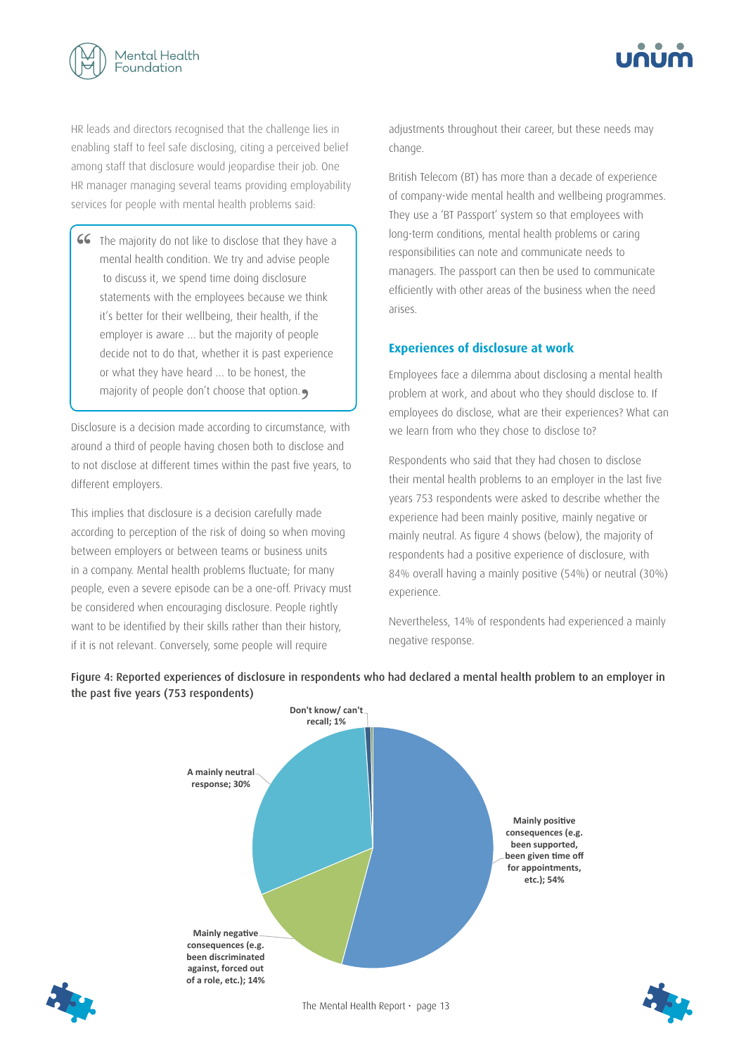HR leads and directors recognised that the challenge lies in enabling staff to feel safe disclosing, citing a perceived belief among staff that disclosure would jeopardise their job. One HR manager managing several teams providing employability services for people with mental health problems said:

> "The majority do not like to disclose that they have a mental health condition. We try and advise people to discuss it, we spend time doing disclosure statements with the employees because we think it's better for their wellbeing, their health, if the employer is aware ... but the majority of people decide not to do that, whether it is past experience or what they have heard ... to be honest, the majority of people don't choose that option."

Disclosure is a decision made according to circumstance, with around a third of people having chosen both to disclose and to not disclose at different times within the past five years, to different employers.

This implies that disclosure is a decision carefully made according to perception of the risk of doing so when moving between employers or between teams or business units in a company. Mental health problems fluctuate; for many people, even a severe episode can be a one-off. Privacy must be considered when encouraging disclosure. People rightly want to be identified by their skills rather than their history, if it is not relevant. Conversely, some people will require adjustments throughout their career, but these needs may change.

British Telecom (BT) has more than a decade of experience of company-wide mental health and wellbeing programmes. They use a 'BT Passport' system so that employees with long-term conditions, mental health problems or caring responsibilities can note and communicate needs to managers. The passport can then be used to communicate efficiently with other areas of the business when the need arises.

## Experiences of disclosure at work

Employees face a dilemma about disclosing a mental health problem at work, and about who they should disclose to. If employees do disclose, what are their experiences? What can we learn from who they chose to disclose to?

Respondents who said that they had chosen to disclose their mental health problems to an employer in the last five years 753 respondents were asked to describe whether the experience had been mainly positive, mainly negative or mainly neutral. As figure 4 shows (below), the majority of respondents had a positive experience of disclosure, with 84% overall having a mainly positive (54%) or neutral (30%) experience.

Nevertheless, 14% of respondents had experienced a mainly negative response.

**Figure 4: Reported experiences of disclosure in respondents who had declared a mental health problem to an employer in the past five years (753 respondents)**

| Response | Percentage |
|---|---|
| Mainly positive consequences (e.g. been supported, been given time off for appointments, etc.) | 54% |
| A mainly neutral response | 30% |
| Mainly negative consequences (e.g. been discriminated against, forced out of a role, etc.) | 14% |
| Don't know/ can't recall | 1% |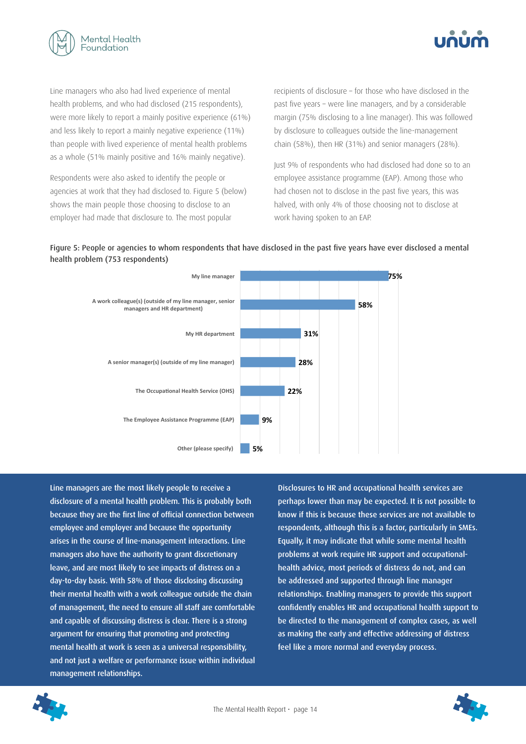Line managers who also had lived experience of mental health problems, and who had disclosed (215 respondents), were more likely to report a mainly positive experience (61%) and less likely to report a mainly negative experience (11%) than people with lived experience of mental health problems as a whole (51% mainly positive and 16% mainly negative).

Respondents were also asked to identify the people or agencies at work that they had disclosed to. Figure 5 (below) shows the main people those choosing to disclose to an employer had made that disclosure to. The most popular recipients of disclosure – for those who have disclosed in the past five years – were line managers, and by a considerable margin (75% disclosing to a line manager). This was followed by disclosure to colleagues outside the line-management chain (58%), then HR (31%) and senior managers (28%).

Just 9% of respondents who had disclosed had done so to an employee assistance programme (EAP). Among those who had chosen not to disclose in the past five years, this was halved, with only 4% of those choosing not to disclose at work having spoken to an EAP.

**Figure 5: People or agencies to whom respondents that have disclosed in the past five years have ever disclosed a mental health problem (753 respondents)**

| Person or agency | % |
| --- | --- |
| My line manager | 75% |
| A work colleague(s) (outside of my line manager, senior managers and HR department) | 58% |
| My HR department | 31% |
| A senior manager(s) (outside of my line manager) | 28% |
| The Occupational Health Service (OHS) | 22% |
| The Employee Assistance Programme (EAP) | 9% |
| Other (please specify) | 5% |

**Line managers are the most likely people to receive a disclosure of a mental health problem. This is probably both because they are the first line of official connection between employee and employer and because the opportunity arises in the course of line-management interactions. Line managers also have the authority to grant discretionary leave, and are most likely to see impacts of distress on a day-to-day basis. With 58% of those disclosing discussing their mental health with a work colleague outside the chain of management, the need to ensure all staff are comfortable and capable of discussing distress is clear. There is a strong argument for ensuring that promoting and protecting mental health at work is seen as a universal responsibility, and not just a welfare or performance issue within individual management relationships.**

**Disclosures to HR and occupational health services are perhaps lower than may be expected. It is not possible to know if this is because these services are not available to respondents, although this is a factor, particularly in SMEs. Equally, it may indicate that while some mental health problems at work require HR support and occupational-health advice, most periods of distress do not, and can be addressed and supported through line manager relationships. Enabling managers to provide this support confidently enables HR and occupational health support to be directed to the management of complex cases, as well as making the early and effective addressing of distress feel like a more normal and everyday process.**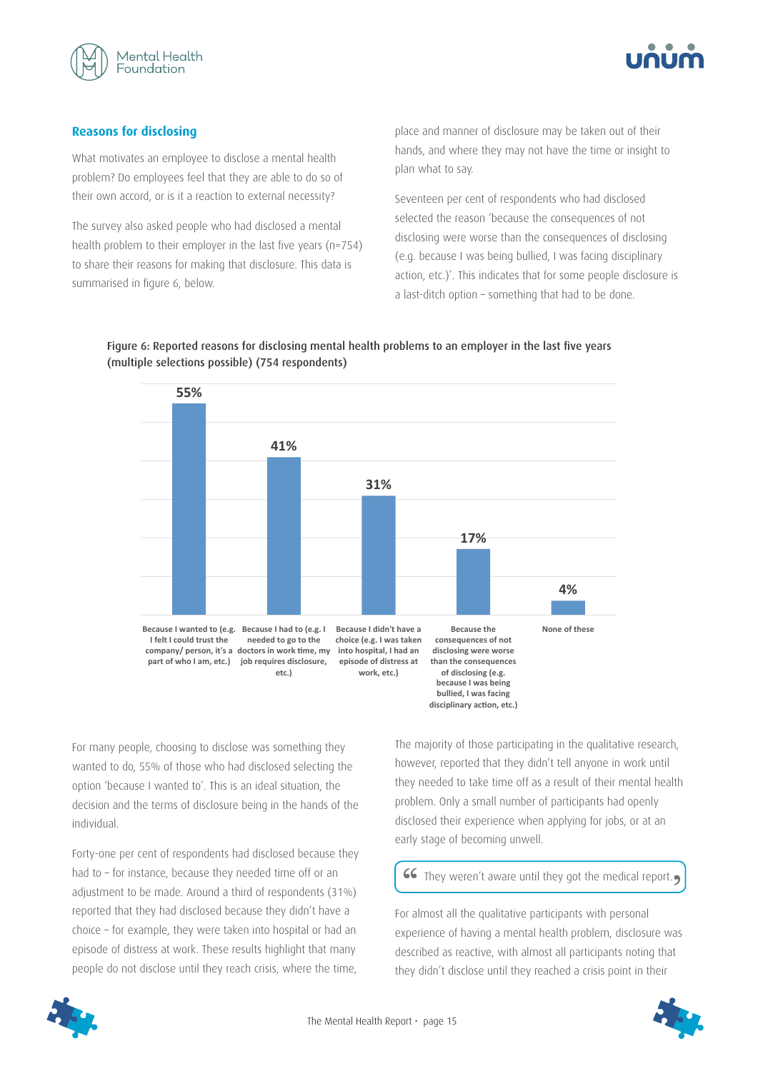## Reasons for disclosing

What motivates an employee to disclose a mental health problem? Do employees feel that they are able to do so of their own accord, or is it a reaction to external necessity?

The survey also asked people who had disclosed a mental health problem to their employer in the last five years (n=754) to share their reasons for making that disclosure. This data is summarised in figure 6, below.

place and manner of disclosure may be taken out of their hands, and where they may not have the time or insight to plan what to say.

Seventeen per cent of respondents who had disclosed selected the reason 'because the consequences of not disclosing were worse than the consequences of disclosing (e.g. because I was being bullied, I was facing disciplinary action, etc.)'. This indicates that for some people disclosure is a last-ditch option – something that had to be done.

Figure 6: Reported reasons for disclosing mental health problems to an employer in the last five years (multiple selections possible) (754 respondents)

| Reason | % |
|---|---|
| Because I wanted to (e.g. I felt I could trust the company/ person, it's a part of who I am, etc.) | 55% |
| Because I had to (e.g. I needed to go to the doctors in work time, my job requires disclosure, etc.) | 41% |
| Because I didn't have a choice (e.g. I was taken into hospital, I had an episode of distress at work, etc.) | 31% |
| Because the consequences of not disclosing were worse than the consequences of disclosing (e.g. because I was being bullied, I was facing disciplinary action, etc.) | 17% |
| None of these | 4% |

For many people, choosing to disclose was something they wanted to do, 55% of those who had disclosed selecting the option 'because I wanted to'. This is an ideal situation, the decision and the terms of disclosure being in the hands of the individual.

Forty-one per cent of respondents had disclosed because they had to – for instance, because they needed time off or an adjustment to be made. Around a third of respondents (31%) reported that they had disclosed because they didn't have a choice – for example, they were taken into hospital or had an episode of distress at work. These results highlight that many people do not disclose until they reach crisis, where the time,

The majority of those participating in the qualitative research, however, reported that they didn't tell anyone in work until they needed to take time off as a result of their mental health problem. Only a small number of participants had openly disclosed their experience when applying for jobs, or at an early stage of becoming unwell.

> "They weren't aware until they got the medical report."

For almost all the qualitative participants with personal experience of having a mental health problem, disclosure was described as reactive, with almost all participants noting that they didn't disclose until they reached a crisis point in their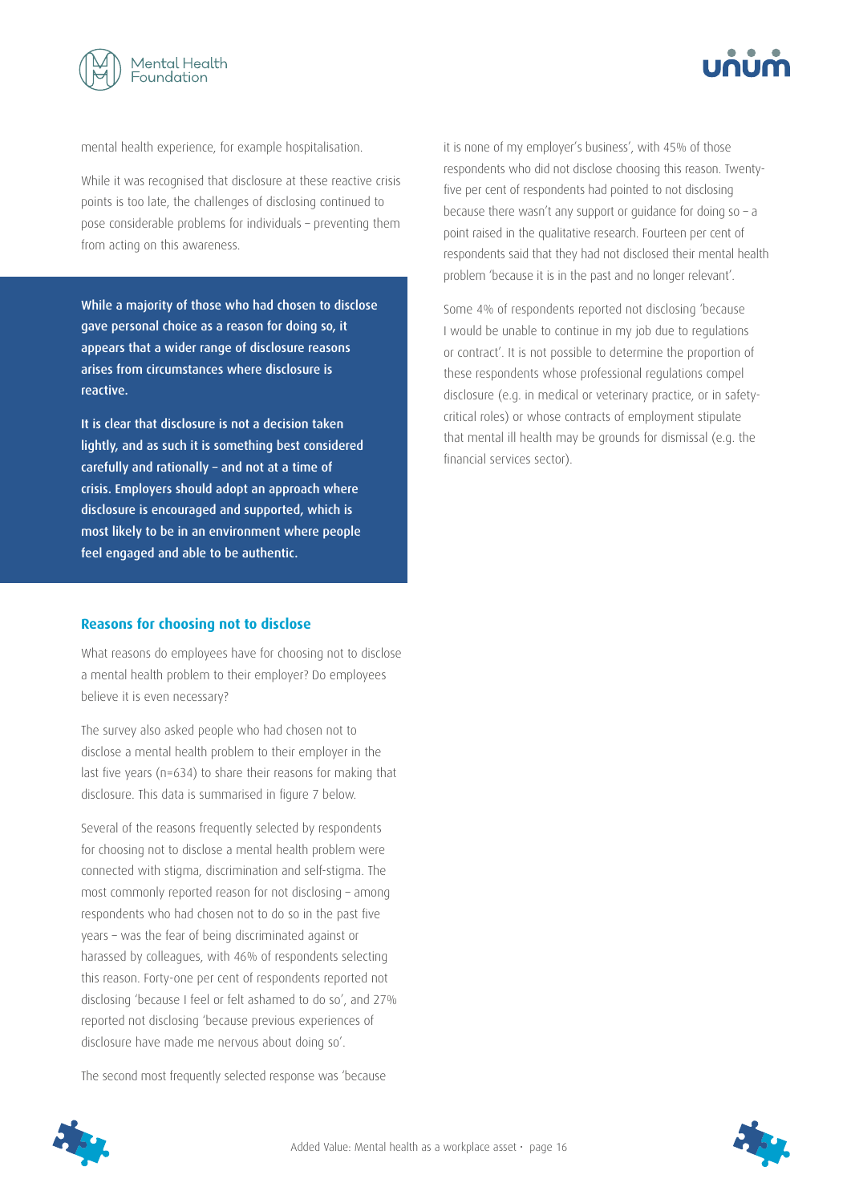mental health experience, for example hospitalisation.

While it was recognised that disclosure at these reactive crisis points is too late, the challenges of disclosing continued to pose considerable problems for individuals – preventing them from acting on this awareness.

**While a majority of those who had chosen to disclose gave personal choice as a reason for doing so, it appears that a wider range of disclosure reasons arises from circumstances where disclosure is reactive.**

**It is clear that disclosure is not a decision taken lightly, and as such it is something best considered carefully and rationally – and not at a time of crisis. Employers should adopt an approach where disclosure is encouraged and supported, which is most likely to be in an environment where people feel engaged and able to be authentic.**

### Reasons for choosing not to disclose

What reasons do employees have for choosing not to disclose a mental health problem to their employer? Do employees believe it is even necessary?

The survey also asked people who had chosen not to disclose a mental health problem to their employer in the last five years (n=634) to share their reasons for making that disclosure. This data is summarised in figure 7 below.

Several of the reasons frequently selected by respondents for choosing not to disclose a mental health problem were connected with stigma, discrimination and self-stigma. The most commonly reported reason for not disclosing – among respondents who had chosen not to do so in the past five years – was the fear of being discriminated against or harassed by colleagues, with 46% of respondents selecting this reason. Forty-one per cent of respondents reported not disclosing 'because I feel or felt ashamed to do so', and 27% reported not disclosing 'because previous experiences of disclosure have made me nervous about doing so'.

The second most frequently selected response was 'because it is none of my employer's business', with 45% of those respondents who did not disclose choosing this reason. Twenty-five per cent of respondents had pointed to not disclosing because there wasn't any support or guidance for doing so – a point raised in the qualitative research. Fourteen per cent of respondents said that they had not disclosed their mental health problem 'because it is in the past and no longer relevant'.

Some 4% of respondents reported not disclosing 'because I would be unable to continue in my job due to regulations or contract'. It is not possible to determine the proportion of these respondents whose professional regulations compel disclosure (e.g. in medical or veterinary practice, or in safety-critical roles) or whose contracts of employment stipulate that mental ill health may be grounds for dismissal (e.g. the financial services sector).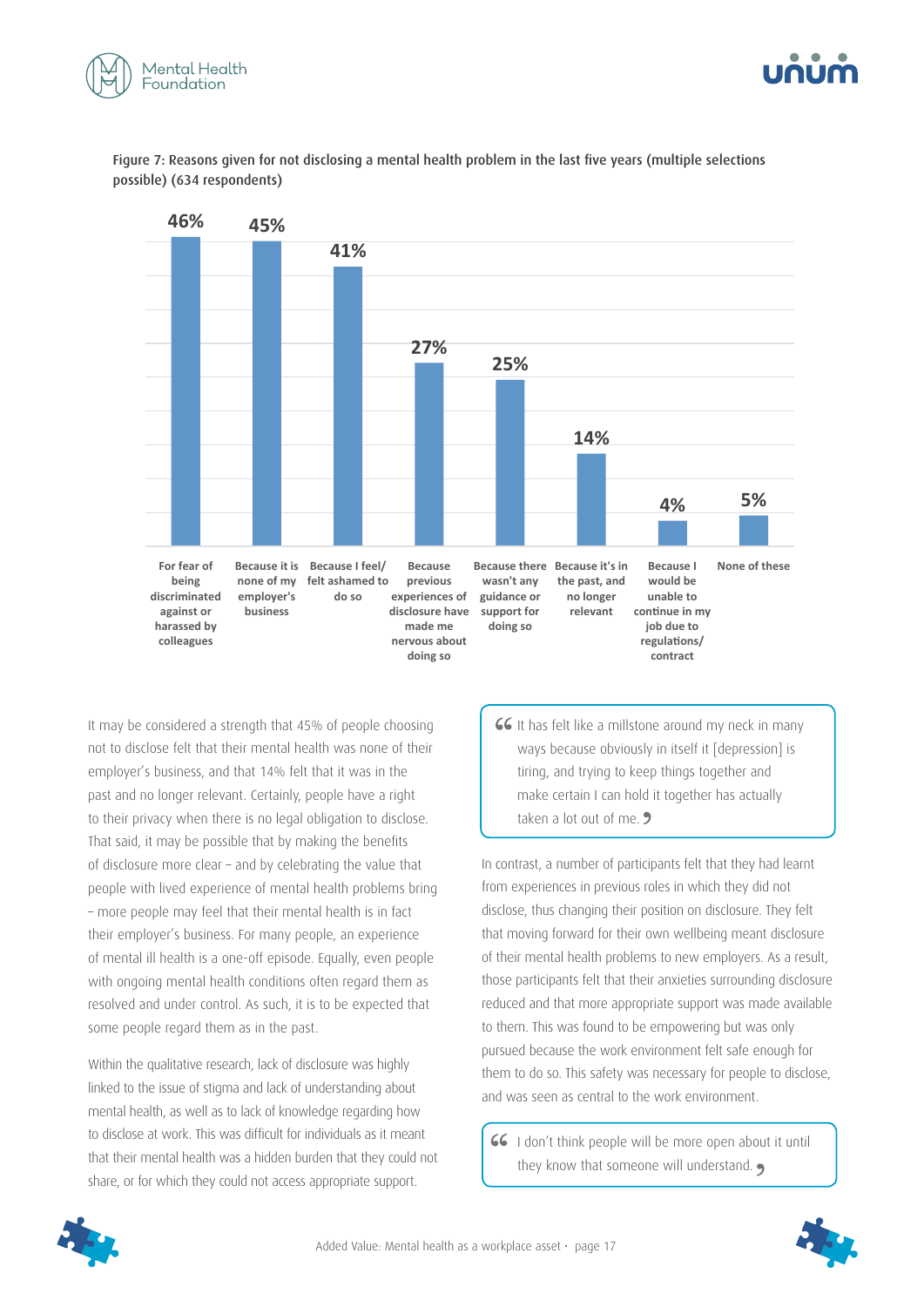Figure 7: Reasons given for not disclosing a mental health problem in the last five years (multiple selections possible) (634 respondents)

| Reason | % |
|---|---|
| For fear of being discriminated against or harassed by colleagues | 46% |
| Because it is none of my employer's business | 45% |
| Because I feel/felt ashamed to do so | 41% |
| Because previous experiences of disclosure have made me nervous about doing so | 27% |
| Because there wasn't any guidance or support for doing so | 25% |
| Because it's in the past, and no longer relevant | 14% |
| Because I would be unable to continue in my job due to regulations/contract | 4% |
| None of these | 5% |

It may be considered a strength that 45% of people choosing not to disclose felt that their mental health was none of their employer's business, and that 14% felt that it was in the past and no longer relevant. Certainly, people have a right to their privacy when there is no legal obligation to disclose. That said, it may be possible that by making the benefits of disclosure more clear – and by celebrating the value that people with lived experience of mental health problems bring – more people may feel that their mental health is in fact their employer's business. For many people, an experience of mental ill health is a one-off episode. Equally, even people with ongoing mental health conditions often regard them as resolved and under control. As such, it is to be expected that some people regard them as in the past.

Within the qualitative research, lack of disclosure was highly linked to the issue of stigma and lack of understanding about mental health, as well as to lack of knowledge regarding how to disclose at work. This was difficult for individuals as it meant that their mental health was a hidden burden that they could not share, or for which they could not access appropriate support.

> "It has felt like a millstone around my neck in many ways because obviously in itself it [depression] is tiring, and trying to keep things together and make certain I can hold it together has actually taken a lot out of me."

In contrast, a number of participants felt that they had learnt from experiences in previous roles in which they did not disclose, thus changing their position on disclosure. They felt that moving forward for their own wellbeing meant disclosure of their mental health problems to new employers. As a result, those participants felt that their anxieties surrounding disclosure reduced and that more appropriate support was made available to them. This was found to be empowering but was only pursued because the work environment felt safe enough for them to do so. This safety was necessary for people to disclose, and was seen as central to the work environment.

> "I don't think people will be more open about it until they know that someone will understand."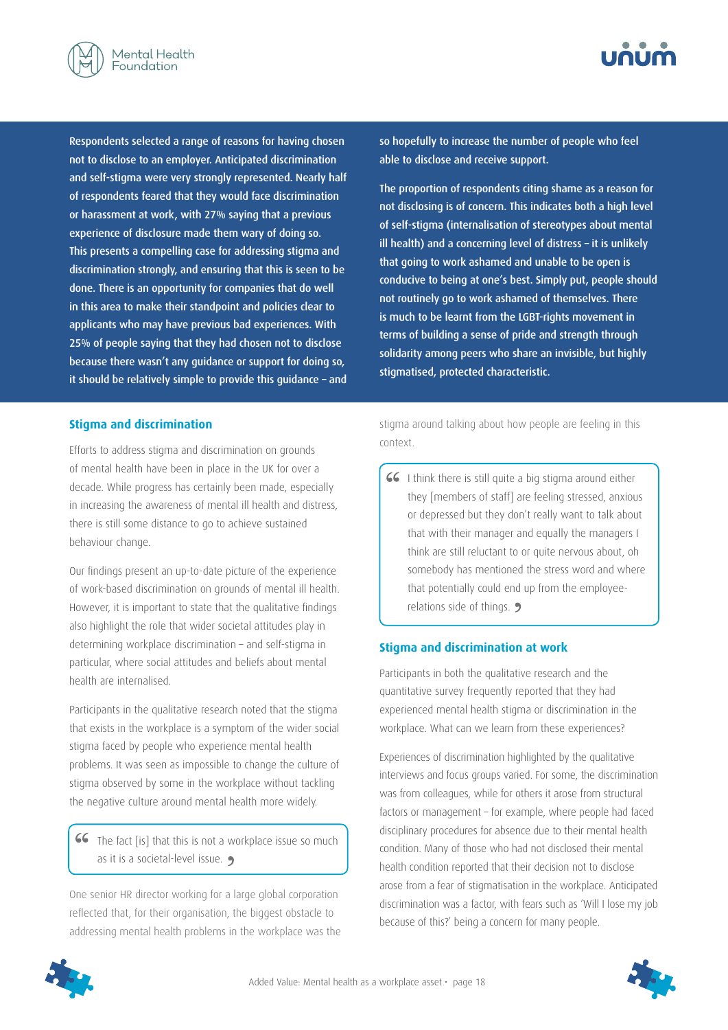Respondents selected a range of reasons for having chosen not to disclose to an employer. Anticipated discrimination and self-stigma were very strongly represented. Nearly half of respondents feared that they would face discrimination or harassment at work, with 27% saying that a previous experience of disclosure made them wary of doing so. This presents a compelling case for addressing stigma and discrimination strongly, and ensuring that this is seen to be done. There is an opportunity for companies that do well in this area to make their standpoint and policies clear to applicants who may have previous bad experiences. With 25% of people saying that they had chosen not to disclose because there wasn't any guidance or support for doing so, it should be relatively simple to provide this guidance – and so hopefully to increase the number of people who feel able to disclose and receive support.

The proportion of respondents citing shame as a reason for not disclosing is of concern. This indicates both a high level of self-stigma (internalisation of stereotypes about mental ill health) and a concerning level of distress – it is unlikely that going to work ashamed and unable to be open is conducive to being at one's best. Simply put, people should not routinely go to work ashamed of themselves. There is much to be learnt from the LGBT-rights movement in terms of building a sense of pride and strength through solidarity among peers who share an invisible, but highly stigmatised, protected characteristic.

### Stigma and discrimination

Efforts to address stigma and discrimination on grounds of mental health have been in place in the UK for over a decade. While progress has certainly been made, especially in increasing the awareness of mental ill health and distress, there is still some distance to go to achieve sustained behaviour change.

Our findings present an up-to-date picture of the experience of work-based discrimination on grounds of mental ill health. However, it is important to state that the qualitative findings also highlight the role that wider societal attitudes play in determining workplace discrimination – and self-stigma in particular, where social attitudes and beliefs about mental health are internalised.

Participants in the qualitative research noted that the stigma that exists in the workplace is a symptom of the wider social stigma faced by people who experience mental health problems. It was seen as impossible to change the culture of stigma observed by some in the workplace without tackling the negative culture around mental health more widely.

> "The fact [is] that this is not a workplace issue so much as it is a societal-level issue."

One senior HR director working for a large global corporation reflected that, for their organisation, the biggest obstacle to addressing mental health problems in the workplace was the stigma around talking about how people are feeling in this context.

> "I think there is still quite a big stigma around either they [members of staff] are feeling stressed, anxious or depressed but they don't really want to talk about that with their manager and equally the managers I think are still reluctant to or quite nervous about, oh somebody has mentioned the stress word and where that potentially could end up from the employee-relations side of things."

### Stigma and discrimination at work

Participants in both the qualitative research and the quantitative survey frequently reported that they had experienced mental health stigma or discrimination in the workplace. What can we learn from these experiences?

Experiences of discrimination highlighted by the qualitative interviews and focus groups varied. For some, the discrimination was from colleagues, while for others it arose from structural factors or management – for example, where people had faced disciplinary procedures for absence due to their mental health condition. Many of those who had not disclosed their mental health condition reported that their decision not to disclose arose from a fear of stigmatisation in the workplace. Anticipated discrimination was a factor, with fears such as 'Will I lose my job because of this?' being a concern for many people.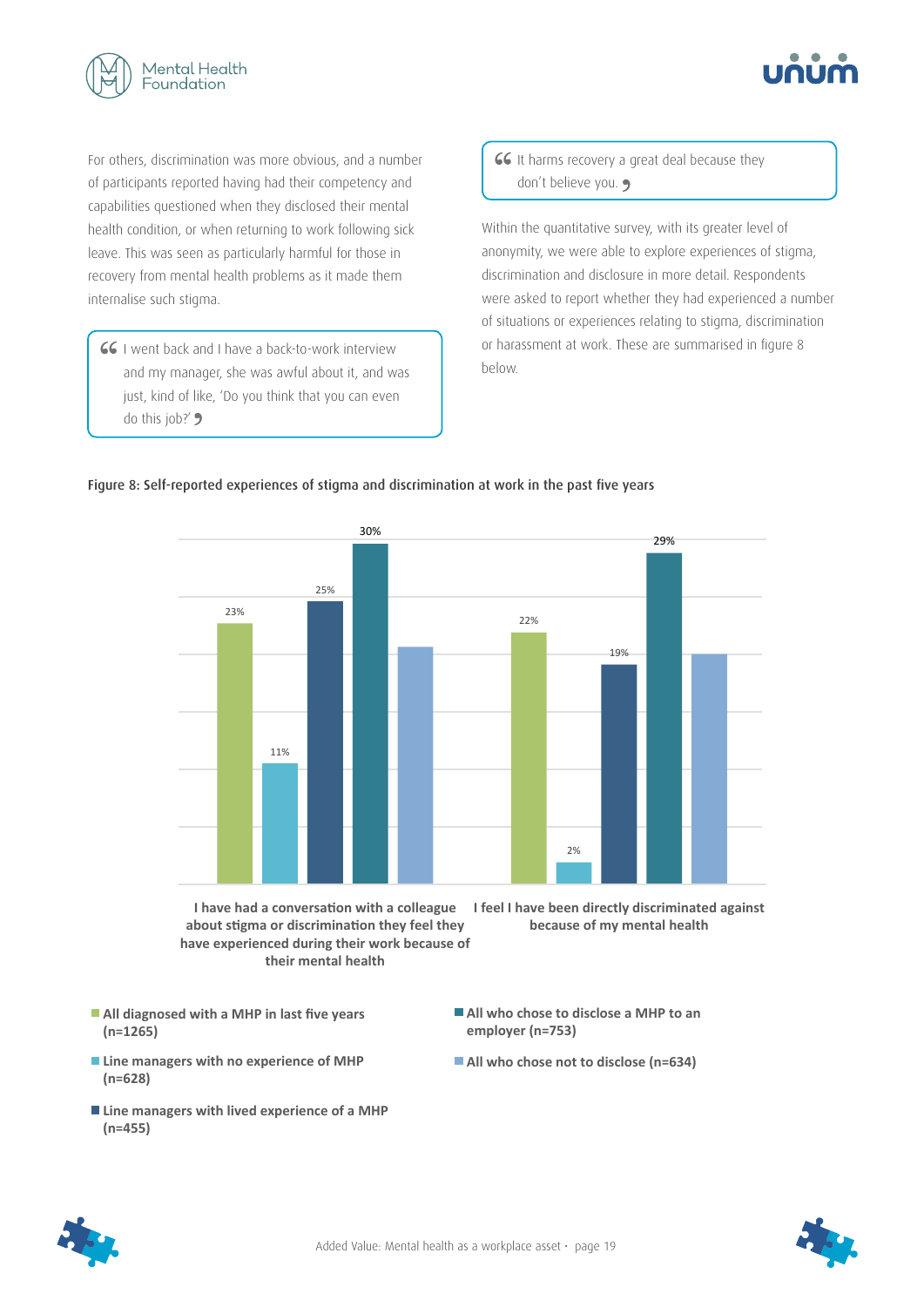For others, discrimination was more obvious, and a number of participants reported having had their competency and capabilities questioned when they disclosed their mental health condition, or when returning to work following sick leave. This was seen as particularly harmful for those in recovery from mental health problems as it made them internalise such stigma.

> "I went back and I have a back-to-work interview and my manager, she was awful about it, and was just, kind of like, 'Do you think that you can even do this job?'"

> "It harms recovery a great deal because they don't believe you."

Within the quantitative survey, with its greater level of anonymity, we were able to explore experiences of stigma, discrimination and disclosure in more detail. Respondents were asked to report whether they had experienced a number of situations or experiences relating to stigma, discrimination or harassment at work. These are summarised in figure 8 below.

**Figure 8: Self-reported experiences of stigma and discrimination at work in the past five years**

| | All diagnosed with a MHP in last five years (n=1265) | Line managers with no experience of MHP (n=628) | Line managers with lived experience of a MHP (n=455) | All who chose to disclose a MHP to an employer (n=753) | All who chose not to disclose (n=634) |
|---|---|---|---|---|---|
| I have had a conversation with a colleague about stigma or discrimination they feel they have experienced during their work because of their mental health | 23% | 11% | 25% | 30% | |
| I feel I have been directly discriminated against because of my mental health | 22% | 2% | 19% | 29% | |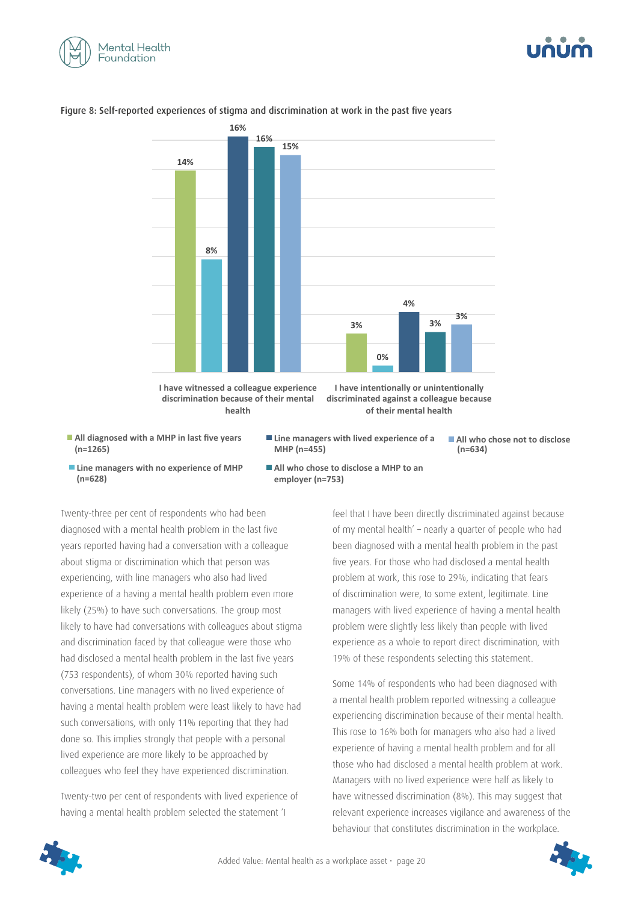Figure 8: Self-reported experiences of stigma and discrimination at work in the past five years

| | All diagnosed with a MHP in last five years (n=1265) | Line managers with no experience of MHP (n=628) | Line managers with lived experience of a MHP (n=455) | All who chose to disclose a MHP to an employer (n=753) | All who chose not to disclose (n=634) |
|---|---|---|---|---|---|
| I have witnessed a colleague experience discrimination because of their mental health | 14% | 8% | 16% | 16% | 15% |
| I have intentionally or unintentionally discriminated against a colleague because of their mental health | 3% | 0% | 4% | 3% | 3% |

Twenty-three per cent of respondents who had been diagnosed with a mental health problem in the last five years reported having had a conversation with a colleague about stigma or discrimination which that person was experiencing, with line managers who also had lived experience of a having a mental health problem even more likely (25%) to have such conversations. The group most likely to have had conversations with colleagues about stigma and discrimination faced by that colleague were those who had disclosed a mental health problem in the last five years (753 respondents), of whom 30% reported having such conversations. Line managers with no lived experience of having a mental health problem were least likely to have had such conversations, with only 11% reporting that they had done so. This implies strongly that people with a personal lived experience are more likely to be approached by colleagues who feel they have experienced discrimination.

Twenty-two per cent of respondents with lived experience of having a mental health problem selected the statement 'I feel that I have been directly discriminated against because of my mental health' – nearly a quarter of people who had been diagnosed with a mental health problem in the past five years. For those who had disclosed a mental health problem at work, this rose to 29%, indicating that fears of discrimination were, to some extent, legitimate. Line managers with lived experience of having a mental health problem were slightly less likely than people with lived experience as a whole to report direct discrimination, with 19% of these respondents selecting this statement.

Some 14% of respondents who had been diagnosed with a mental health problem reported witnessing a colleague experiencing discrimination because of their mental health. This rose to 16% both for managers who also had a lived experience of having a mental health problem and for all those who had disclosed a mental health problem at work. Managers with no lived experience were half as likely to have witnessed discrimination (8%). This may suggest that relevant experience increases vigilance and awareness of the behaviour that constitutes discrimination in the workplace.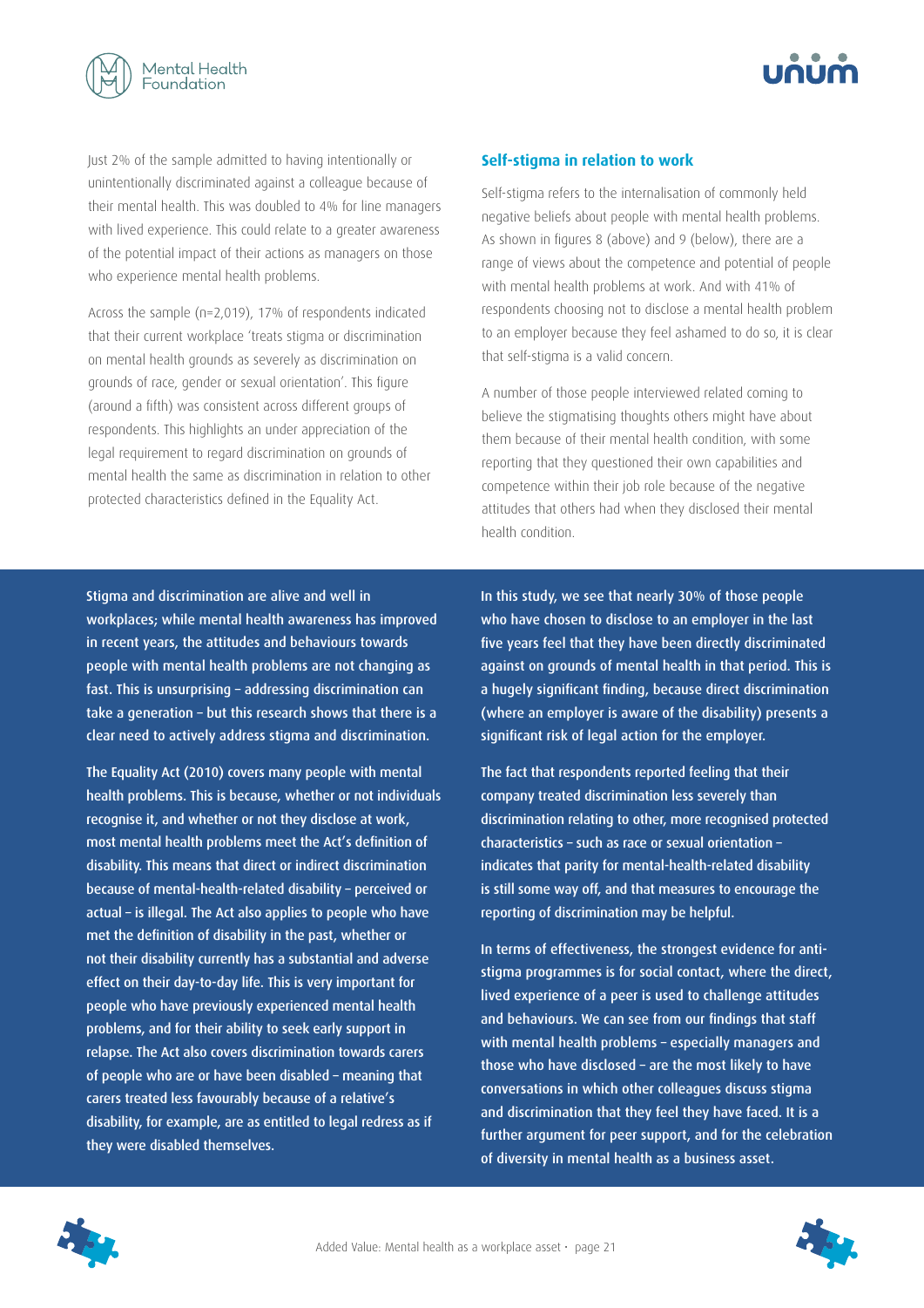Just 2% of the sample admitted to having intentionally or unintentionally discriminated against a colleague because of their mental health. This was doubled to 4% for line managers with lived experience. This could relate to a greater awareness of the potential impact of their actions as managers on those who experience mental health problems.

Across the sample (n=2,019), 17% of respondents indicated that their current workplace 'treats stigma or discrimination on mental health grounds as severely as discrimination on grounds of race, gender or sexual orientation'. This figure (around a fifth) was consistent across different groups of respondents. This highlights an under appreciation of the legal requirement to regard discrimination on grounds of mental health the same as discrimination in relation to other protected characteristics defined in the Equality Act.

### Self-stigma in relation to work

Self-stigma refers to the internalisation of commonly held negative beliefs about people with mental health problems. As shown in figures 8 (above) and 9 (below), there are a range of views about the competence and potential of people with mental health problems at work. And with 41% of respondents choosing not to disclose a mental health problem to an employer because they feel ashamed to do so, it is clear that self-stigma is a valid concern.

A number of those people interviewed related coming to believe the stigmatising thoughts others might have about them because of their mental health condition, with some reporting that they questioned their own capabilities and competence within their job role because of the negative attitudes that others had when they disclosed their mental health condition.

**Stigma and discrimination are alive and well in workplaces; while mental health awareness has improved in recent years, the attitudes and behaviours towards people with mental health problems are not changing as fast. This is unsurprising – addressing discrimination can take a generation – but this research shows that there is a clear need to actively address stigma and discrimination.**

**The Equality Act (2010) covers many people with mental health problems. This is because, whether or not individuals recognise it, and whether or not they disclose at work, most mental health problems meet the Act's definition of disability. This means that direct or indirect discrimination because of mental-health-related disability – perceived or actual – is illegal. The Act also applies to people who have met the definition of disability in the past, whether or not their disability currently has a substantial and adverse effect on their day-to-day life. This is very important for people who have previously experienced mental health problems, and for their ability to seek early support in relapse. The Act also covers discrimination towards carers of people who are or have been disabled – meaning that carers treated less favourably because of a relative's disability, for example, are as entitled to legal redress as if they were disabled themselves.**

**In this study, we see that nearly 30% of those people who have chosen to disclose to an employer in the last five years feel that they have been directly discriminated against on grounds of mental health in that period. This is a hugely significant finding, because direct discrimination (where an employer is aware of the disability) presents a significant risk of legal action for the employer.**

**The fact that respondents reported feeling that their company treated discrimination less severely than discrimination relating to other, more recognised protected characteristics – such as race or sexual orientation – indicates that parity for mental-health-related disability is still some way off, and that measures to encourage the reporting of discrimination may be helpful.**

**In terms of effectiveness, the strongest evidence for anti-stigma programmes is for social contact, where the direct, lived experience of a peer is used to challenge attitudes and behaviours. We can see from our findings that staff with mental health problems – especially managers and those who have disclosed – are the most likely to have conversations in which other colleagues discuss stigma and discrimination that they feel they have faced. It is a further argument for peer support, and for the celebration of diversity in mental health as a business asset.**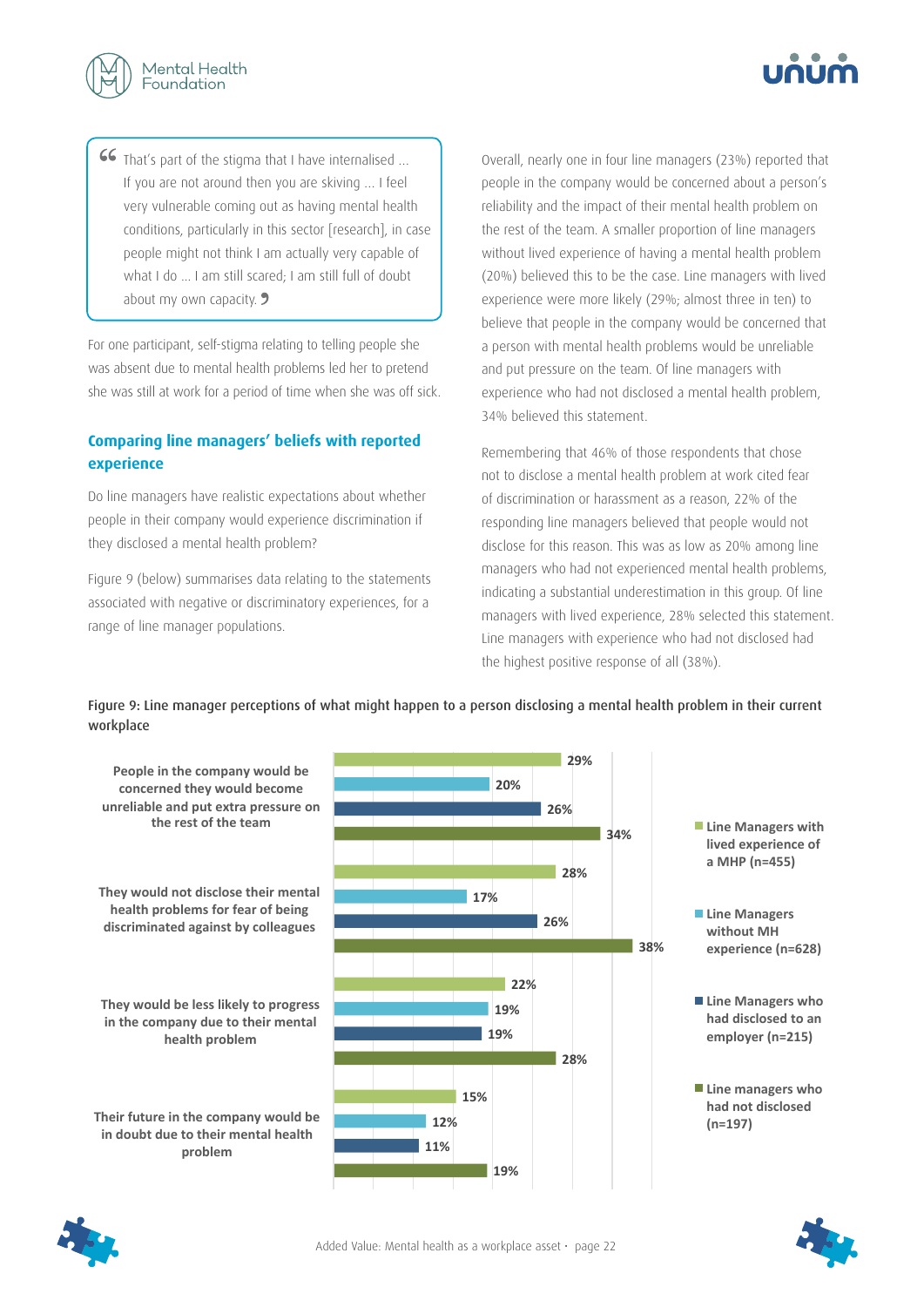> “That’s part of the stigma that I have internalised ... If you are not around then you are skiving ... I feel very vulnerable coming out as having mental health conditions, particularly in this sector [research], in case people might not think I am actually very capable of what I do ... I am still scared; I am still full of doubt about my own capacity.”

For one participant, self-stigma relating to telling people she was absent due to mental health problems led her to pretend she was still at work for a period of time when she was off sick.

### Comparing line managers’ beliefs with reported experience

Do line managers have realistic expectations about whether people in their company would experience discrimination if they disclosed a mental health problem?

Figure 9 (below) summarises data relating to the statements associated with negative or discriminatory experiences, for a range of line manager populations.

Overall, nearly one in four line managers (23%) reported that people in the company would be concerned about a person’s reliability and the impact of their mental health problem on the rest of the team. A smaller proportion of line managers without lived experience of having a mental health problem (20%) believed this to be the case. Line managers with lived experience were more likely (29%; almost three in ten) to believe that people in the company would be concerned that a person with mental health problems would be unreliable and put pressure on the team. Of line managers with experience who had not disclosed a mental health problem, 34% believed this statement.

Remembering that 46% of those respondents that chose not to disclose a mental health problem at work cited fear of discrimination or harassment as a reason, 22% of the responding line managers believed that people would not disclose for this reason. This was as low as 20% among line managers who had not experienced mental health problems, indicating a substantial underestimation in this group. Of line managers with lived experience, 28% selected this statement. Line managers with experience who had not disclosed had the highest positive response of all (38%).

**Figure 9: Line manager perceptions of what might happen to a person disclosing a mental health problem in their current workplace**

| Statement | Line Managers with lived experience of a MHP (n=455) | Line Managers without MH experience (n=628) | Line Managers who had disclosed to an employer (n=215) | Line managers who had not disclosed (n=197) |
|---|---|---|---|---|
| People in the company would be concerned they would become unreliable and put extra pressure on the rest of the team | 29% | 20% | 26% | 34% |
| They would not disclose their mental health problems for fear of being discriminated against by colleagues | 28% | 17% | 26% | 38% |
| They would be less likely to progress in the company due to their mental health problem | 22% | 19% | 19% | 28% |
| Their future in the company would be in doubt due to their mental health problem | 15% | 12% | 11% | 19% |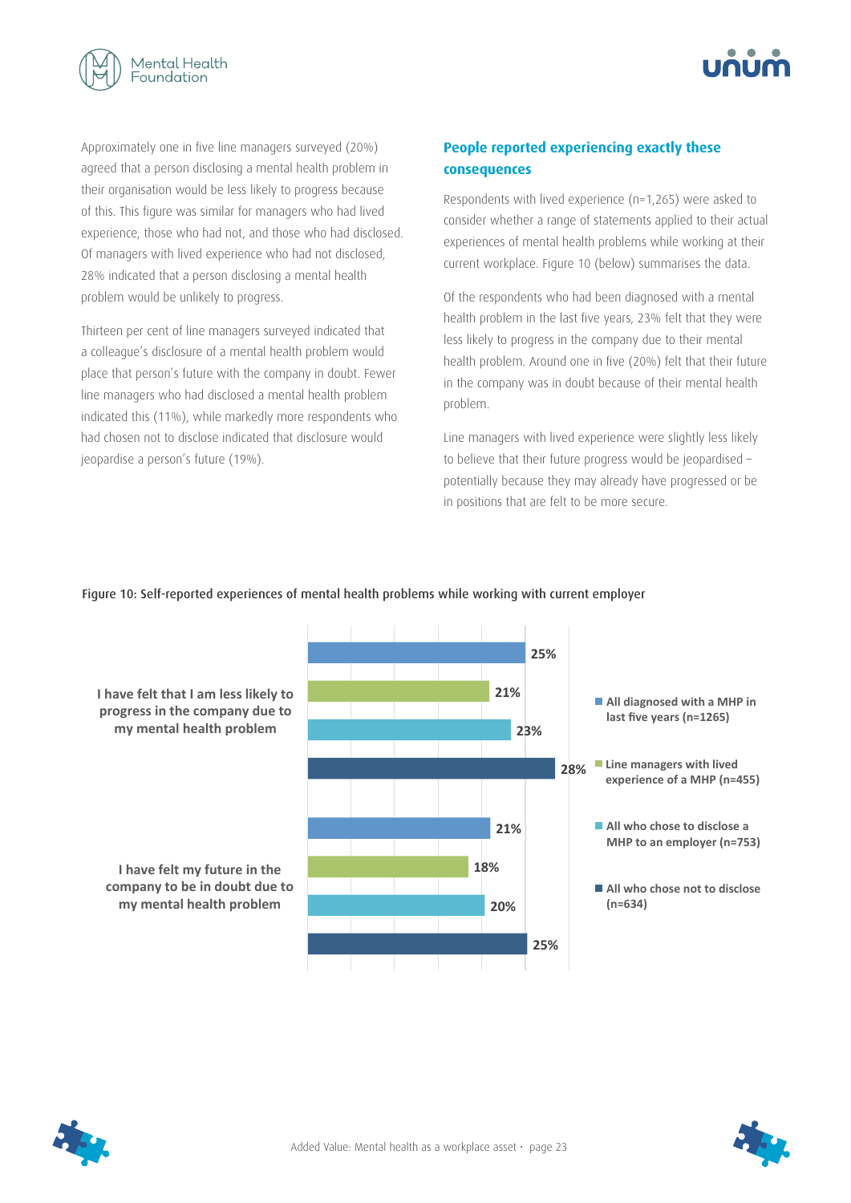Approximately one in five line managers surveyed (20%) agreed that a person disclosing a mental health problem in their organisation would be less likely to progress because of this. This figure was similar for managers who had lived experience, those who had not, and those who had disclosed. Of managers with lived experience who had not disclosed, 28% indicated that a person disclosing a mental health problem would be unlikely to progress.

Thirteen per cent of line managers surveyed indicated that a colleague's disclosure of a mental health problem would place that person's future with the company in doubt. Fewer line managers who had disclosed a mental health problem indicated this (11%), while markedly more respondents who had chosen not to disclose indicated that disclosure would jeopardise a person's future (19%).

### People reported experiencing exactly these consequences

Respondents with lived experience (n=1,265) were asked to consider whether a range of statements applied to their actual experiences of mental health problems while working at their current workplace. Figure 10 (below) summarises the data.

Of the respondents who had been diagnosed with a mental health problem in the last five years, 23% felt that they were less likely to progress in the company due to their mental health problem. Around one in five (20%) felt that their future in the company was in doubt because of their mental health problem.

Line managers with lived experience were slightly less likely to believe that their future progress would be jeopardised – potentially because they may already have progressed or be in positions that are felt to be more secure.

Figure 10: Self-reported experiences of mental health problems while working with current employer

| | All diagnosed with a MHP in last five years (n=1265) | Line managers with lived experience of a MHP (n=455) | All who chose to disclose a MHP to an employer (n=753) | All who chose not to disclose (n=634) |
|---|---|---|---|---|
| I have felt that I am less likely to progress in the company due to my mental health problem | 25% | 21% | 23% | 28% |
| I have felt my future in the company to be in doubt due to my mental health problem | 21% | 18% | 20% | 25% |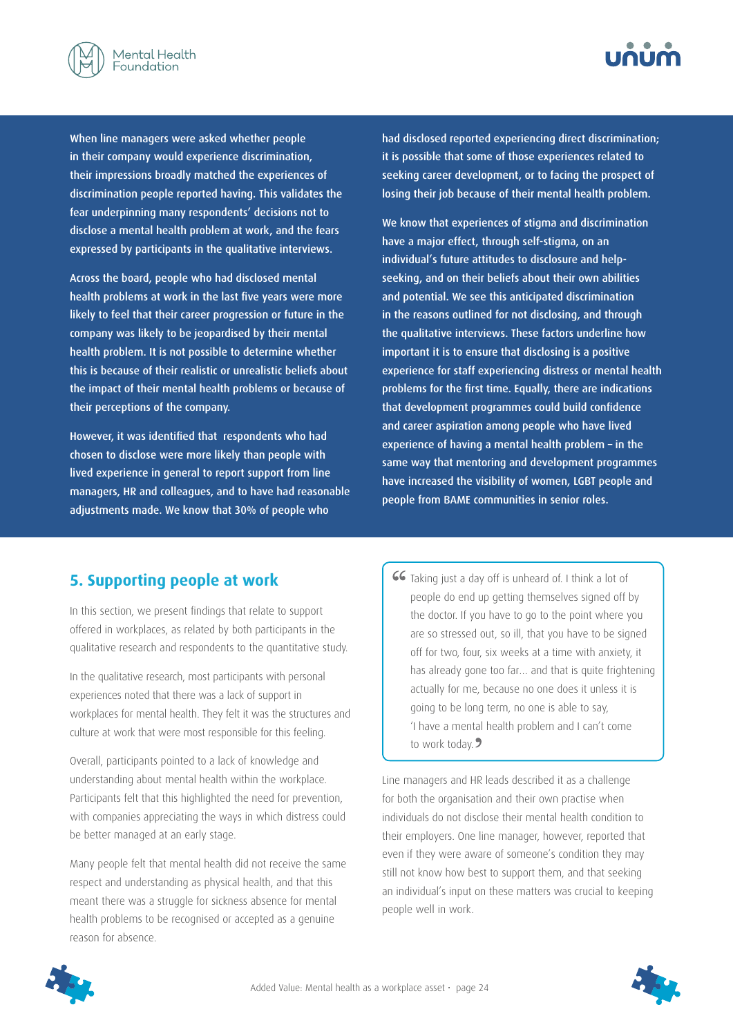When line managers were asked whether people in their company would experience discrimination, their impressions broadly matched the experiences of discrimination people reported having. This validates the fear underpinning many respondents' decisions not to disclose a mental health problem at work, and the fears expressed by participants in the qualitative interviews.

Across the board, people who had disclosed mental health problems at work in the last five years were more likely to feel that their career progression or future in the company was likely to be jeopardised by their mental health problem. It is not possible to determine whether this is because of their realistic or unrealistic beliefs about the impact of their mental health problems or because of their perceptions of the company.

However, it was identified that respondents who had chosen to disclose were more likely than people with lived experience in general to report support from line managers, HR and colleagues, and to have had reasonable adjustments made. We know that 30% of people who had disclosed reported experiencing direct discrimination; it is possible that some of those experiences related to seeking career development, or to facing the prospect of losing their job because of their mental health problem.

We know that experiences of stigma and discrimination have a major effect, through self-stigma, on an individual's future attitudes to disclosure and help-seeking, and on their beliefs about their own abilities and potential. We see this anticipated discrimination in the reasons outlined for not disclosing, and through the qualitative interviews. These factors underline how important it is to ensure that disclosing is a positive experience for staff experiencing distress or mental health problems for the first time. Equally, there are indications that development programmes could build confidence and career aspiration among people who have lived experience of having a mental health problem – in the same way that mentoring and development programmes have increased the visibility of women, LGBT people and people from BAME communities in senior roles.

## 5. Supporting people at work

In this section, we present findings that relate to support offered in workplaces, as related by both participants in the qualitative research and respondents to the quantitative study.

In the qualitative research, most participants with personal experiences noted that there was a lack of support in workplaces for mental health. They felt it was the structures and culture at work that were most responsible for this feeling.

Overall, participants pointed to a lack of knowledge and understanding about mental health within the workplace. Participants felt that this highlighted the need for prevention, with companies appreciating the ways in which distress could be better managed at an early stage.

Many people felt that mental health did not receive the same respect and understanding as physical health, and that this meant there was a struggle for sickness absence for mental health problems to be recognised or accepted as a genuine reason for absence.

> "Taking just a day off is unheard of. I think a lot of people do end up getting themselves signed off by the doctor. If you have to go to the point where you are so stressed out, so ill, that you have to be signed off for two, four, six weeks at a time with anxiety, it has already gone too far... and that is quite frightening actually for me, because no one does it unless it is going to be long term, no one is able to say, 'I have a mental health problem and I can't come to work today."

Line managers and HR leads described it as a challenge for both the organisation and their own practise when individuals do not disclose their mental health condition to their employers. One line manager, however, reported that even if they were aware of someone's condition they may still not know how best to support them, and that seeking an individual's input on these matters was crucial to keeping people well in work.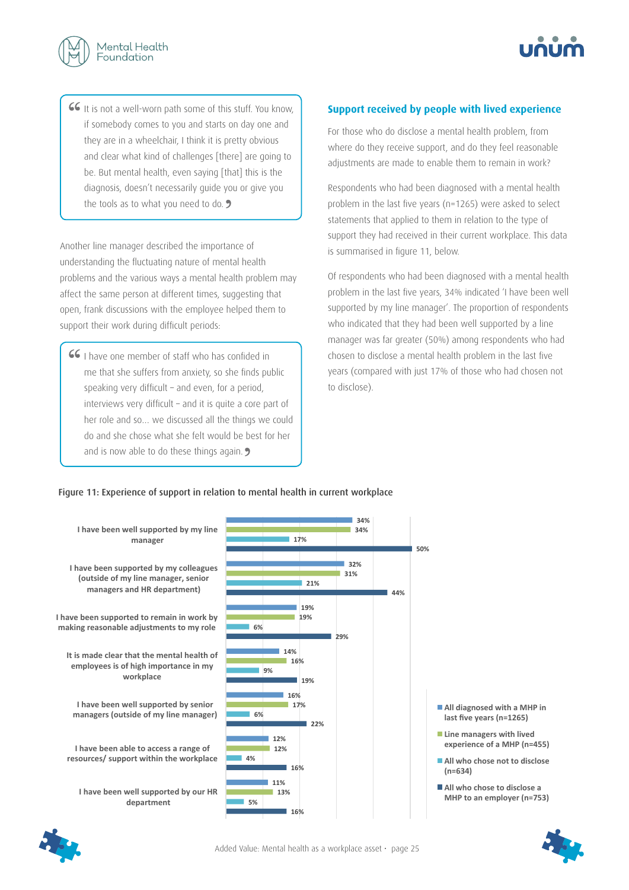> It is not a well-worn path some of this stuff. You know, if somebody comes to you and starts on day one and they are in a wheelchair, I think it is pretty obvious and clear what kind of challenges [there] are going to be. But mental health, even saying [that] this is the diagnosis, doesn't necessarily guide you or give you the tools as to what you need to do.

Another line manager described the importance of understanding the fluctuating nature of mental health problems and the various ways a mental health problem may affect the same person at different times, suggesting that open, frank discussions with the employee helped them to support their work during difficult periods:

> I have one member of staff who has confided in me that she suffers from anxiety, so she finds public speaking very difficult – and even, for a period, interviews very difficult – and it is quite a core part of her role and so... we discussed all the things we could do and she chose what she felt would be best for her and is now able to do these things again.

## Support received by people with lived experience

For those who do disclose a mental health problem, from where do they receive support, and do they feel reasonable adjustments are made to enable them to remain in work?

Respondents who had been diagnosed with a mental health problem in the last five years (n=1265) were asked to select statements that applied to them in relation to the type of support they had received in their current workplace. This data is summarised in figure 11, below.

Of respondents who had been diagnosed with a mental health problem in the last five years, 34% indicated 'I have been well supported by my line manager'. The proportion of respondents who indicated that they had been well supported by a line manager was far greater (50%) among respondents who had chosen to disclose a mental health problem in the last five years (compared with just 17% of those who had chosen not to disclose).

Figure 11: Experience of support in relation to mental health in current workplace

| Statement | All diagnosed with a MHP in last five years (n=1265) | Line managers with lived experience of a MHP (n=455) | All who chose not to disclose (n=634) | All who chose to disclose a MHP to an employer (n=753) |
|---|---|---|---|---|
| I have been well supported by my line manager | 34% | 34% | 17% | 50% |
| I have been supported by my colleagues (outside of my line manager, senior managers and HR department) | 32% | 31% | 21% | 44% |
| I have been supported to remain in work by making reasonable adjustments to my role | 19% | 19% | 6% | 29% |
| It is made clear that the mental health of employees is of high importance in my workplace | 14% | 16% | 9% | 19% |
| I have been well supported by senior managers (outside of my line manager) | 16% | 17% | 6% | 22% |
| I have been able to access a range of resources/ support within the workplace | 12% | 12% | 4% | 16% |
| I have been well supported by our HR department | 11% | 13% | 5% | 16% |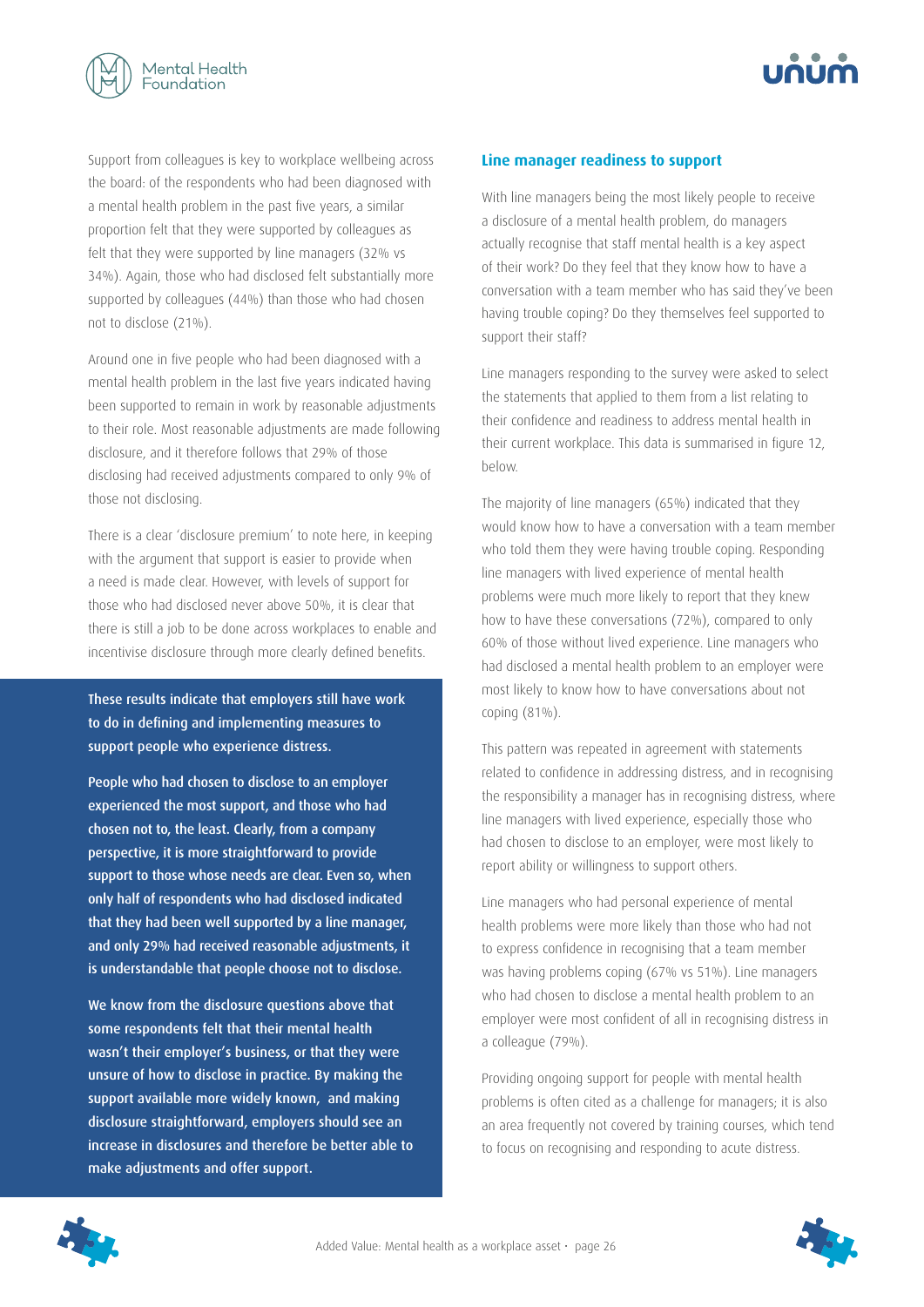Support from colleagues is key to workplace wellbeing across the board: of the respondents who had been diagnosed with a mental health problem in the past five years, a similar proportion felt that they were supported by colleagues as felt that they were supported by line managers (32% vs 34%). Again, those who had disclosed felt substantially more supported by colleagues (44%) than those who had chosen not to disclose (21%).

Around one in five people who had been diagnosed with a mental health problem in the last five years indicated having been supported to remain in work by reasonable adjustments to their role. Most reasonable adjustments are made following disclosure, and it therefore follows that 29% of those disclosing had received adjustments compared to only 9% of those not disclosing.

There is a clear 'disclosure premium' to note here, in keeping with the argument that support is easier to provide when a need is made clear. However, with levels of support for those who had disclosed never above 50%, it is clear that there is still a job to be done across workplaces to enable and incentivise disclosure through more clearly defined benefits.

**These results indicate that employers still have work to do in defining and implementing measures to support people who experience distress.**

**People who had chosen to disclose to an employer experienced the most support, and those who had chosen not to, the least. Clearly, from a company perspective, it is more straightforward to provide support to those whose needs are clear. Even so, when only half of respondents who had disclosed indicated that they had been well supported by a line manager, and only 29% had received reasonable adjustments, it is understandable that people choose not to disclose.**

**We know from the disclosure questions above that some respondents felt that their mental health wasn't their employer's business, or that they were unsure of how to disclose in practice. By making the support available more widely known, and making disclosure straightforward, employers should see an increase in disclosures and therefore be better able to make adjustments and offer support.**

### Line manager readiness to support

With line managers being the most likely people to receive a disclosure of a mental health problem, do managers actually recognise that staff mental health is a key aspect of their work? Do they feel that they know how to have a conversation with a team member who has said they've been having trouble coping? Do they themselves feel supported to support their staff?

Line managers responding to the survey were asked to select the statements that applied to them from a list relating to their confidence and readiness to address mental health in their current workplace. This data is summarised in figure 12, below.

The majority of line managers (65%) indicated that they would know how to have a conversation with a team member who told them they were having trouble coping. Responding line managers with lived experience of mental health problems were much more likely to report that they knew how to have these conversations (72%), compared to only 60% of those without lived experience. Line managers who had disclosed a mental health problem to an employer were most likely to know how to have conversations about not coping (81%).

This pattern was repeated in agreement with statements related to confidence in addressing distress, and in recognising the responsibility a manager has in recognising distress, where line managers with lived experience, especially those who had chosen to disclose to an employer, were most likely to report ability or willingness to support others.

Line managers who had personal experience of mental health problems were more likely than those who had not to express confidence in recognising that a team member was having problems coping (67% vs 51%). Line managers who had chosen to disclose a mental health problem to an employer were most confident of all in recognising distress in a colleague (79%).

Providing ongoing support for people with mental health problems is often cited as a challenge for managers; it is also an area frequently not covered by training courses, which tend to focus on recognising and responding to acute distress.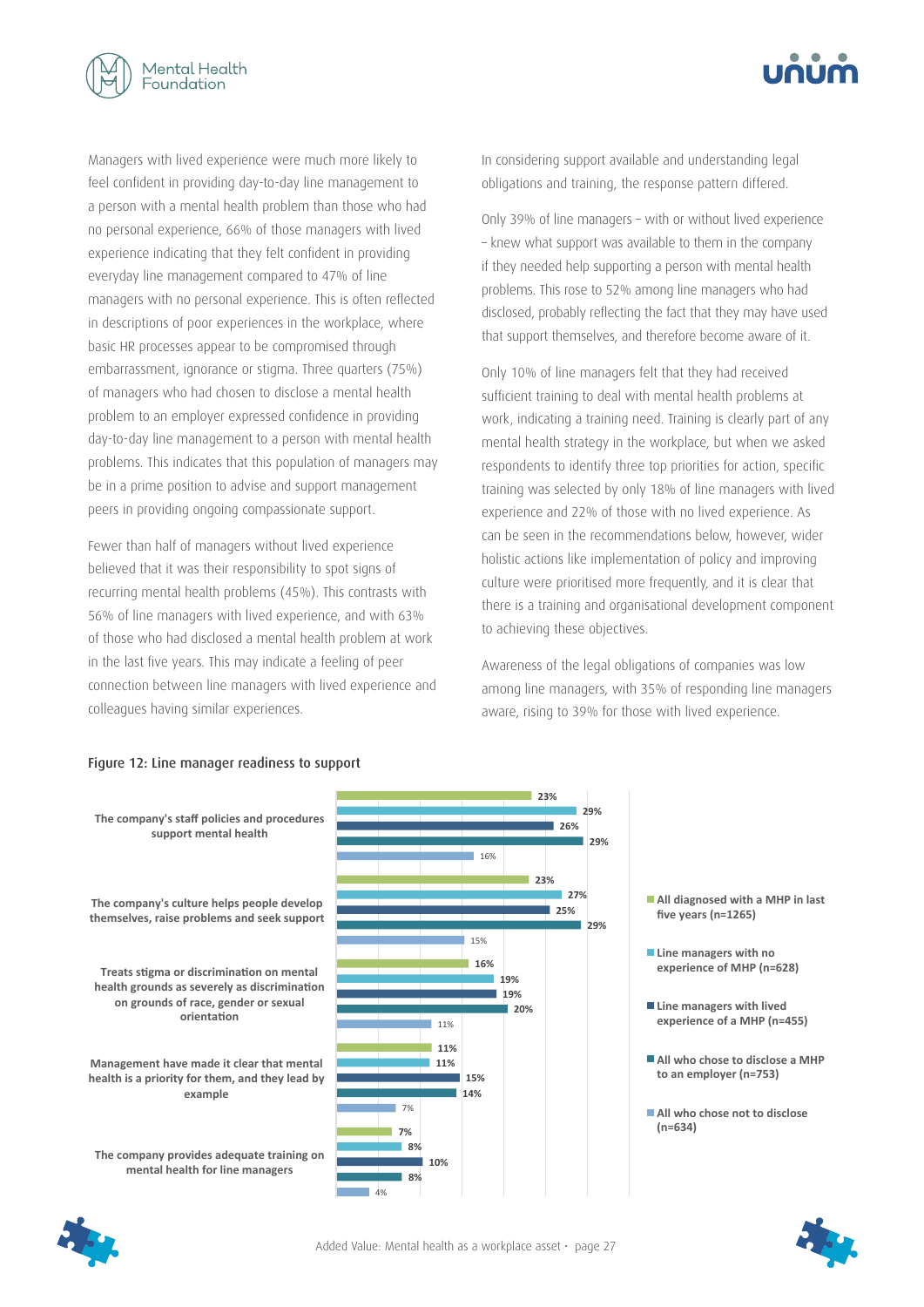Managers with lived experience were much more likely to feel confident in providing day-to-day line management to a person with a mental health problem than those who had no personal experience, 66% of those managers with lived experience indicating that they felt confident in providing everyday line management compared to 47% of line managers with no personal experience. This is often reflected in descriptions of poor experiences in the workplace, where basic HR processes appear to be compromised through embarrassment, ignorance or stigma. Three quarters (75%) of managers who had chosen to disclose a mental health problem to an employer expressed confidence in providing day-to-day line management to a person with mental health problems. This indicates that this population of managers may be in a prime position to advise and support management peers in providing ongoing compassionate support.

Fewer than half of managers without lived experience believed that it was their responsibility to spot signs of recurring mental health problems (45%). This contrasts with 56% of line managers with lived experience, and with 63% of those who had disclosed a mental health problem at work in the last five years. This may indicate a feeling of peer connection between line managers with lived experience and colleagues having similar experiences.

In considering support available and understanding legal obligations and training, the response pattern differed.

Only 39% of line managers – with or without lived experience – knew what support was available to them in the company if they needed help supporting a person with mental health problems. This rose to 52% among line managers who had disclosed, probably reflecting the fact that they may have used that support themselves, and therefore become aware of it.

Only 10% of line managers felt that they had received sufficient training to deal with mental health problems at work, indicating a training need. Training is clearly part of any mental health strategy in the workplace, but when we asked respondents to identify three top priorities for action, specific training was selected by only 18% of line managers with lived experience and 22% of those with no lived experience. As can be seen in the recommendations below, however, wider holistic actions like implementation of policy and improving culture were prioritised more frequently, and it is clear that there is a training and organisational development component to achieving these objectives.

Awareness of the legal obligations of companies was low among line managers, with 35% of responding line managers aware, rising to 39% for those with lived experience.

Figure 12: Line manager readiness to support

| | All diagnosed with a MHP in last five years (n=1265) | Line managers with no experience of MHP (n=628) | Line managers with lived experience of a MHP (n=455) | All who chose to disclose a MHP to an employer (n=753) | All who chose not to disclose (n=634) |
|---|---|---|---|---|---|
| The company's staff policies and procedures support mental health | 23% | 29% | 26% | 29% | 16% |
| The company's culture helps people develop themselves, raise problems and seek support | 23% | 27% | 25% | 29% | 15% |
| Treats stigma or discrimination on mental health grounds as severely as discrimination on grounds of race, gender or sexual orientation | 16% | 19% | 19% | 20% | 11% |
| Management have made it clear that mental health is a priority for them, and they lead by example | 11% | 11% | 15% | 14% | 7% |
| The company provides adequate training on mental health for line managers | 7% | 8% | 10% | 8% | 4% |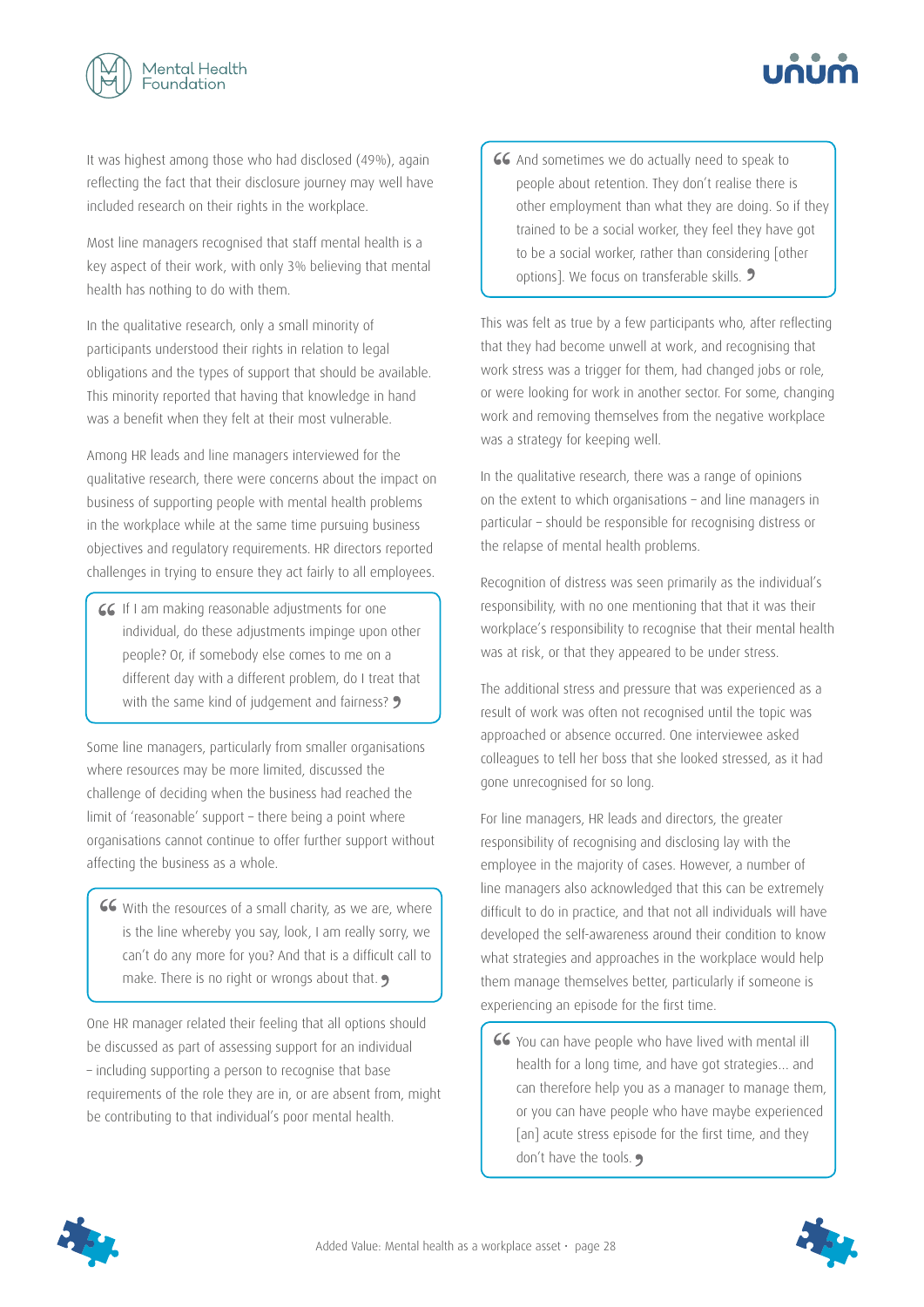It was highest among those who had disclosed (49%), again reflecting the fact that their disclosure journey may well have included research on their rights in the workplace.

Most line managers recognised that staff mental health is a key aspect of their work, with only 3% believing that mental health has nothing to do with them.

In the qualitative research, only a small minority of participants understood their rights in relation to legal obligations and the types of support that should be available. This minority reported that having that knowledge in hand was a benefit when they felt at their most vulnerable.

Among HR leads and line managers interviewed for the qualitative research, there were concerns about the impact on business of supporting people with mental health problems in the workplace while at the same time pursuing business objectives and regulatory requirements. HR directors reported challenges in trying to ensure they act fairly to all employees.

> “If I am making reasonable adjustments for one individual, do these adjustments impinge upon other people? Or, if somebody else comes to me on a different day with a different problem, do I treat that with the same kind of judgement and fairness?”

Some line managers, particularly from smaller organisations where resources may be more limited, discussed the challenge of deciding when the business had reached the limit of ‘reasonable’ support – there being a point where organisations cannot continue to offer further support without affecting the business as a whole.

> “With the resources of a small charity, as we are, where is the line whereby you say, look, I am really sorry, we can’t do any more for you? And that is a difficult call to make. There is no right or wrongs about that.”

One HR manager related their feeling that all options should be discussed as part of assessing support for an individual – including supporting a person to recognise that base requirements of the role they are in, or are absent from, might be contributing to that individual’s poor mental health.

> “And sometimes we do actually need to speak to people about retention. They don’t realise there is other employment than what they are doing. So if they trained to be a social worker, they feel they have got to be a social worker, rather than considering [other options]. We focus on transferable skills.”

This was felt as true by a few participants who, after reflecting that they had become unwell at work, and recognising that work stress was a trigger for them, had changed jobs or role, or were looking for work in another sector. For some, changing work and removing themselves from the negative workplace was a strategy for keeping well.

In the qualitative research, there was a range of opinions on the extent to which organisations – and line managers in particular – should be responsible for recognising distress or the relapse of mental health problems.

Recognition of distress was seen primarily as the individual’s responsibility, with no one mentioning that that it was their workplace’s responsibility to recognise that their mental health was at risk, or that they appeared to be under stress.

The additional stress and pressure that was experienced as a result of work was often not recognised until the topic was approached or absence occurred. One interviewee asked colleagues to tell her boss that she looked stressed, as it had gone unrecognised for so long.

For line managers, HR leads and directors, the greater responsibility of recognising and disclosing lay with the employee in the majority of cases. However, a number of line managers also acknowledged that this can be extremely difficult to do in practice, and that not all individuals will have developed the self-awareness around their condition to know what strategies and approaches in the workplace would help them manage themselves better, particularly if someone is experiencing an episode for the first time.

> “You can have people who have lived with mental ill health for a long time, and have got strategies... and can therefore help you as a manager to manage them, or you can have people who have maybe experienced [an] acute stress episode for the first time, and they don’t have the tools.”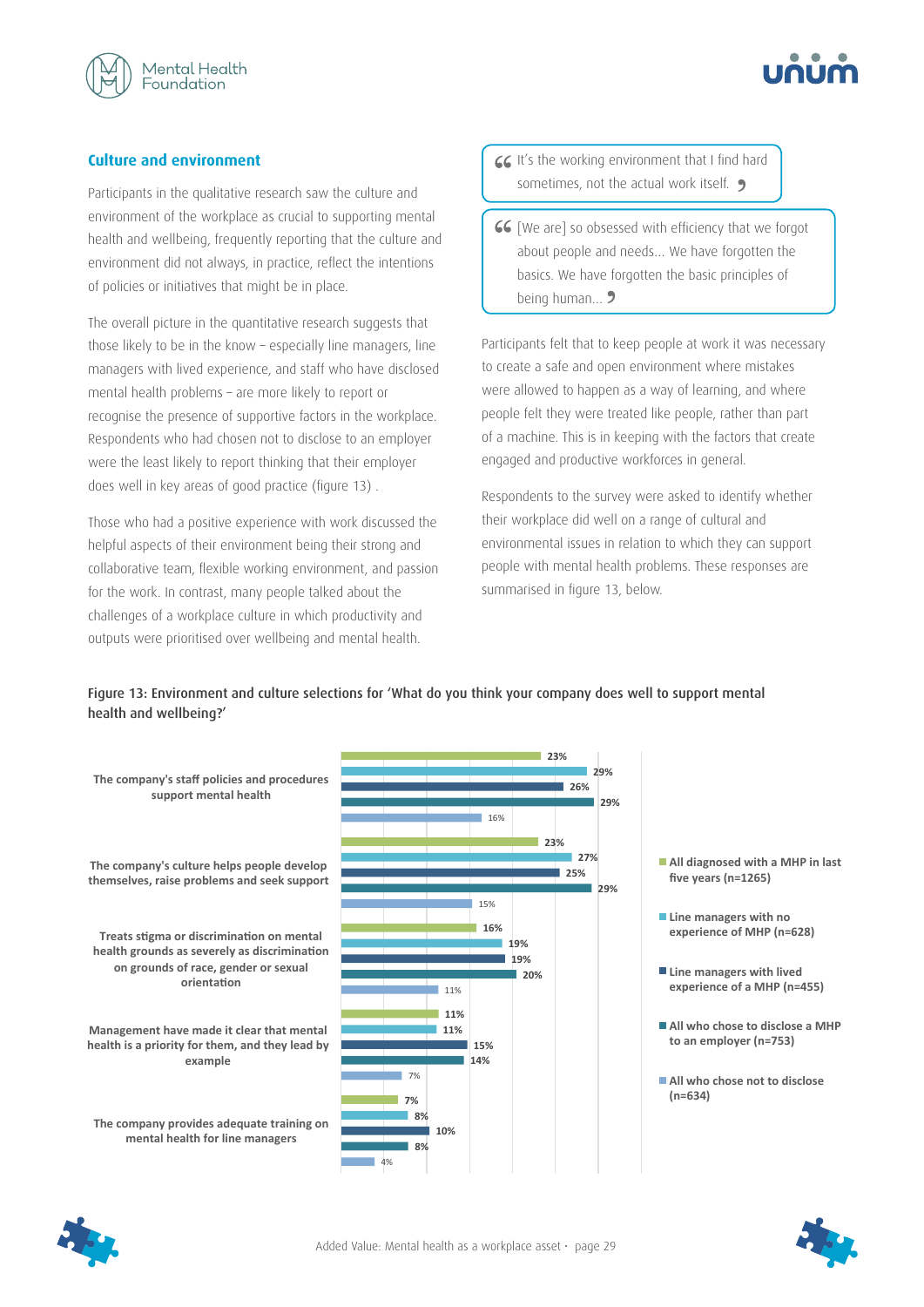## Culture and environment

Participants in the qualitative research saw the culture and environment of the workplace as crucial to supporting mental health and wellbeing, frequently reporting that the culture and environment did not always, in practice, reflect the intentions of policies or initiatives that might be in place.

The overall picture in the quantitative research suggests that those likely to be in the know – especially line managers, line managers with lived experience, and staff who have disclosed mental health problems – are more likely to report or recognise the presence of supportive factors in the workplace. Respondents who had chosen not to disclose to an employer were the least likely to report thinking that their employer does well in key areas of good practice (figure 13) .

Those who had a positive experience with work discussed the helpful aspects of their environment being their strong and collaborative team, flexible working environment, and passion for the work. In contrast, many people talked about the challenges of a workplace culture in which productivity and outputs were prioritised over wellbeing and mental health.

> "It's the working environment that I find hard sometimes, not the actual work itself."

> "[We are] so obsessed with efficiency that we forgot about people and needs... We have forgotten the basics. We have forgotten the basic principles of being human..."

Participants felt that to keep people at work it was necessary to create a safe and open environment where mistakes were allowed to happen as a way of learning, and where people felt they were treated like people, rather than part of a machine. This is in keeping with the factors that create engaged and productive workforces in general.

Respondents to the survey were asked to identify whether their workplace did well on a range of cultural and environmental issues in relation to which they can support people with mental health problems. These responses are summarised in figure 13, below.

Figure 13: Environment and culture selections for 'What do you think your company does well to support mental health and wellbeing?'

| | All diagnosed with a MHP in last five years (n=1265) | Line managers with no experience of MHP (n=628) | Line managers with lived experience of a MHP (n=455) | All who chose to disclose a MHP to an employer (n=753) | All who chose not to disclose (n=634) |
|---|---|---|---|---|---|
| The company's staff policies and procedures support mental health | 23% | 29% | 26% | 29% | 16% |
| The company's culture helps people develop themselves, raise problems and seek support | 23% | 27% | 25% | 29% | 15% |
| Treats stigma or discrimination on mental health grounds as severely as discrimination on grounds of race, gender or sexual orientation | 16% | 19% | 19% | 20% | 11% |
| Management have made it clear that mental health is a priority for them, and they lead by example | 11% | 11% | 15% | 14% | 7% |
| The company provides adequate training on mental health for line managers | 7% | 8% | 10% | 8% | 4% |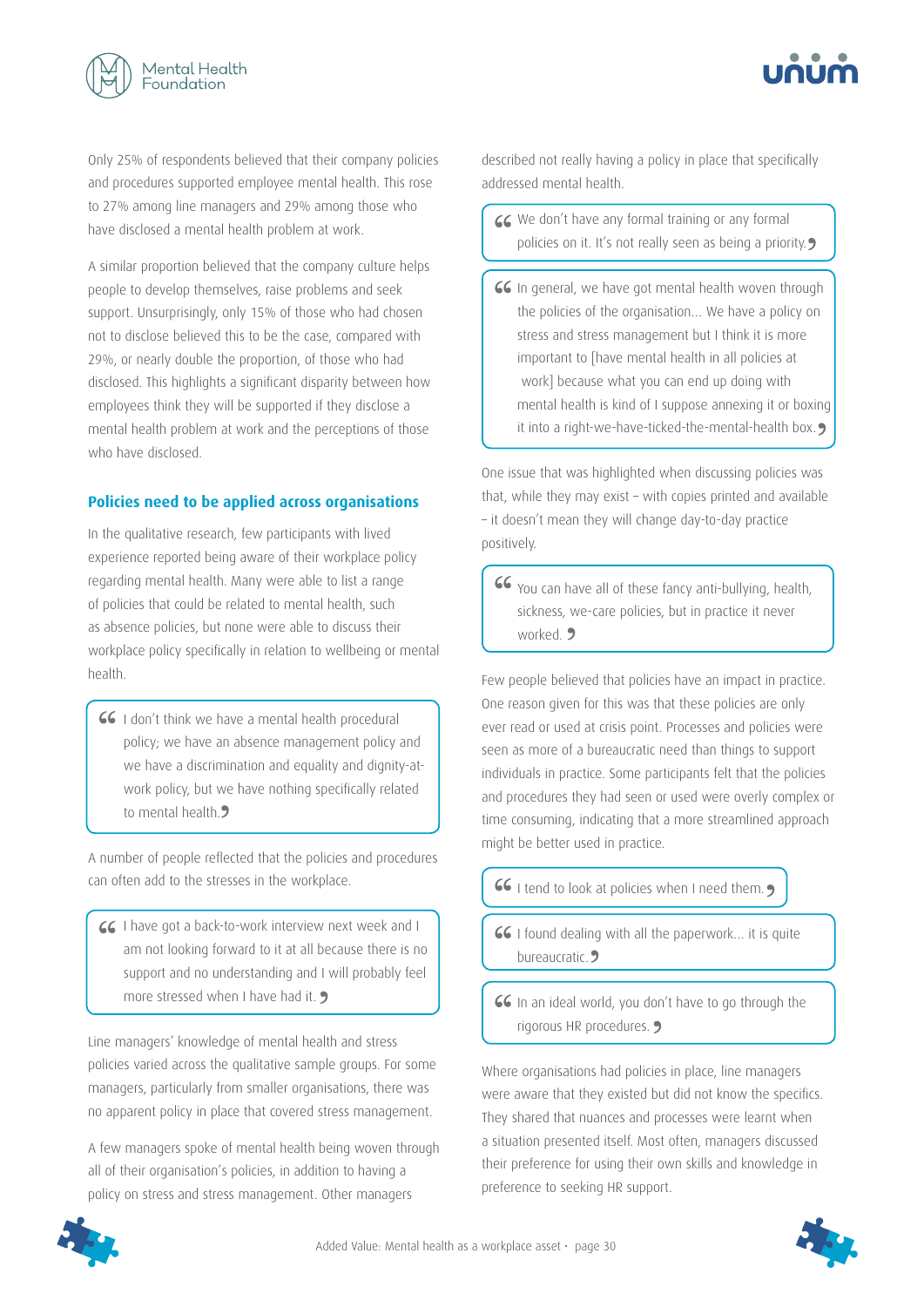Only 25% of respondents believed that their company policies and procedures supported employee mental health. This rose to 27% among line managers and 29% among those who have disclosed a mental health problem at work.

A similar proportion believed that the company culture helps people to develop themselves, raise problems and seek support. Unsurprisingly, only 15% of those who had chosen not to disclose believed this to be the case, compared with 29%, or nearly double the proportion, of those who had disclosed. This highlights a significant disparity between how employees think they will be supported if they disclose a mental health problem at work and the perceptions of those who have disclosed.

### Policies need to be applied across organisations

In the qualitative research, few participants with lived experience reported being aware of their workplace policy regarding mental health. Many were able to list a range of policies that could be related to mental health, such as absence policies, but none were able to discuss their workplace policy specifically in relation to wellbeing or mental health.

> “I don't think we have a mental health procedural policy; we have an absence management policy and we have a discrimination and equality and dignity-at-work policy, but we have nothing specifically related to mental health.”

A number of people reflected that the policies and procedures can often add to the stresses in the workplace.

> “I have got a back-to-work interview next week and I am not looking forward to it at all because there is no support and no understanding and I will probably feel more stressed when I have had it.”

Line managers' knowledge of mental health and stress policies varied across the qualitative sample groups. For some managers, particularly from smaller organisations, there was no apparent policy in place that covered stress management.

A few managers spoke of mental health being woven through all of their organisation's policies, in addition to having a policy on stress and stress management. Other managers described not really having a policy in place that specifically addressed mental health.

> “We don't have any formal training or any formal policies on it. It's not really seen as being a priority.”

> “In general, we have got mental health woven through the policies of the organisation... We have a policy on stress and stress management but I think it is more important to [have mental health in all policies at work] because what you can end up doing with mental health is kind of I suppose annexing it or boxing it into a right-we-have-ticked-the-mental-health box.”

One issue that was highlighted when discussing policies was that, while they may exist – with copies printed and available – it doesn't mean they will change day-to-day practice positively.

> “You can have all of these fancy anti-bullying, health, sickness, we-care policies, but in practice it never worked.”

Few people believed that policies have an impact in practice. One reason given for this was that these policies are only ever read or used at crisis point. Processes and policies were seen as more of a bureaucratic need than things to support individuals in practice. Some participants felt that the policies and procedures they had seen or used were overly complex or time consuming, indicating that a more streamlined approach might be better used in practice.

> “I tend to look at policies when I need them.”

> “I found dealing with all the paperwork... it is quite bureaucratic.”

> “In an ideal world, you don't have to go through the rigorous HR procedures.”

Where organisations had policies in place, line managers were aware that they existed but did not know the specifics. They shared that nuances and processes were learnt when a situation presented itself. Most often, managers discussed their preference for using their own skills and knowledge in preference to seeking HR support.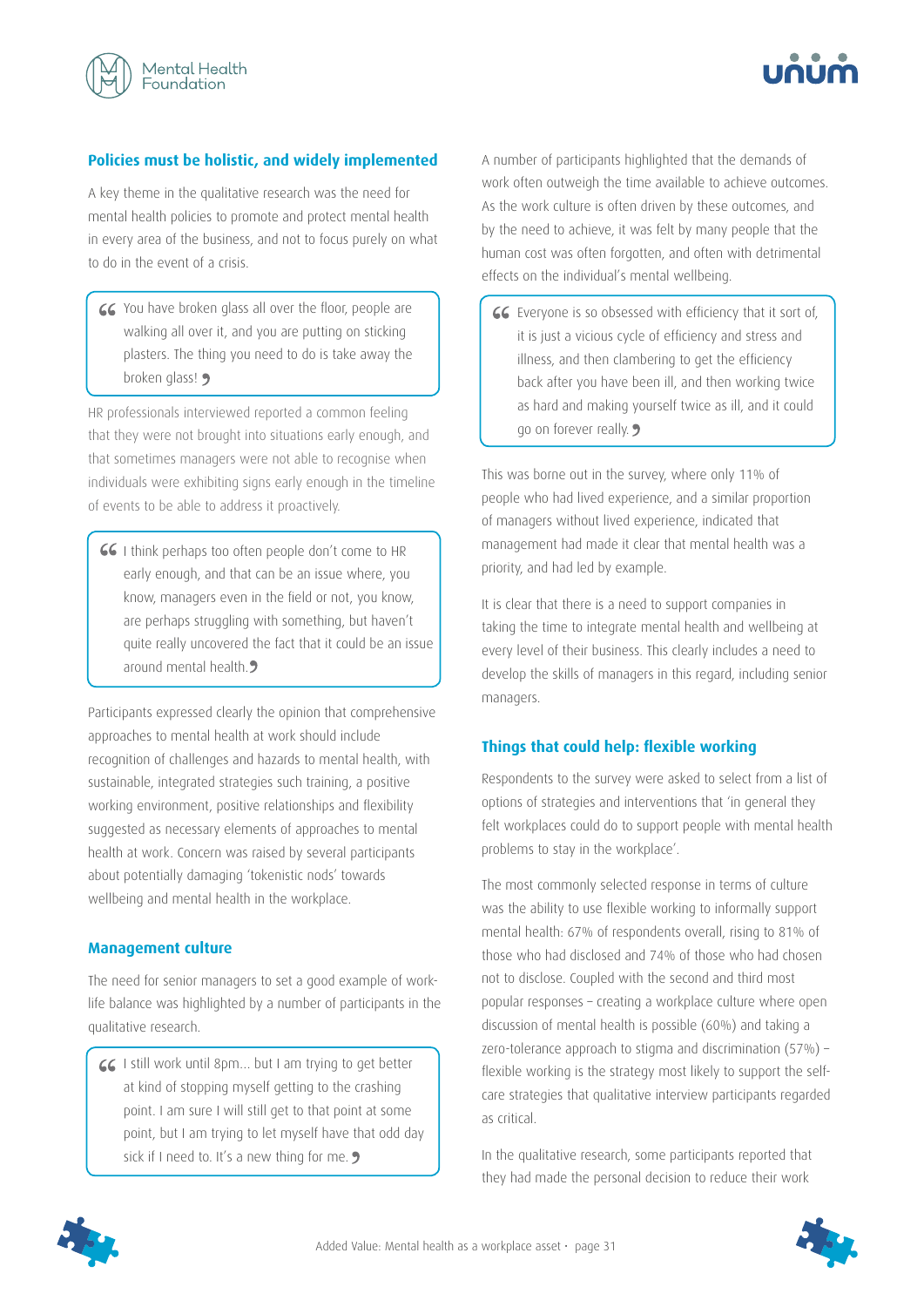### Policies must be holistic, and widely implemented

A key theme in the qualitative research was the need for mental health policies to promote and protect mental health in every area of the business, and not to focus purely on what to do in the event of a crisis.

> “You have broken glass all over the floor, people are walking all over it, and you are putting on sticking plasters. The thing you need to do is take away the broken glass!”

HR professionals interviewed reported a common feeling that they were not brought into situations early enough, and that sometimes managers were not able to recognise when individuals were exhibiting signs early enough in the timeline of events to be able to address it proactively.

> “I think perhaps too often people don’t come to HR early enough, and that can be an issue where, you know, managers even in the field or not, you know, are perhaps struggling with something, but haven’t quite really uncovered the fact that it could be an issue around mental health.”

Participants expressed clearly the opinion that comprehensive approaches to mental health at work should include recognition of challenges and hazards to mental health, with sustainable, integrated strategies such training, a positive working environment, positive relationships and flexibility suggested as necessary elements of approaches to mental health at work. Concern was raised by several participants about potentially damaging ‘tokenistic nods’ towards wellbeing and mental health in the workplace.

### Management culture

The need for senior managers to set a good example of work-life balance was highlighted by a number of participants in the qualitative research.

> “I still work until 8pm… but I am trying to get better at kind of stopping myself getting to the crashing point. I am sure I will still get to that point at some point, but I am trying to let myself have that odd day sick if I need to. It’s a new thing for me.”

A number of participants highlighted that the demands of work often outweigh the time available to achieve outcomes. As the work culture is often driven by these outcomes, and by the need to achieve, it was felt by many people that the human cost was often forgotten, and often with detrimental effects on the individual’s mental wellbeing.

> “Everyone is so obsessed with efficiency that it sort of, it is just a vicious cycle of efficiency and stress and illness, and then clambering to get the efficiency back after you have been ill, and then working twice as hard and making yourself twice as ill, and it could go on forever really.”

This was borne out in the survey, where only 11% of people who had lived experience, and a similar proportion of managers without lived experience, indicated that management had made it clear that mental health was a priority, and had led by example.

It is clear that there is a need to support companies in taking the time to integrate mental health and wellbeing at every level of their business. This clearly includes a need to develop the skills of managers in this regard, including senior managers.

### Things that could help: flexible working

Respondents to the survey were asked to select from a list of options of strategies and interventions that ‘in general they felt workplaces could do to support people with mental health problems to stay in the workplace’.

The most commonly selected response in terms of culture was the ability to use flexible working to informally support mental health: 67% of respondents overall, rising to 81% of those who had disclosed and 74% of those who had chosen not to disclose. Coupled with the second and third most popular responses – creating a workplace culture where open discussion of mental health is possible (60%) and taking a zero-tolerance approach to stigma and discrimination (57%) – flexible working is the strategy most likely to support the self-care strategies that qualitative interview participants regarded as critical.

In the qualitative research, some participants reported that they had made the personal decision to reduce their work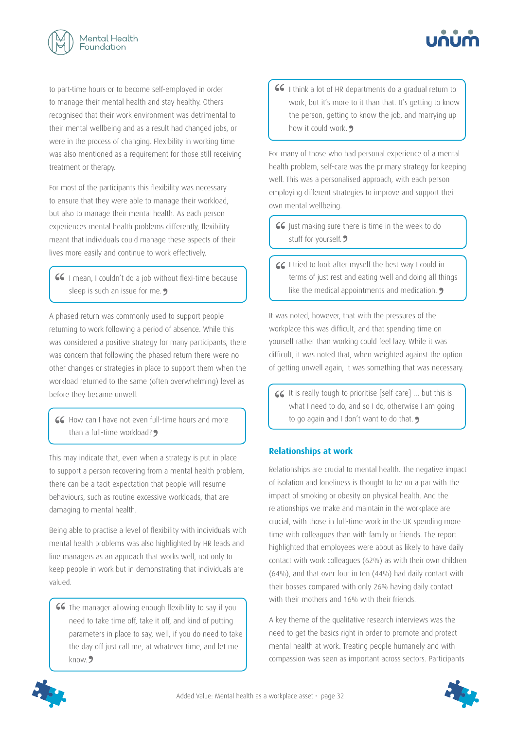to part-time hours or to become self-employed in order to manage their mental health and stay healthy. Others recognised that their work environment was detrimental to their mental wellbeing and as a result had changed jobs, or were in the process of changing. Flexibility in working time was also mentioned as a requirement for those still receiving treatment or therapy.

For most of the participants this flexibility was necessary to ensure that they were able to manage their workload, but also to manage their mental health. As each person experiences mental health problems differently, flexibility meant that individuals could manage these aspects of their lives more easily and continue to work effectively.

> “I mean, I couldn’t do a job without flexi-time because sleep is such an issue for me.”

A phased return was commonly used to support people returning to work following a period of absence. While this was considered a positive strategy for many participants, there was concern that following the phased return there were no other changes or strategies in place to support them when the workload returned to the same (often overwhelming) level as before they became unwell.

> “How can I have not even full-time hours and more than a full-time workload?”

This may indicate that, even when a strategy is put in place to support a person recovering from a mental health problem, there can be a tacit expectation that people will resume behaviours, such as routine excessive workloads, that are damaging to mental health.

Being able to practise a level of flexibility with individuals with mental health problems was also highlighted by HR leads and line managers as an approach that works well, not only to keep people in work but in demonstrating that individuals are valued.

> “The manager allowing enough flexibility to say if you need to take time off, take it off, and kind of putting parameters in place to say, well, if you do need to take the day off just call me, at whatever time, and let me know.”

> “I think a lot of HR departments do a gradual return to work, but it’s more to it than that. It’s getting to know the person, getting to know the job, and marrying up how it could work.”

For many of those who had personal experience of a mental health problem, self-care was the primary strategy for keeping well. This was a personalised approach, with each person employing different strategies to improve and support their own mental wellbeing.

> “Just making sure there is time in the week to do stuff for yourself.”

> “I tried to look after myself the best way I could in terms of just rest and eating well and doing all things like the medical appointments and medication.”

It was noted, however, that with the pressures of the workplace this was difficult, and that spending time on yourself rather than working could feel lazy. While it was difficult, it was noted that, when weighted against the option of getting unwell again, it was something that was necessary.

> “It is really tough to prioritise [self-care] … but this is what I need to do, and so I do, otherwise I am going to go again and I don’t want to do that.”

### Relationships at work

Relationships are crucial to mental health. The negative impact of isolation and loneliness is thought to be on a par with the impact of smoking or obesity on physical health. And the relationships we make and maintain in the workplace are crucial, with those in full-time work in the UK spending more time with colleagues than with family or friends. The report highlighted that employees were about as likely to have daily contact with work colleagues (62%) as with their own children (64%), and that over four in ten (44%) had daily contact with their bosses compared with only 26% having daily contact with their mothers and 16% with their friends.

A key theme of the qualitative research interviews was the need to get the basics right in order to promote and protect mental health at work. Treating people humanely and with compassion was seen as important across sectors. Participants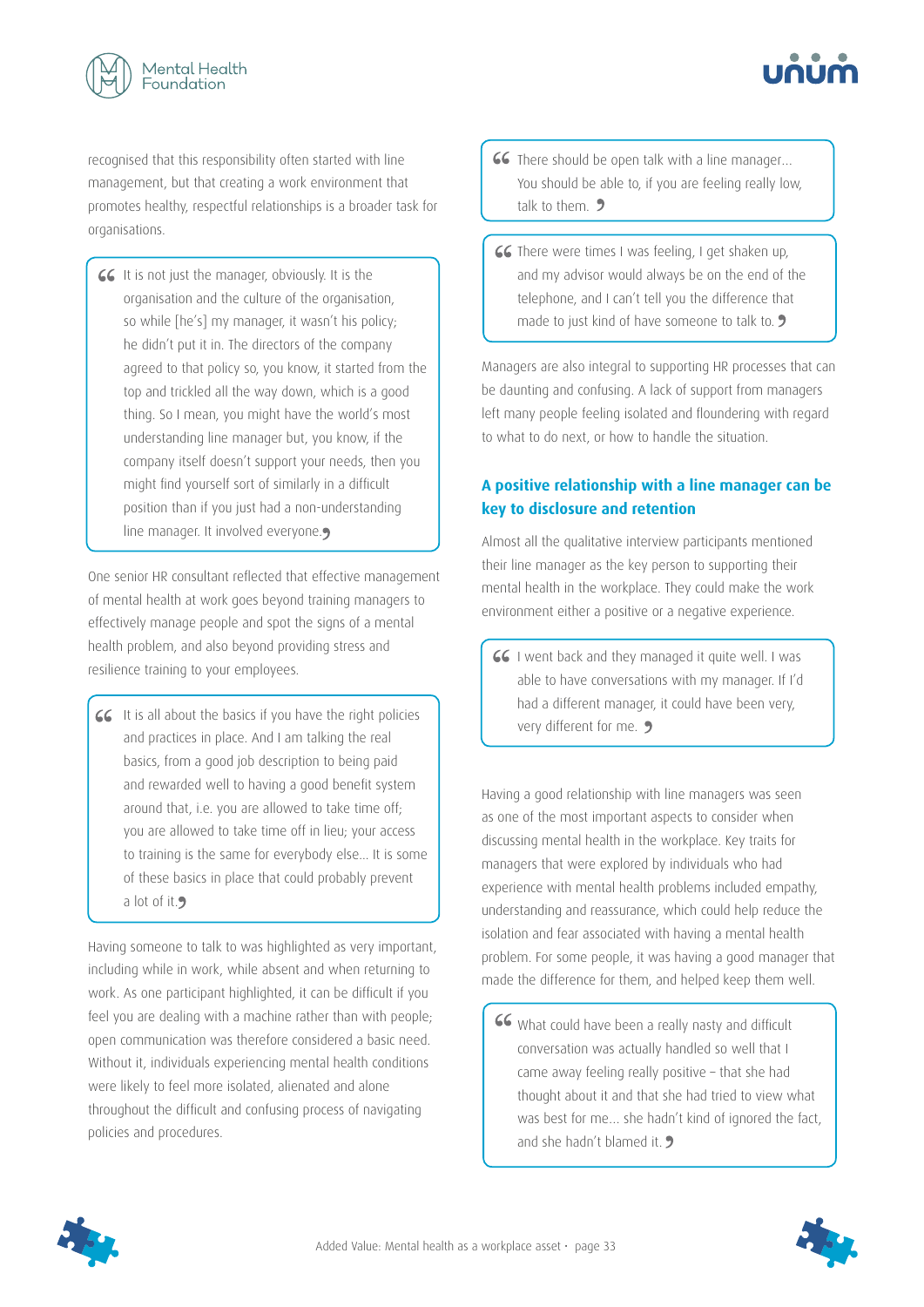recognised that this responsibility often started with line management, but that creating a work environment that promotes healthy, respectful relationships is a broader task for organisations.

> It is not just the manager, obviously. It is the organisation and the culture of the organisation, so while [he's] my manager, it wasn't his policy; he didn't put it in. The directors of the company agreed to that policy so, you know, it started from the top and trickled all the way down, which is a good thing. So I mean, you might have the world's most understanding line manager but, you know, if the company itself doesn't support your needs, then you might find yourself sort of similarly in a difficult position than if you just had a non-understanding line manager. It involved everyone.

One senior HR consultant reflected that effective management of mental health at work goes beyond training managers to effectively manage people and spot the signs of a mental health problem, and also beyond providing stress and resilience training to your employees.

> It is all about the basics if you have the right policies and practices in place. And I am talking the real basics, from a good job description to being paid and rewarded well to having a good benefit system around that, i.e. you are allowed to take time off; you are allowed to take time off in lieu; your access to training is the same for everybody else... It is some of these basics in place that could probably prevent a lot of it.

Having someone to talk to was highlighted as very important, including while in work, while absent and when returning to work. As one participant highlighted, it can be difficult if you feel you are dealing with a machine rather than with people; open communication was therefore considered a basic need. Without it, individuals experiencing mental health conditions were likely to feel more isolated, alienated and alone throughout the difficult and confusing process of navigating policies and procedures.

> There should be open talk with a line manager... You should be able to, if you are feeling really low, talk to them.

> There were times I was feeling, I get shaken up, and my advisor would always be on the end of the telephone, and I can't tell you the difference that made to just kind of have someone to talk to.

Managers are also integral to supporting HR processes that can be daunting and confusing. A lack of support from managers left many people feeling isolated and floundering with regard to what to do next, or how to handle the situation.

## A positive relationship with a line manager can be key to disclosure and retention

Almost all the qualitative interview participants mentioned their line manager as the key person to supporting their mental health in the workplace. They could make the work environment either a positive or a negative experience.

> I went back and they managed it quite well. I was able to have conversations with my manager. If I'd had a different manager, it could have been very, very different for me.

Having a good relationship with line managers was seen as one of the most important aspects to consider when discussing mental health in the workplace. Key traits for managers that were explored by individuals who had experience with mental health problems included empathy, understanding and reassurance, which could help reduce the isolation and fear associated with having a mental health problem. For some people, it was having a good manager that made the difference for them, and helped keep them well.

> What could have been a really nasty and difficult conversation was actually handled so well that I came away feeling really positive – that she had thought about it and that she had tried to view what was best for me... she hadn't kind of ignored the fact, and she hadn't blamed it.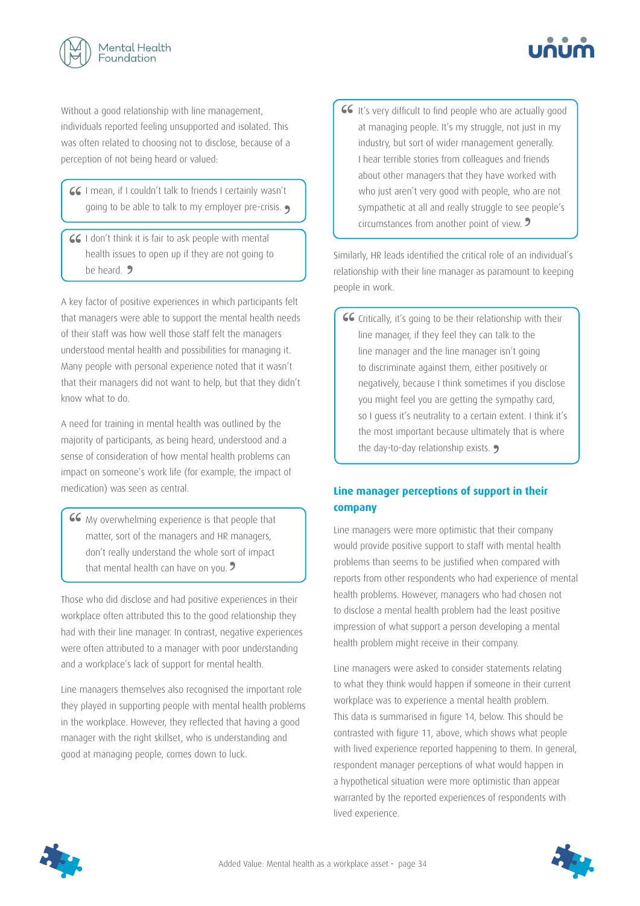Without a good relationship with line management, individuals reported feeling unsupported and isolated. This was often related to choosing not to disclose, because of a perception of not being heard or valued:

> I mean, if I couldn't talk to friends I certainly wasn't going to be able to talk to my employer pre-crisis.

> I don't think it is fair to ask people with mental health issues to open up if they are not going to be heard.

A key factor of positive experiences in which participants felt that managers were able to support the mental health needs of their staff was how well those staff felt the managers understood mental health and possibilities for managing it. Many people with personal experience noted that it wasn't that their managers did not want to help, but that they didn't know what to do.

A need for training in mental health was outlined by the majority of participants, as being heard, understood and a sense of consideration of how mental health problems can impact on someone's work life (for example, the impact of medication) was seen as central.

> My overwhelming experience is that people that matter, sort of the managers and HR managers, don't really understand the whole sort of impact that mental health can have on you.

Those who did disclose and had positive experiences in their workplace often attributed this to the good relationship they had with their line manager. In contrast, negative experiences were often attributed to a manager with poor understanding and a workplace's lack of support for mental health.

Line managers themselves also recognised the important role they played in supporting people with mental health problems in the workplace. However, they reflected that having a good manager with the right skillset, who is understanding and good at managing people, comes down to luck.

> It's very difficult to find people who are actually good at managing people. It's my struggle, not just in my industry, but sort of wider management generally. I hear terrible stories from colleagues and friends about other managers that they have worked with who just aren't very good with people, who are not sympathetic at all and really struggle to see people's circumstances from another point of view.

Similarly, HR leads identified the critical role of an individual's relationship with their line manager as paramount to keeping people in work.

> Critically, it's going to be their relationship with their line manager, if they feel they can talk to the line manager and the line manager isn't going to discriminate against them, either positively or negatively, because I think sometimes if you disclose you might feel you are getting the sympathy card, so I guess it's neutrality to a certain extent. I think it's the most important because ultimately that is where the day-to-day relationship exists.

### Line manager perceptions of support in their company

Line managers were more optimistic that their company would provide positive support to staff with mental health problems than seems to be justified when compared with reports from other respondents who had experience of mental health problems. However, managers who had chosen not to disclose a mental health problem had the least positive impression of what support a person developing a mental health problem might receive in their company.

Line managers were asked to consider statements relating to what they think would happen if someone in their current workplace was to experience a mental health problem. This data is summarised in figure 14, below. This should be contrasted with figure 11, above, which shows what people with lived experience reported happening to them. In general, respondent manager perceptions of what would happen in a hypothetical situation were more optimistic than appear warranted by the reported experiences of respondents with lived experience.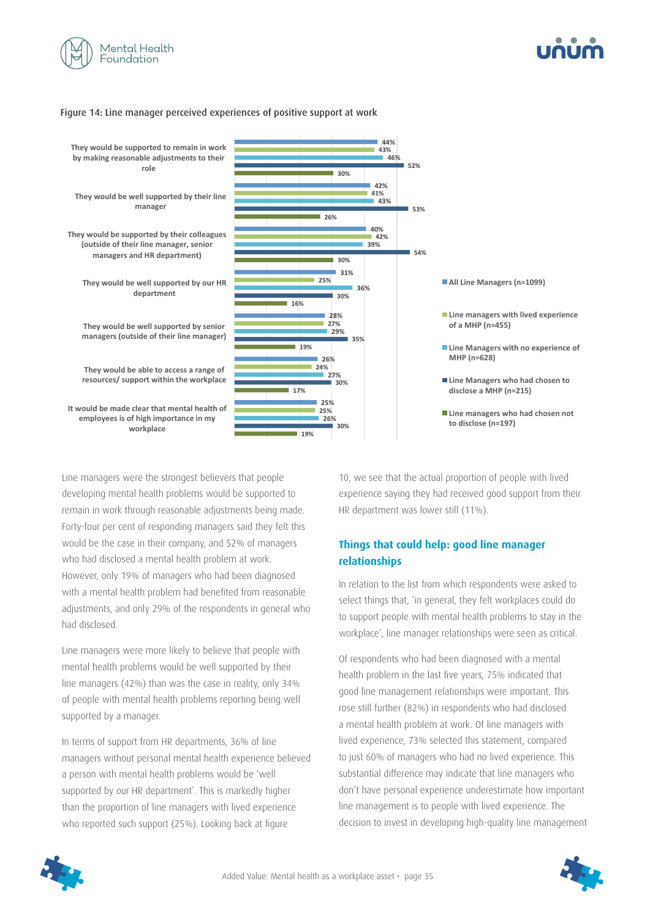Figure 14: Line manager perceived experiences of positive support at work

| | All Line Managers (n=1099) | Line managers with lived experience of a MHP (n=455) | Line Managers with no experience of MHP (n=628) | Line Managers who had chosen to disclose a MHP (n=215) | Line managers who had chosen not to disclose (n=197) |
|---|---|---|---|---|---|
| They would be supported to remain in work by making reasonable adjustments to their role | 44% | 43% | 46% | 52% | 30% |
| They would be well supported by their line manager | 42% | 41% | 43% | 53% | 26% |
| They would be supported by their colleagues (outside of their line manager, senior managers and HR department) | 40% | 42% | 39% | 54% | 30% |
| They would be well supported by our HR department | 31% | 25% | 36% | 30% | 16% |
| They would be well supported by senior managers (outside of their line manager) | 28% | 27% | 29% | 35% | 19% |
| They would be able to access a range of resources/ support within the workplace | 26% | 24% | 27% | 30% | 17% |
| It would be made clear that mental health of employees is of high importance in my workplace | 25% | 25% | 26% | 30% | 19% |

Line managers were the strongest believers that people developing mental health problems would be supported to remain in work through reasonable adjustments being made. Forty-four per cent of responding managers said they felt this would be the case in their company, and 52% of managers who had disclosed a mental health problem at work. However, only 19% of managers who had been diagnosed with a mental health problem had benefited from reasonable adjustments, and only 29% of the respondents in general who had disclosed.

Line managers were more likely to believe that people with mental health problems would be well supported by their line managers (42%) than was the case in reality, only 34% of people with mental health problems reporting being well supported by a manager.

In terms of support from HR departments, 36% of line managers without personal mental health experience believed a person with mental health problems would be 'well supported by our HR department'. This is markedly higher than the proportion of line managers with lived experience who reported such support (25%). Looking back at figure 10, we see that the actual proportion of people with lived experience saying they had received good support from their HR department was lower still (11%).

## Things that could help: good line manager relationships

In relation to the list from which respondents were asked to select things that, 'in general, they felt workplaces could do to support people with mental health problems to stay in the workplace', line manager relationships were seen as critical.

Of respondents who had been diagnosed with a mental health problem in the last five years, 75% indicated that good line management relationships were important. This rose still further (82%) in respondents who had disclosed a mental health problem at work. Of line managers with lived experience, 73% selected this statement, compared to just 60% of managers who had no lived experience. This substantial difference may indicate that line managers who don't have personal experience underestimate how important line management is to people with lived experience. The decision to invest in developing high-quality line management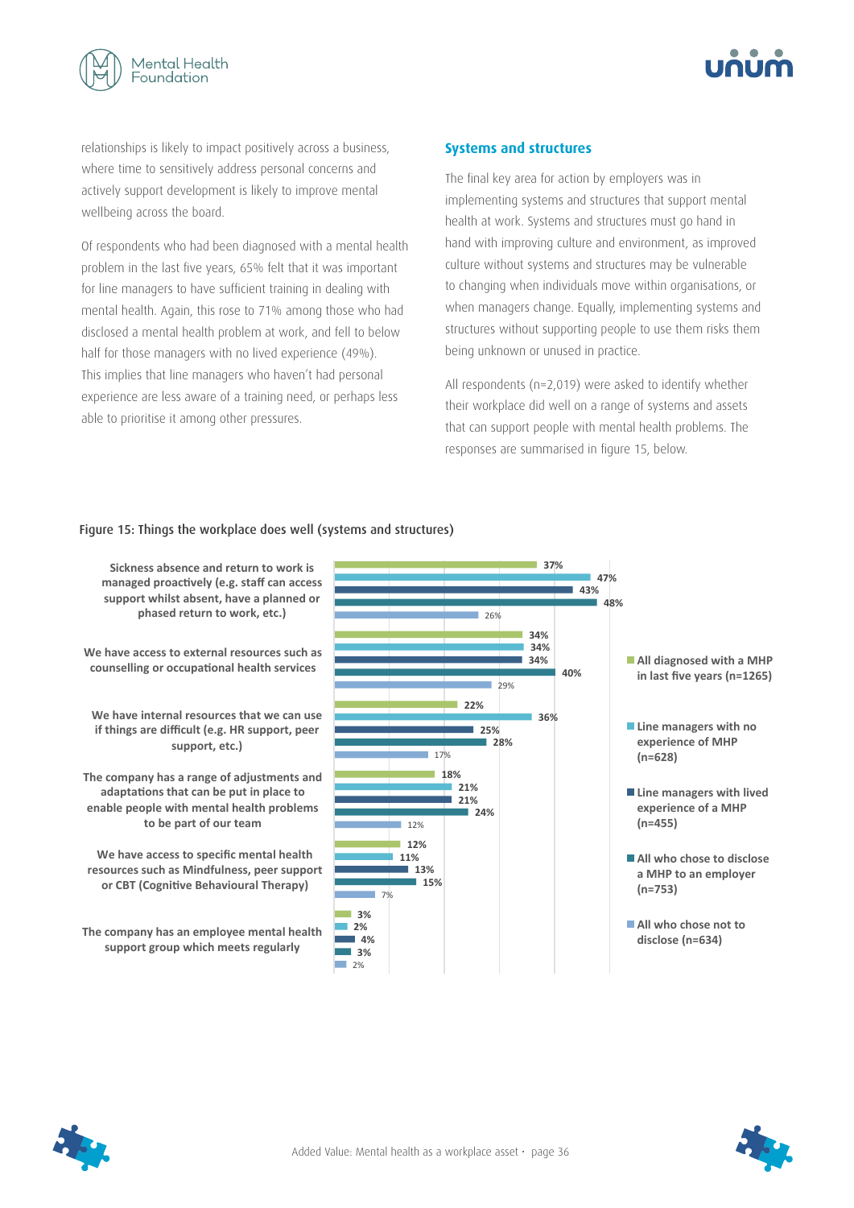relationships is likely to impact positively across a business, where time to sensitively address personal concerns and actively support development is likely to improve mental wellbeing across the board.

Of respondents who had been diagnosed with a mental health problem in the last five years, 65% felt that it was important for line managers to have sufficient training in dealing with mental health. Again, this rose to 71% among those who had disclosed a mental health problem at work, and fell to below half for those managers with no lived experience (49%). This implies that line managers who haven't had personal experience are less aware of a training need, or perhaps less able to prioritise it among other pressures.

### Systems and structures

The final key area for action by employers was in implementing systems and structures that support mental health at work. Systems and structures must go hand in hand with improving culture and environment, as improved culture without systems and structures may be vulnerable to changing when individuals move within organisations, or when managers change. Equally, implementing systems and structures without supporting people to use them risks them being unknown or unused in practice.

All respondents (n=2,019) were asked to identify whether their workplace did well on a range of systems and assets that can support people with mental health problems. The responses are summarised in figure 15, below.

Figure 15: Things the workplace does well (systems and structures)

| | All diagnosed with a MHP in last five years (n=1265) | Line managers with no experience of MHP (n=628) | Line managers with lived experience of a MHP (n=455) | All who chose to disclose a MHP to an employer (n=753) | All who chose not to disclose (n=634) |
|---|---|---|---|---|---|
| Sickness absence and return to work is managed proactively (e.g. staff can access support whilst absent, have a planned or phased return to work, etc.) | 37% | 47% | 43% | 48% | 26% |
| We have access to external resources such as counselling or occupational health services | 34% | 34% | 34% | 40% | 29% |
| We have internal resources that we can use if things are difficult (e.g. HR support, peer support, etc.) | 22% | 36% | 25% | 28% | 17% |
| The company has a range of adjustments and adaptations that can be put in place to enable people with mental health problems to be part of our team | 18% | 21% | 21% | 24% | 12% |
| We have access to specific mental health resources such as Mindfulness, peer support or CBT (Cognitive Behavioural Therapy) | 12% | 11% | 13% | 15% | 7% |
| The company has an employee mental health support group which meets regularly | 3% | 2% | 4% | 3% | 2% |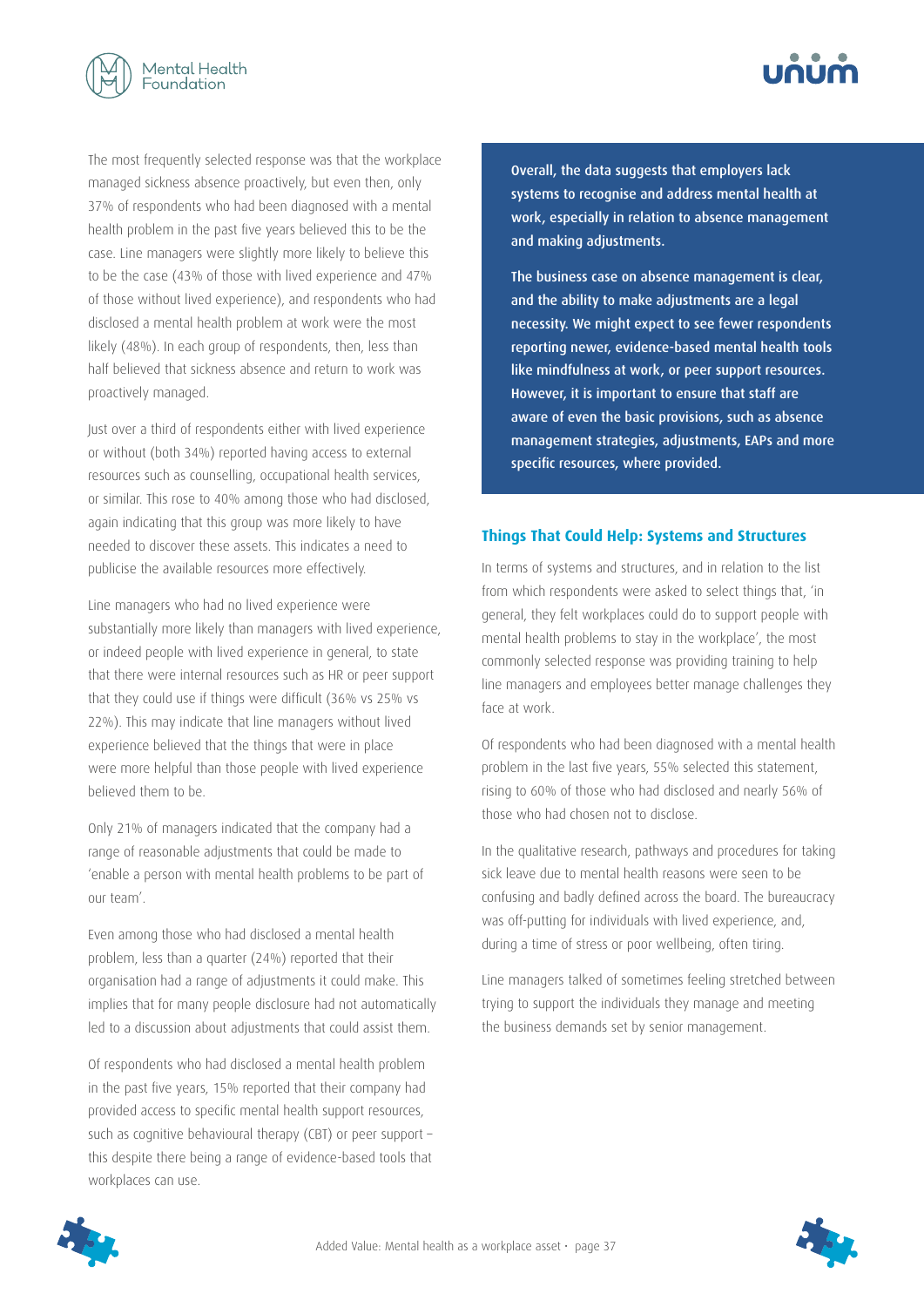The most frequently selected response was that the workplace managed sickness absence proactively, but even then, only 37% of respondents who had been diagnosed with a mental health problem in the past five years believed this to be the case. Line managers were slightly more likely to believe this to be the case (43% of those with lived experience and 47% of those without lived experience), and respondents who had disclosed a mental health problem at work were the most likely (48%). In each group of respondents, then, less than half believed that sickness absence and return to work was proactively managed.

Just over a third of respondents either with lived experience or without (both 34%) reported having access to external resources such as counselling, occupational health services, or similar. This rose to 40% among those who had disclosed, again indicating that this group was more likely to have needed to discover these assets. This indicates a need to publicise the available resources more effectively.

Line managers who had no lived experience were substantially more likely than managers with lived experience, or indeed people with lived experience in general, to state that there were internal resources such as HR or peer support that they could use if things were difficult (36% vs 25% vs 22%). This may indicate that line managers without lived experience believed that the things that were in place were more helpful than those people with lived experience believed them to be.

Only 21% of managers indicated that the company had a range of reasonable adjustments that could be made to 'enable a person with mental health problems to be part of our team'.

Even among those who had disclosed a mental health problem, less than a quarter (24%) reported that their organisation had a range of adjustments it could make. This implies that for many people disclosure had not automatically led to a discussion about adjustments that could assist them.

Of respondents who had disclosed a mental health problem in the past five years, 15% reported that their company had provided access to specific mental health support resources, such as cognitive behavioural therapy (CBT) or peer support – this despite there being a range of evidence-based tools that workplaces can use.

**Overall, the data suggests that employers lack systems to recognise and address mental health at work, especially in relation to absence management and making adjustments.**

**The business case on absence management is clear, and the ability to make adjustments are a legal necessity. We might expect to see fewer respondents reporting newer, evidence-based mental health tools like mindfulness at work, or peer support resources. However, it is important to ensure that staff are aware of even the basic provisions, such as absence management strategies, adjustments, EAPs and more specific resources, where provided.**

### Things That Could Help: Systems and Structures

In terms of systems and structures, and in relation to the list from which respondents were asked to select things that, 'in general, they felt workplaces could do to support people with mental health problems to stay in the workplace', the most commonly selected response was providing training to help line managers and employees better manage challenges they face at work.

Of respondents who had been diagnosed with a mental health problem in the last five years, 55% selected this statement, rising to 60% of those who had disclosed and nearly 56% of those who had chosen not to disclose.

In the qualitative research, pathways and procedures for taking sick leave due to mental health reasons were seen to be confusing and badly defined across the board. The bureaucracy was off-putting for individuals with lived experience, and, during a time of stress or poor wellbeing, often tiring.

Line managers talked of sometimes feeling stretched between trying to support the individuals they manage and meeting the business demands set by senior management.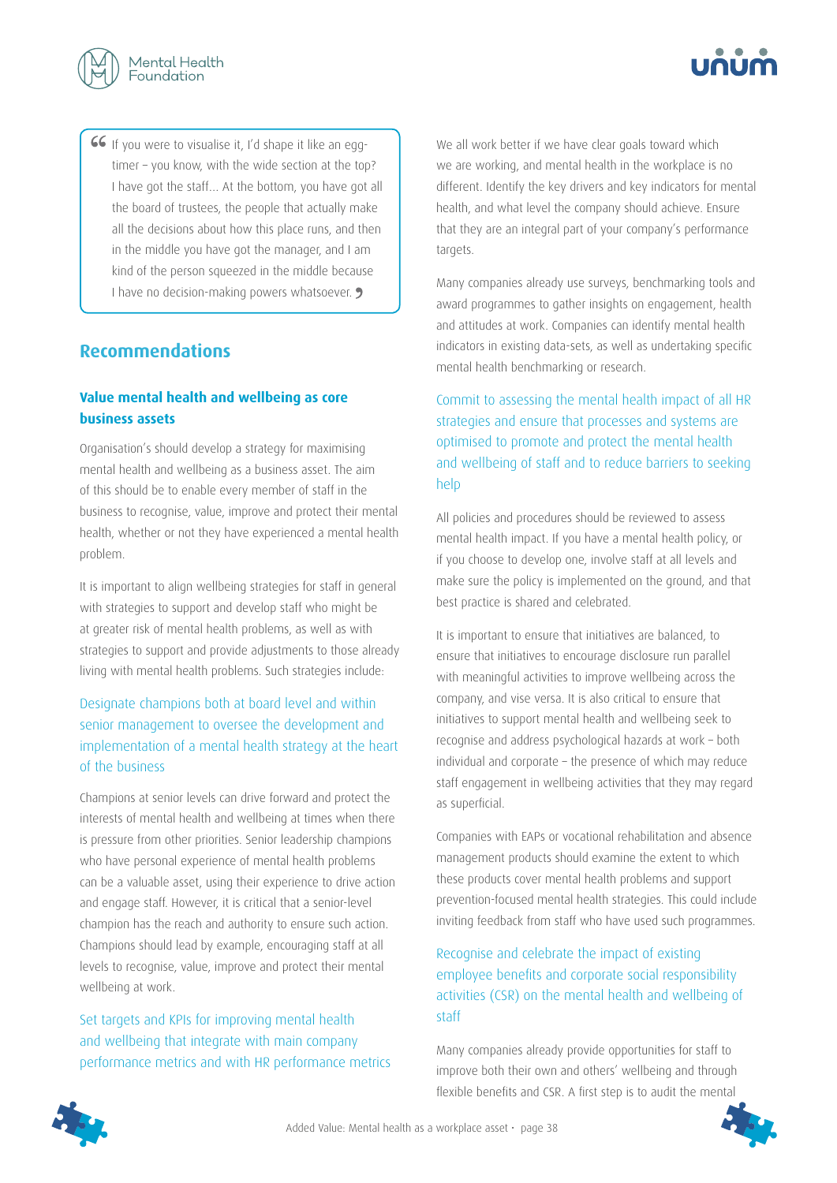> If you were to visualise it, I'd shape it like an egg-timer – you know, with the wide section at the top? I have got the staff... At the bottom, you have got all the board of trustees, the people that actually make all the decisions about how this place runs, and then in the middle you have got the manager, and I am kind of the person squeezed in the middle because I have no decision-making powers whatsoever.

## Recommendations

### Value mental health and wellbeing as core business assets

Organisation's should develop a strategy for maximising mental health and wellbeing as a business asset. The aim of this should be to enable every member of staff in the business to recognise, value, improve and protect their mental health, whether or not they have experienced a mental health problem.

It is important to align wellbeing strategies for staff in general with strategies to support and develop staff who might be at greater risk of mental health problems, as well as with strategies to support and provide adjustments to those already living with mental health problems. Such strategies include:

#### Designate champions both at board level and within senior management to oversee the development and implementation of a mental health strategy at the heart of the business

Champions at senior levels can drive forward and protect the interests of mental health and wellbeing at times when there is pressure from other priorities. Senior leadership champions who have personal experience of mental health problems can be a valuable asset, using their experience to drive action and engage staff. However, it is critical that a senior-level champion has the reach and authority to ensure such action. Champions should lead by example, encouraging staff at all levels to recognise, value, improve and protect their mental wellbeing at work.

#### Set targets and KPIs for improving mental health and wellbeing that integrate with main company performance metrics and with HR performance metrics

We all work better if we have clear goals toward which we are working, and mental health in the workplace is no different. Identify the key drivers and key indicators for mental health, and what level the company should achieve. Ensure that they are an integral part of your company's performance targets.

Many companies already use surveys, benchmarking tools and award programmes to gather insights on engagement, health and attitudes at work. Companies can identify mental health indicators in existing data-sets, as well as undertaking specific mental health benchmarking or research.

#### Commit to assessing the mental health impact of all HR strategies and ensure that processes and systems are optimised to promote and protect the mental health and wellbeing of staff and to reduce barriers to seeking help

All policies and procedures should be reviewed to assess mental health impact. If you have a mental health policy, or if you choose to develop one, involve staff at all levels and make sure the policy is implemented on the ground, and that best practice is shared and celebrated.

It is important to ensure that initiatives are balanced, to ensure that initiatives to encourage disclosure run parallel with meaningful activities to improve wellbeing across the company, and vise versa. It is also critical to ensure that initiatives to support mental health and wellbeing seek to recognise and address psychological hazards at work – both individual and corporate – the presence of which may reduce staff engagement in wellbeing activities that they may regard as superficial.

Companies with EAPs or vocational rehabilitation and absence management products should examine the extent to which these products cover mental health problems and support prevention-focused mental health strategies. This could include inviting feedback from staff who have used such programmes.

#### Recognise and celebrate the impact of existing employee benefits and corporate social responsibility activities (CSR) on the mental health and wellbeing of staff

Many companies already provide opportunities for staff to improve both their own and others' wellbeing and through flexible benefits and CSR. A first step is to audit the mental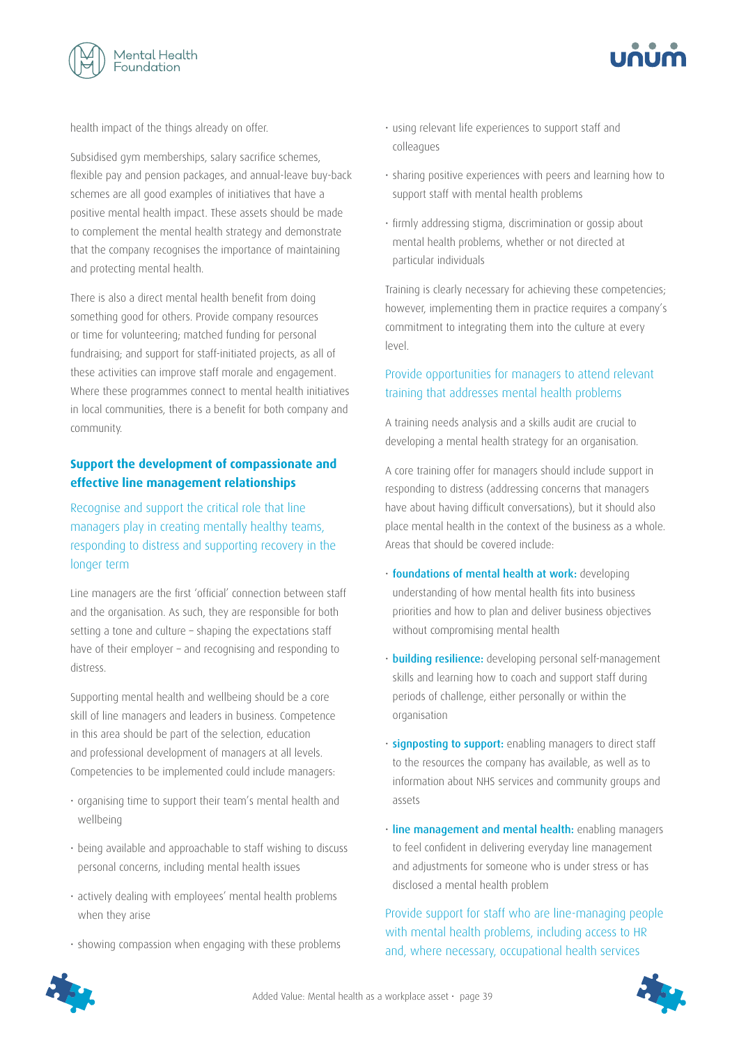health impact of the things already on offer.

Subsidised gym memberships, salary sacrifice schemes, flexible pay and pension packages, and annual-leave buy-back schemes are all good examples of initiatives that have a positive mental health impact. These assets should be made to complement the mental health strategy and demonstrate that the company recognises the importance of maintaining and protecting mental health.

There is also a direct mental health benefit from doing something good for others. Provide company resources or time for volunteering; matched funding for personal fundraising; and support for staff-initiated projects, as all of these activities can improve staff morale and engagement. Where these programmes connect to mental health initiatives in local communities, there is a benefit for both company and community.

## Support the development of compassionate and effective line management relationships

### Recognise and support the critical role that line managers play in creating mentally healthy teams, responding to distress and supporting recovery in the longer term

Line managers are the first 'official' connection between staff and the organisation. As such, they are responsible for both setting a tone and culture – shaping the expectations staff have of their employer – and recognising and responding to distress.

Supporting mental health and wellbeing should be a core skill of line managers and leaders in business. Competence in this area should be part of the selection, education and professional development of managers at all levels. Competencies to be implemented could include managers:

- organising time to support their team's mental health and wellbeing
- being available and approachable to staff wishing to discuss personal concerns, including mental health issues
- actively dealing with employees' mental health problems when they arise
- showing compassion when engaging with these problems
- using relevant life experiences to support staff and colleagues
- sharing positive experiences with peers and learning how to support staff with mental health problems
- firmly addressing stigma, discrimination or gossip about mental health problems, whether or not directed at particular individuals

Training is clearly necessary for achieving these competencies; however, implementing them in practice requires a company's commitment to integrating them into the culture at every level.

### Provide opportunities for managers to attend relevant training that addresses mental health problems

A training needs analysis and a skills audit are crucial to developing a mental health strategy for an organisation.

A core training offer for managers should include support in responding to distress (addressing concerns that managers have about having difficult conversations), but it should also place mental health in the context of the business as a whole. Areas that should be covered include:

- **foundations of mental health at work:** developing understanding of how mental health fits into business priorities and how to plan and deliver business objectives without compromising mental health
- **building resilience:** developing personal self-management skills and learning how to coach and support staff during periods of challenge, either personally or within the organisation
- **signposting to support:** enabling managers to direct staff to the resources the company has available, as well as to information about NHS services and community groups and assets
- **line management and mental health:** enabling managers to feel confident in delivering everyday line management and adjustments for someone who is under stress or has disclosed a mental health problem

### Provide support for staff who are line-managing people with mental health problems, including access to HR and, where necessary, occupational health services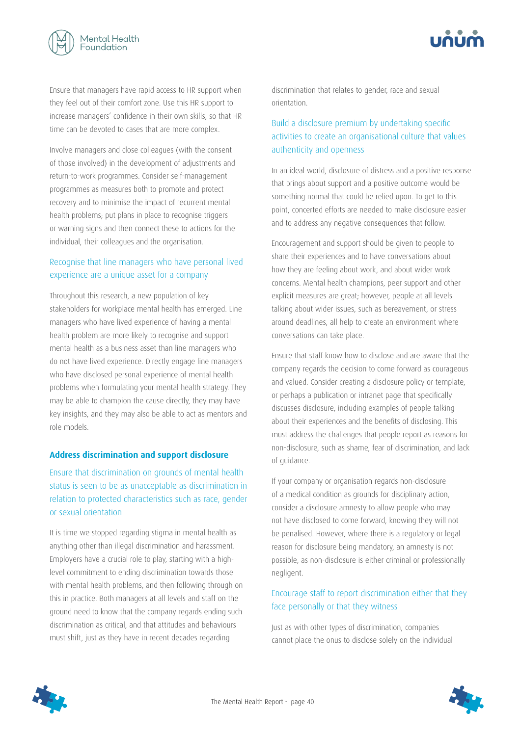Ensure that managers have rapid access to HR support when they feel out of their comfort zone. Use this HR support to increase managers' confidence in their own skills, so that HR time can be devoted to cases that are more complex.

Involve managers and close colleagues (with the consent of those involved) in the development of adjustments and return-to-work programmes. Consider self-management programmes as measures both to promote and protect recovery and to minimise the impact of recurrent mental health problems; put plans in place to recognise triggers or warning signs and then connect these to actions for the individual, their colleagues and the organisation.

### Recognise that line managers who have personal lived experience are a unique asset for a company

Throughout this research, a new population of key stakeholders for workplace mental health has emerged. Line managers who have lived experience of having a mental health problem are more likely to recognise and support mental health as a business asset than line managers who do not have lived experience. Directly engage line managers who have disclosed personal experience of mental health problems when formulating your mental health strategy. They may be able to champion the cause directly, they may have key insights, and they may also be able to act as mentors and role models.

## Address discrimination and support disclosure

### Ensure that discrimination on grounds of mental health status is seen to be as unacceptable as discrimination in relation to protected characteristics such as race, gender or sexual orientation

It is time we stopped regarding stigma in mental health as anything other than illegal discrimination and harassment. Employers have a crucial role to play, starting with a high-level commitment to ending discrimination towards those with mental health problems, and then following through on this in practice. Both managers at all levels and staff on the ground need to know that the company regards ending such discrimination as critical, and that attitudes and behaviours must shift, just as they have in recent decades regarding discrimination that relates to gender, race and sexual orientation.

### Build a disclosure premium by undertaking specific activities to create an organisational culture that values authenticity and openness

In an ideal world, disclosure of distress and a positive response that brings about support and a positive outcome would be something normal that could be relied upon. To get to this point, concerted efforts are needed to make disclosure easier and to address any negative consequences that follow.

Encouragement and support should be given to people to share their experiences and to have conversations about how they are feeling about work, and about wider work concerns. Mental health champions, peer support and other explicit measures are great; however, people at all levels talking about wider issues, such as bereavement, or stress around deadlines, all help to create an environment where conversations can take place.

Ensure that staff know how to disclose and are aware that the company regards the decision to come forward as courageous and valued. Consider creating a disclosure policy or template, or perhaps a publication or intranet page that specifically discusses disclosure, including examples of people talking about their experiences and the benefits of disclosing. This must address the challenges that people report as reasons for non-disclosure, such as shame, fear of discrimination, and lack of guidance.

If your company or organisation regards non-disclosure of a medical condition as grounds for disciplinary action, consider a disclosure amnesty to allow people who may not have disclosed to come forward, knowing they will not be penalised. However, where there is a regulatory or legal reason for disclosure being mandatory, an amnesty is not possible, as non-disclosure is either criminal or professionally negligent.

### Encourage staff to report discrimination either that they face personally or that they witness

Just as with other types of discrimination, companies cannot place the onus to disclose solely on the individual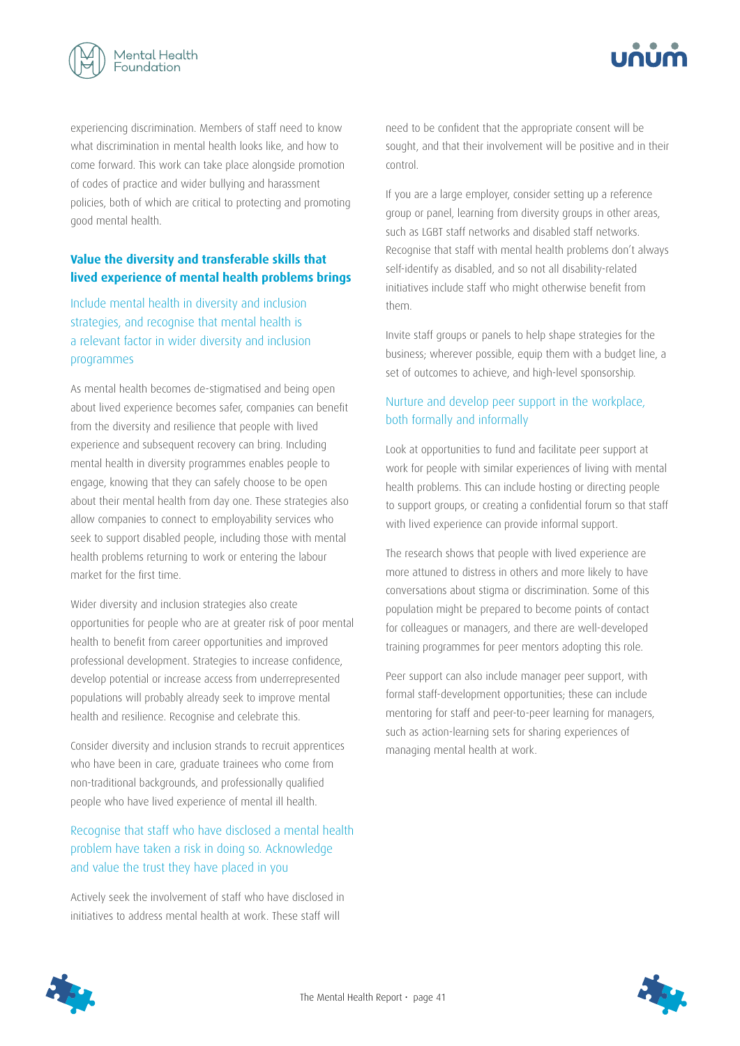experiencing discrimination. Members of staff need to know what discrimination in mental health looks like, and how to come forward. This work can take place alongside promotion of codes of practice and wider bullying and harassment policies, both of which are critical to protecting and promoting good mental health.

### Value the diversity and transferable skills that lived experience of mental health problems brings

#### Include mental health in diversity and inclusion strategies, and recognise that mental health is a relevant factor in wider diversity and inclusion programmes

As mental health becomes de-stigmatised and being open about lived experience becomes safer, companies can benefit from the diversity and resilience that people with lived experience and subsequent recovery can bring. Including mental health in diversity programmes enables people to engage, knowing that they can safely choose to be open about their mental health from day one. These strategies also allow companies to connect to employability services who seek to support disabled people, including those with mental health problems returning to work or entering the labour market for the first time.

Wider diversity and inclusion strategies also create opportunities for people who are at greater risk of poor mental health to benefit from career opportunities and improved professional development. Strategies to increase confidence, develop potential or increase access from underrepresented populations will probably already seek to improve mental health and resilience. Recognise and celebrate this.

Consider diversity and inclusion strands to recruit apprentices who have been in care, graduate trainees who come from non-traditional backgrounds, and professionally qualified people who have lived experience of mental ill health.

#### Recognise that staff who have disclosed a mental health problem have taken a risk in doing so. Acknowledge and value the trust they have placed in you

Actively seek the involvement of staff who have disclosed in initiatives to address mental health at work. These staff will need to be confident that the appropriate consent will be sought, and that their involvement will be positive and in their control.

If you are a large employer, consider setting up a reference group or panel, learning from diversity groups in other areas, such as LGBT staff networks and disabled staff networks. Recognise that staff with mental health problems don't always self-identify as disabled, and so not all disability-related initiatives include staff who might otherwise benefit from them.

Invite staff groups or panels to help shape strategies for the business; wherever possible, equip them with a budget line, a set of outcomes to achieve, and high-level sponsorship.

#### Nurture and develop peer support in the workplace, both formally and informally

Look at opportunities to fund and facilitate peer support at work for people with similar experiences of living with mental health problems. This can include hosting or directing people to support groups, or creating a confidential forum so that staff with lived experience can provide informal support.

The research shows that people with lived experience are more attuned to distress in others and more likely to have conversations about stigma or discrimination. Some of this population might be prepared to become points of contact for colleagues or managers, and there are well-developed training programmes for peer mentors adopting this role.

Peer support can also include manager peer support, with formal staff-development opportunities; these can include mentoring for staff and peer-to-peer learning for managers, such as action-learning sets for sharing experiences of managing mental health at work.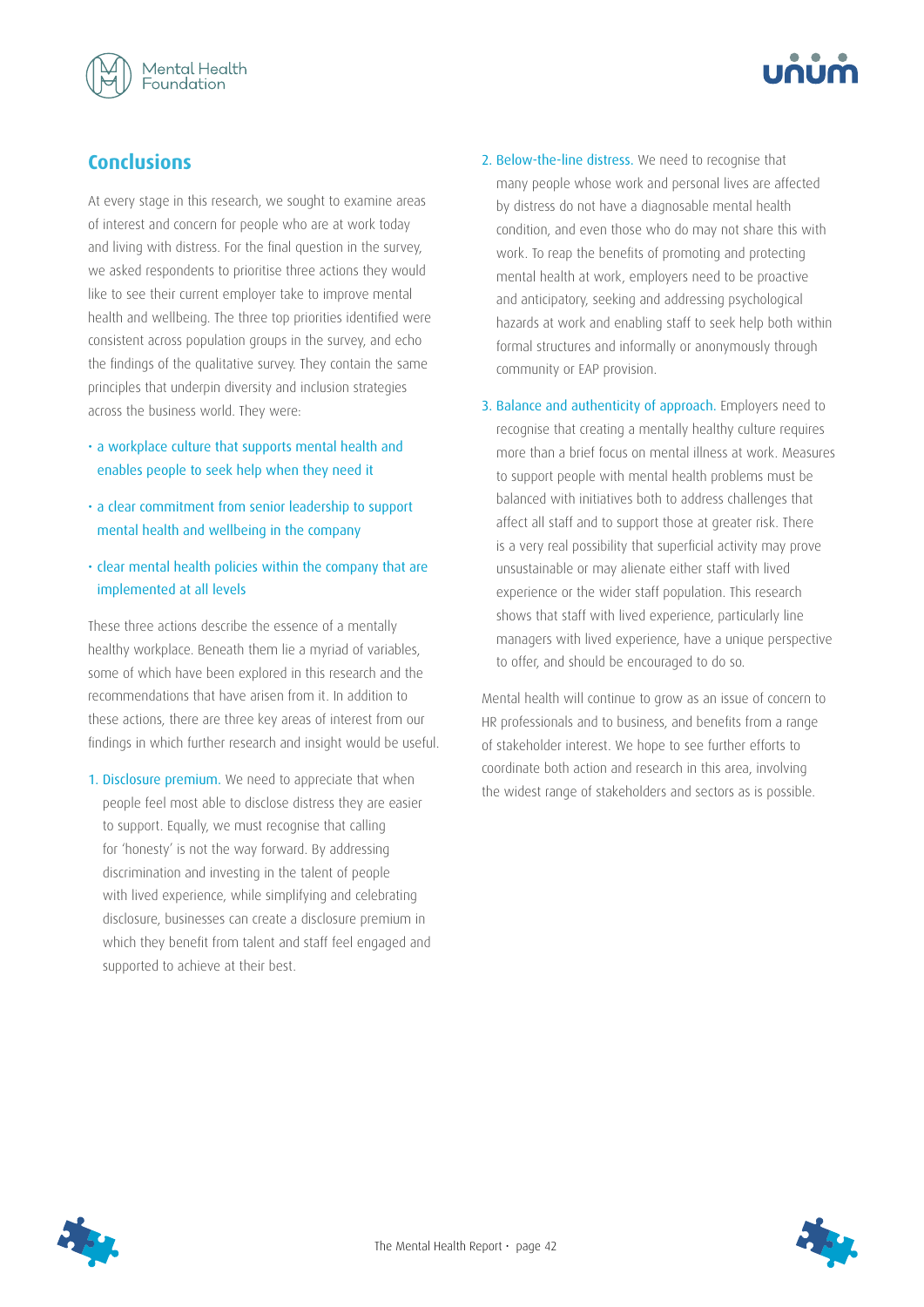## Conclusions

At every stage in this research, we sought to examine areas of interest and concern for people who are at work today and living with distress. For the final question in the survey, we asked respondents to prioritise three actions they would like to see their current employer take to improve mental health and wellbeing. The three top priorities identified were consistent across population groups in the survey, and echo the findings of the qualitative survey. They contain the same principles that underpin diversity and inclusion strategies across the business world. They were:

- a workplace culture that supports mental health and enables people to seek help when they need it
- a clear commitment from senior leadership to support mental health and wellbeing in the company
- clear mental health policies within the company that are implemented at all levels

These three actions describe the essence of a mentally healthy workplace. Beneath them lie a myriad of variables, some of which have been explored in this research and the recommendations that have arisen from it. In addition to these actions, there are three key areas of interest from our findings in which further research and insight would be useful.

1. Disclosure premium. We need to appreciate that when people feel most able to disclose distress they are easier to support. Equally, we must recognise that calling for 'honesty' is not the way forward. By addressing discrimination and investing in the talent of people with lived experience, while simplifying and celebrating disclosure, businesses can create a disclosure premium in which they benefit from talent and staff feel engaged and supported to achieve at their best.

2. Below-the-line distress. We need to recognise that many people whose work and personal lives are affected by distress do not have a diagnosable mental health condition, and even those who do may not share this with work. To reap the benefits of promoting and protecting mental health at work, employers need to be proactive and anticipatory, seeking and addressing psychological hazards at work and enabling staff to seek help both within formal structures and informally or anonymously through community or EAP provision.

3. Balance and authenticity of approach. Employers need to recognise that creating a mentally healthy culture requires more than a brief focus on mental illness at work. Measures to support people with mental health problems must be balanced with initiatives both to address challenges that affect all staff and to support those at greater risk. There is a very real possibility that superficial activity may prove unsustainable or may alienate either staff with lived experience or the wider staff population. This research shows that staff with lived experience, particularly line managers with lived experience, have a unique perspective to offer, and should be encouraged to do so.

Mental health will continue to grow as an issue of concern to HR professionals and to business, and benefits from a range of stakeholder interest. We hope to see further efforts to coordinate both action and research in this area, involving the widest range of stakeholders and sectors as is possible.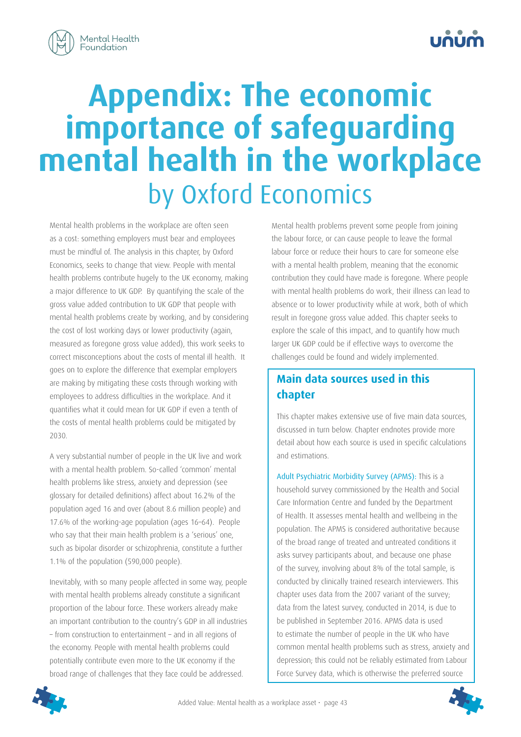# Appendix: The economic importance of safeguarding mental health in the workplace by Oxford Economics

Mental health problems in the workplace are often seen as a cost: something employers must bear and employees must be mindful of. The analysis in this chapter, by Oxford Economics, seeks to change that view. People with mental health problems contribute hugely to the UK economy, making a major difference to UK GDP. By quantifying the scale of the gross value added contribution to UK GDP that people with mental health problems create by working, and by considering the cost of lost working days or lower productivity (again, measured as foregone gross value added), this work seeks to correct misconceptions about the costs of mental ill health. It goes on to explore the difference that exemplar employers are making by mitigating these costs through working with employees to address difficulties in the workplace. And it quantifies what it could mean for UK GDP if even a tenth of the costs of mental health problems could be mitigated by 2030.

A very substantial number of people in the UK live and work with a mental health problem. So-called 'common' mental health problems like stress, anxiety and depression (see glossary for detailed definitions) affect about 16.2% of the population aged 16 and over (about 8.6 million people) and 17.6% of the working-age population (ages 16–64). People who say that their main health problem is a 'serious' one, such as bipolar disorder or schizophrenia, constitute a further 1.1% of the population (590,000 people).

Inevitably, with so many people affected in some way, people with mental health problems already constitute a significant proportion of the labour force. These workers already make an important contribution to the country's GDP in all industries – from construction to entertainment – and in all regions of the economy. People with mental health problems could potentially contribute even more to the UK economy if the broad range of challenges that they face could be addressed.

Mental health problems prevent some people from joining the labour force, or can cause people to leave the formal labour force or reduce their hours to care for someone else with a mental health problem, meaning that the economic contribution they could have made is foregone. Where people with mental health problems do work, their illness can lead to absence or to lower productivity while at work, both of which result in foregone gross value added. This chapter seeks to explore the scale of this impact, and to quantify how much larger UK GDP could be if effective ways to overcome the challenges could be found and widely implemented.

## Main data sources used in this chapter

This chapter makes extensive use of five main data sources, discussed in turn below. Chapter endnotes provide more detail about how each source is used in specific calculations and estimations.

Adult Psychiatric Morbidity Survey (APMS): This is a household survey commissioned by the Health and Social Care Information Centre and funded by the Department of Health. It assesses mental health and wellbeing in the population. The APMS is considered authoritative because of the broad range of treated and untreated conditions it asks survey participants about, and because one phase of the survey, involving about 8% of the total sample, is conducted by clinically trained research interviewers. This chapter uses data from the 2007 variant of the survey; data from the latest survey, conducted in 2014, is due to be published in September 2016. APMS data is used to estimate the number of people in the UK who have common mental health problems such as stress, anxiety and depression; this could not be reliably estimated from Labour Force Survey data, which is otherwise the preferred source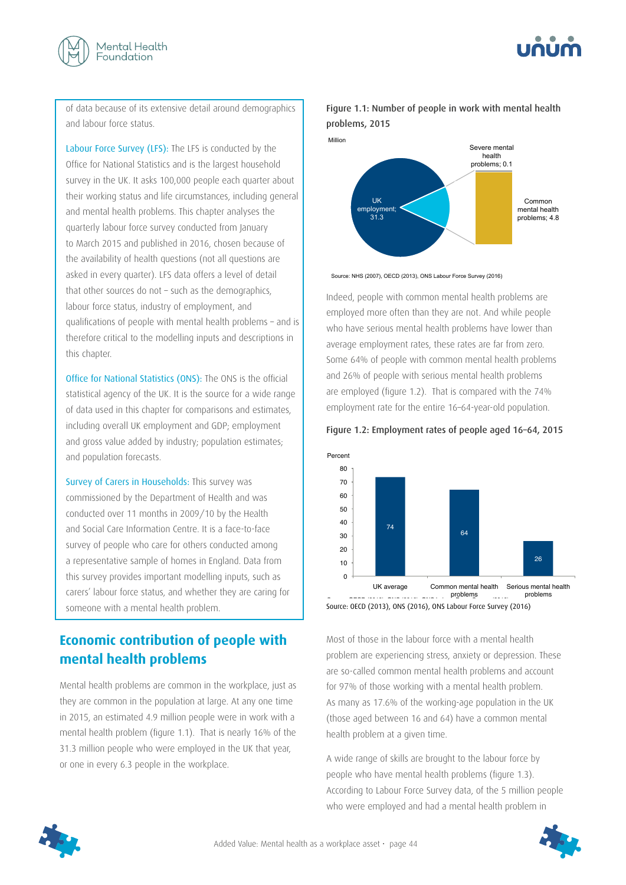of data because of its extensive detail around demographics and labour force status.

Labour Force Survey (LFS): The LFS is conducted by the Office for National Statistics and is the largest household survey in the UK. It asks 100,000 people each quarter about their working status and life circumstances, including general and mental health problems. This chapter analyses the quarterly labour force survey conducted from January to March 2015 and published in 2016, chosen because of the availability of health questions (not all questions are asked in every quarter). LFS data offers a level of detail that other sources do not – such as the demographics, labour force status, industry of employment, and qualifications of people with mental health problems – and is therefore critical to the modelling inputs and descriptions in this chapter.

Office for National Statistics (ONS): The ONS is the official statistical agency of the UK. It is the source for a wide range of data used in this chapter for comparisons and estimates, including overall UK employment and GDP; employment and gross value added by industry; population estimates; and population forecasts.

Survey of Carers in Households: This survey was commissioned by the Department of Health and was conducted over 11 months in 2009/10 by the Health and Social Care Information Centre. It is a face-to-face survey of people who care for others conducted among a representative sample of homes in England. Data from this survey provides important modelling inputs, such as carers' labour force status, and whether they are caring for someone with a mental health problem.

## Economic contribution of people with mental health problems

Mental health problems are common in the workplace, just as they are common in the population at large. At any one time in 2015, an estimated 4.9 million people were in work with a mental health problem (figure 1.1). That is nearly 16% of the 31.3 million people who were employed in the UK that year, or one in every 6.3 people in the workplace.

**Figure 1.1: Number of people in work with mental health problems, 2015**

Million

| Category | Million |
|---|---|
| UK employment | 31.3 |
| Common mental health problems | 4.8 |
| Severe mental health problems | 0.1 |

Source: NHS (2007), OECD (2013), ONS Labour Force Survey (2016)

Indeed, people with common mental health problems are employed more often than they are not. And while people who have serious mental health problems have lower than average employment rates, these rates are far from zero. Some 64% of people with common mental health problems and 26% of people with serious mental health problems are employed (figure 1.2). That is compared with the 74% employment rate for the entire 16–64-year-old population.

**Figure 1.2: Employment rates of people aged 16–64, 2015**

Percent

| Group | Percent |
|---|---|
| UK average | 74 |
| Common mental health problems | 64 |
| Serious mental health problems | 26 |

Source: OECD (2013), ONS (2016), ONS Labour Force Survey (2016)

Most of those in the labour force with a mental health problem are experiencing stress, anxiety or depression. These are so-called common mental health problems and account for 97% of those working with a mental health problem. As many as 17.6% of the working-age population in the UK (those aged between 16 and 64) have a common mental health problem at a given time.

A wide range of skills are brought to the labour force by people who have mental health problems (figure 1.3). According to Labour Force Survey data, of the 5 million people who were employed and had a mental health problem in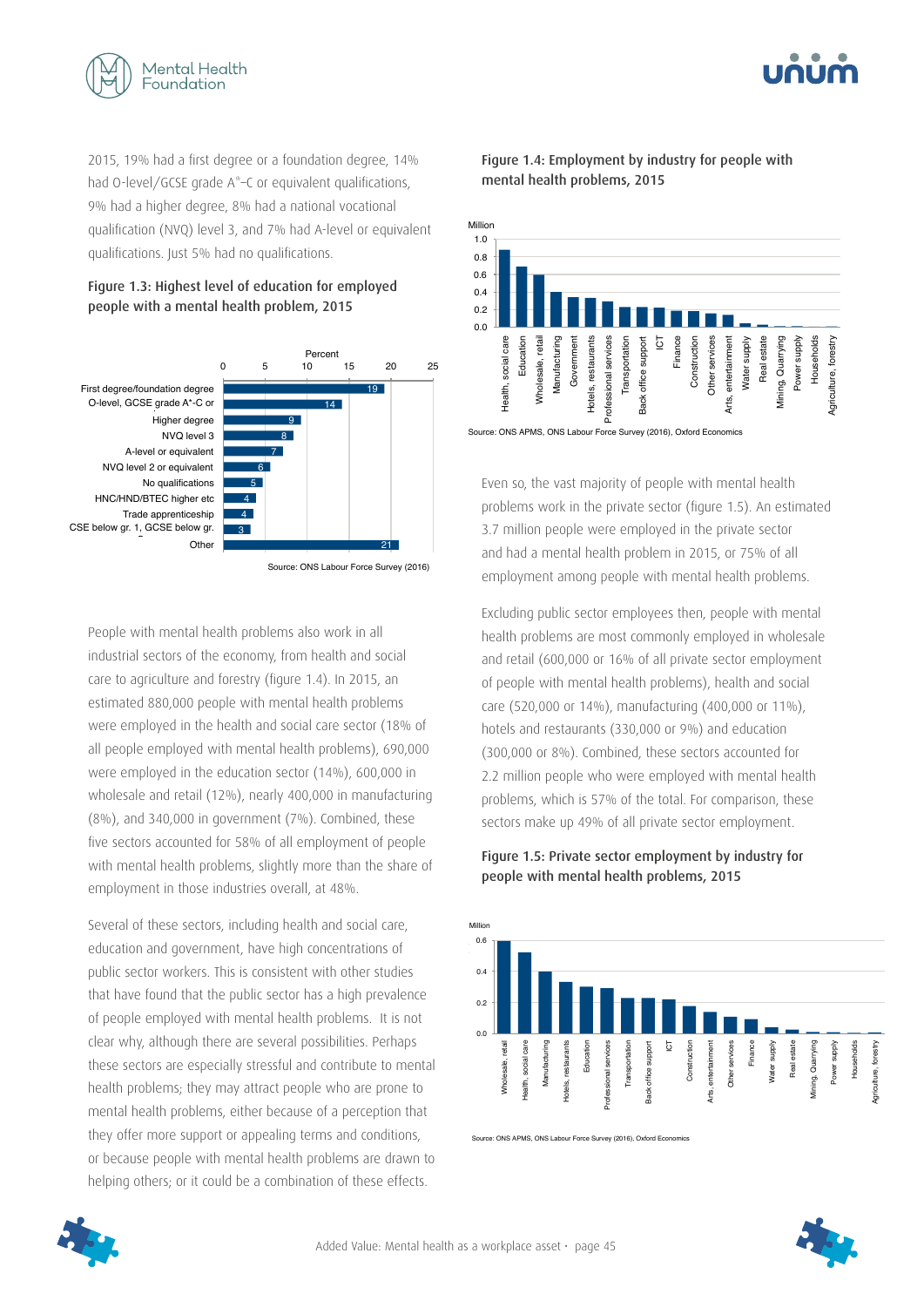2015, 19% had a first degree or a foundation degree, 14% had O-level/GCSE grade A*–C or equivalent qualifications, 9% had a higher degree, 8% had a national vocational qualification (NVQ) level 3, and 7% had A-level or equivalent qualifications. Just 5% had no qualifications.

**Figure 1.3: Highest level of education for employed people with a mental health problem, 2015**

| Education level | Percent |
|---|---|
| First degree/foundation degree | 19 |
| O-level, GCSE grade A*-C or | 14 |
| Higher degree | 9 |
| NVQ level 3 | 8 |
| A-level or equivalent | 7 |
| NVQ level 2 or equivalent | 6 |
| No qualifications | 5 |
| HNC/HND/BTEC higher etc | 4 |
| Trade apprenticeship | 4 |
| CSE below gr. 1, GCSE below gr. | 3 |
| Other | 21 |

Source: ONS Labour Force Survey (2016)

People with mental health problems also work in all industrial sectors of the economy, from health and social care to agriculture and forestry (figure 1.4). In 2015, an estimated 880,000 people with mental health problems were employed in the health and social care sector (18% of all people employed with mental health problems), 690,000 were employed in the education sector (14%), 600,000 in wholesale and retail (12%), nearly 400,000 in manufacturing (8%), and 340,000 in government (7%). Combined, these five sectors accounted for 58% of all employment of people with mental health problems, slightly more than the share of employment in those industries overall, at 48%.

Several of these sectors, including health and social care, education and government, have high concentrations of public sector workers. This is consistent with other studies that have found that the public sector has a high prevalence of people employed with mental health problems. It is not clear why, although there are several possibilities. Perhaps these sectors are especially stressful and contribute to mental health problems; they may attract people who are prone to mental health problems, either because of a perception that they offer more support or appealing terms and conditions, or because people with mental health problems are drawn to helping others; or it could be a combination of these effects.

**Figure 1.4: Employment by industry for people with mental health problems, 2015**

Million (y-axis 0.0–1.0). Industries shown in descending order: Health, social care; Education; Wholesale, retail; Manufacturing; Government; Hotels, restaurants; Professional services; Transportation; Back office support; ICT; Finance; Construction; Other services; Arts, entertainment; Water supply; Real estate; Mining, Quarrying; Power supply; Households; Agriculture, forestry

Source: ONS APMS, ONS Labour Force Survey (2016), Oxford Economics

Even so, the vast majority of people with mental health problems work in the private sector (figure 1.5). An estimated 3.7 million people were employed in the private sector and had a mental health problem in 2015, or 75% of all employment among people with mental health problems.

Excluding public sector employees then, people with mental health problems are most commonly employed in wholesale and retail (600,000 or 16% of all private sector employment of people with mental health problems), health and social care (520,000 or 14%), manufacturing (400,000 or 11%), hotels and restaurants (330,000 or 9%) and education (300,000 or 8%). Combined, these sectors accounted for 2.2 million people who were employed with mental health problems, which is 57% of the total. For comparison, these sectors make up 49% of all private sector employment.

**Figure 1.5: Private sector employment by industry for people with mental health problems, 2015**

Million (y-axis 0.0–0.6). Industries shown in descending order: Wholesale, retail; Health, social care; Manufacturing; Hotels, restaurants; Education; Professional services; Transportation; Back office support; ICT; Construction; Arts, entertainment; Other services; Finance; Water supply; Real estate; Mining, Quarrying; Power supply; Households; Agriculture, forestry

Source: ONS APMS, ONS Labour Force Survey (2016), Oxford Economics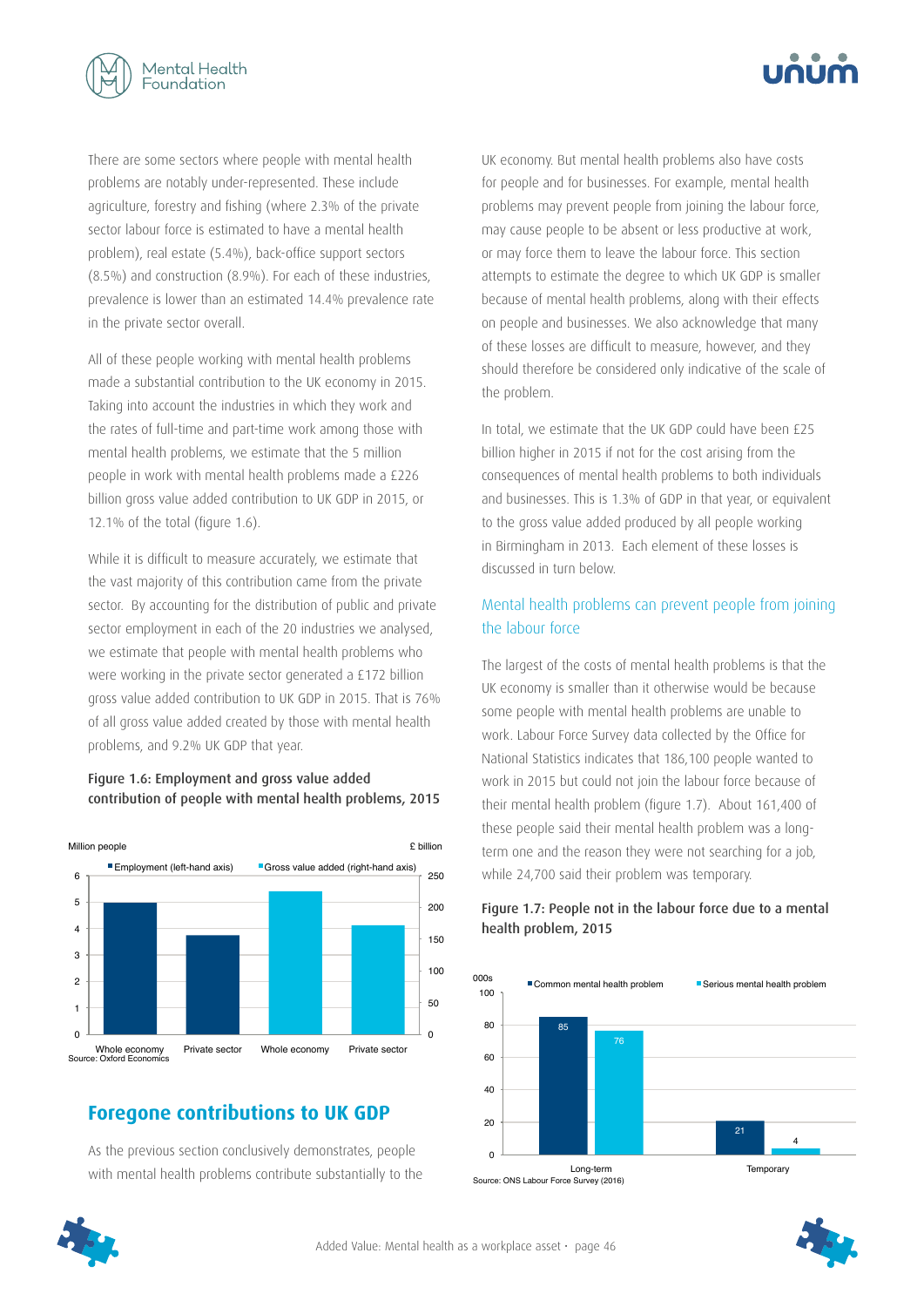There are some sectors where people with mental health problems are notably under-represented. These include agriculture, forestry and fishing (where 2.3% of the private sector labour force is estimated to have a mental health problem), real estate (5.4%), back-office support sectors (8.5%) and construction (8.9%). For each of these industries, prevalence is lower than an estimated 14.4% prevalence rate in the private sector overall.

All of these people working with mental health problems made a substantial contribution to the UK economy in 2015. Taking into account the industries in which they work and the rates of full-time and part-time work among those with mental health problems, we estimate that the 5 million people in work with mental health problems made a £226 billion gross value added contribution to UK GDP in 2015, or 12.1% of the total (figure 1.6).

While it is difficult to measure accurately, we estimate that the vast majority of this contribution came from the private sector. By accounting for the distribution of public and private sector employment in each of the 20 industries we analysed, we estimate that people with mental health problems who were working in the private sector generated a £172 billion gross value added contribution to UK GDP in 2015. That is 76% of all gross value added created by those with mental health problems, and 9.2% UK GDP that year.

**Figure 1.6: Employment and gross value added contribution of people with mental health problems, 2015**

| | Employment (left-hand axis), million people | Gross value added (right-hand axis), £ billion |
|---|---|---|
| Whole economy | 5 | 226 |
| Private sector | 3.7 | 172 |

Source: Oxford Economics

## Foregone contributions to UK GDP

As the previous section conclusively demonstrates, people with mental health problems contribute substantially to the UK economy. But mental health problems also have costs for people and for businesses. For example, mental health problems may prevent people from joining the labour force, may cause people to be absent or less productive at work, or may force them to leave the labour force. This section attempts to estimate the degree to which UK GDP is smaller because of mental health problems, along with their effects on people and businesses. We also acknowledge that many of these losses are difficult to measure, however, and they should therefore be considered only indicative of the scale of the problem.

In total, we estimate that the UK GDP could have been £25 billion higher in 2015 if not for the cost arising from the consequences of mental health problems to both individuals and businesses. This is 1.3% of GDP in that year, or equivalent to the gross value added produced by all people working in Birmingham in 2013. Each element of these losses is discussed in turn below.

### Mental health problems can prevent people from joining the labour force

The largest of the costs of mental health problems is that the UK economy is smaller than it otherwise would be because some people with mental health problems are unable to work. Labour Force Survey data collected by the Office for National Statistics indicates that 186,100 people wanted to work in 2015 but could not join the labour force because of their mental health problem (figure 1.7). About 161,400 of these people said their mental health problem was a long-term one and the reason they were not searching for a job, while 24,700 said their problem was temporary.

**Figure 1.7: People not in the labour force due to a mental health problem, 2015**

| 000s | Common mental health problem | Serious mental health problem |
|---|---|---|
| Long-term | 85 | 76 |
| Temporary | 21 | 4 |

Source: ONS Labour Force Survey (2016)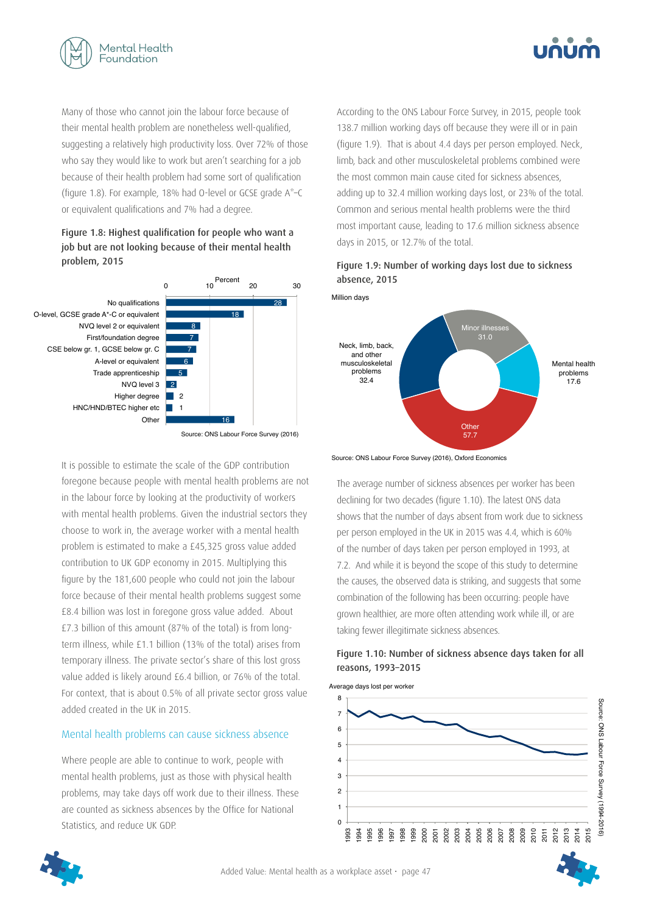Many of those who cannot join the labour force because of their mental health problem are nonetheless well-qualified, suggesting a relatively high productivity loss. Over 72% of those who say they would like to work but aren't searching for a job because of their health problem had some sort of qualification (figure 1.8). For example, 18% had O-level or GCSE grade A*–C or equivalent qualifications and 7% had a degree.

**Figure 1.8: Highest qualification for people who want a job but are not looking because of their mental health problem, 2015**

| Qualification | Percent |
|---|---|
| No qualifications | 28 |
| O-level, GCSE grade A*-C or equivalent | 18 |
| NVQ level 2 or equivalent | 8 |
| First/foundation degree | 7 |
| CSE below gr. 1, GCSE below gr. C | 7 |
| A-level or equivalent | 6 |
| Trade apprenticeship | 5 |
| NVQ level 3 | 2 |
| Higher degree | 2 |
| HNC/HND/BTEC higher etc | 1 |
| Other | 16 |

Source: ONS Labour Force Survey (2016)

It is possible to estimate the scale of the GDP contribution foregone because people with mental health problems are not in the labour force by looking at the productivity of workers with mental health problems. Given the industrial sectors they choose to work in, the average worker with a mental health problem is estimated to make a £45,325 gross value added contribution to UK GDP economy in 2015. Multiplying this figure by the 181,600 people who could not join the labour force because of their mental health problems suggest some £8.4 billion was lost in foregone gross value added. About £7.3 billion of this amount (87% of the total) is from long-term illness, while £1.1 billion (13% of the total) arises from temporary illness. The private sector's share of this lost gross value added is likely around £6.4 billion, or 76% of the total. For context, that is about 0.5% of all private sector gross value added created in the UK in 2015.

## Mental health problems can cause sickness absence

Where people are able to continue to work, people with mental health problems, just as those with physical health problems, may take days off work due to their illness. These are counted as sickness absences by the Office for National Statistics, and reduce UK GDP.

According to the ONS Labour Force Survey, in 2015, people took 138.7 million working days off because they were ill or in pain (figure 1.9). That is about 4.4 days per person employed. Neck, limb, back and other musculoskeletal problems combined were the most common main cause cited for sickness absences, adding up to 32.4 million working days lost, or 23% of the total. Common and serious mental health problems were the third most important cause, leading to 17.6 million sickness absence days in 2015, or 12.7% of the total.

**Figure 1.9: Number of working days lost due to sickness absence, 2015**

| Cause | Million days |
|---|---|
| Minor illnesses | 31.0 |
| Mental health problems | 17.6 |
| Other | 57.7 |
| Neck, limb, back, and other musculoskeletal problems | 32.4 |

Source: ONS Labour Force Survey (2016), Oxford Economics

The average number of sickness absences per worker has been declining for two decades (figure 1.10). The latest ONS data shows that the number of days absent from work due to sickness per person employed in the UK in 2015 was 4.4, which is 60% of the number of days taken per person employed in 1993, at 7.2. And while it is beyond the scope of this study to determine the causes, the observed data is striking, and suggests that some combination of the following has been occurring: people have grown healthier, are more often attending work while ill, or are taking fewer illegitimate sickness absences.

**Figure 1.10: Number of sickness absence days taken for all reasons, 1993–2015**

Average days lost per worker (line chart, 1993–2015, declining from about 7.2 in 1993 to about 4.4 in 2015)

Source: ONS Labour Force Survey (1994-2016)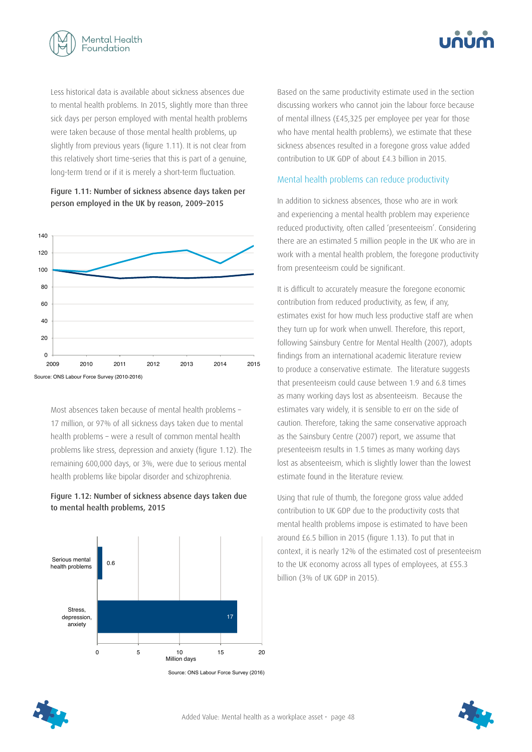Less historical data is available about sickness absences due to mental health problems. In 2015, slightly more than three sick days per person employed with mental health problems were taken because of those mental health problems, up slightly from previous years (figure 1.11). It is not clear from this relatively short time-series that this is part of a genuine, long-term trend or if it is merely a short-term fluctuation.

**Figure 1.11: Number of sickness absence days taken per person employed in the UK by reason, 2009–2015**

Source: ONS Labour Force Survey (2010-2016)

Most absences taken because of mental health problems – 17 million, or 97% of all sickness days taken due to mental health problems – were a result of common mental health problems like stress, depression and anxiety (figure 1.12). The remaining 600,000 days, or 3%, were due to serious mental health problems like bipolar disorder and schizophrenia.

**Figure 1.12: Number of sickness absence days taken due to mental health problems, 2015**

| | Million days |
|---|---|
| Serious mental health problems | 0.6 |
| Stress, depression, anxiety | 17 |

Source: ONS Labour Force Survey (2016)

Based on the same productivity estimate used in the section discussing workers who cannot join the labour force because of mental illness (£45,325 per employee per year for those who have mental health problems), we estimate that these sickness absences resulted in a foregone gross value added contribution to UK GDP of about £4.3 billion in 2015.

## Mental health problems can reduce productivity

In addition to sickness absences, those who are in work and experiencing a mental health problem may experience reduced productivity, often called 'presenteeism'. Considering there are an estimated 5 million people in the UK who are in work with a mental health problem, the foregone productivity from presenteeism could be significant.

It is difficult to accurately measure the foregone economic contribution from reduced productivity, as few, if any, estimates exist for how much less productive staff are when they turn up for work when unwell. Therefore, this report, following Sainsbury Centre for Mental Health (2007), adopts findings from an international academic literature review to produce a conservative estimate. The literature suggests that presenteeism could cause between 1.9 and 6.8 times as many working days lost as absenteeism. Because the estimates vary widely, it is sensible to err on the side of caution. Therefore, taking the same conservative approach as the Sainsbury Centre (2007) report, we assume that presenteeism results in 1.5 times as many working days lost as absenteeism, which is slightly lower than the lowest estimate found in the literature review.

Using that rule of thumb, the foregone gross value added contribution to UK GDP due to the productivity costs that mental health problems impose is estimated to have been around £6.5 billion in 2015 (figure 1.13). To put that in context, it is nearly 12% of the estimated cost of presenteeism to the UK economy across all types of employees, at £55.3 billion (3% of UK GDP in 2015).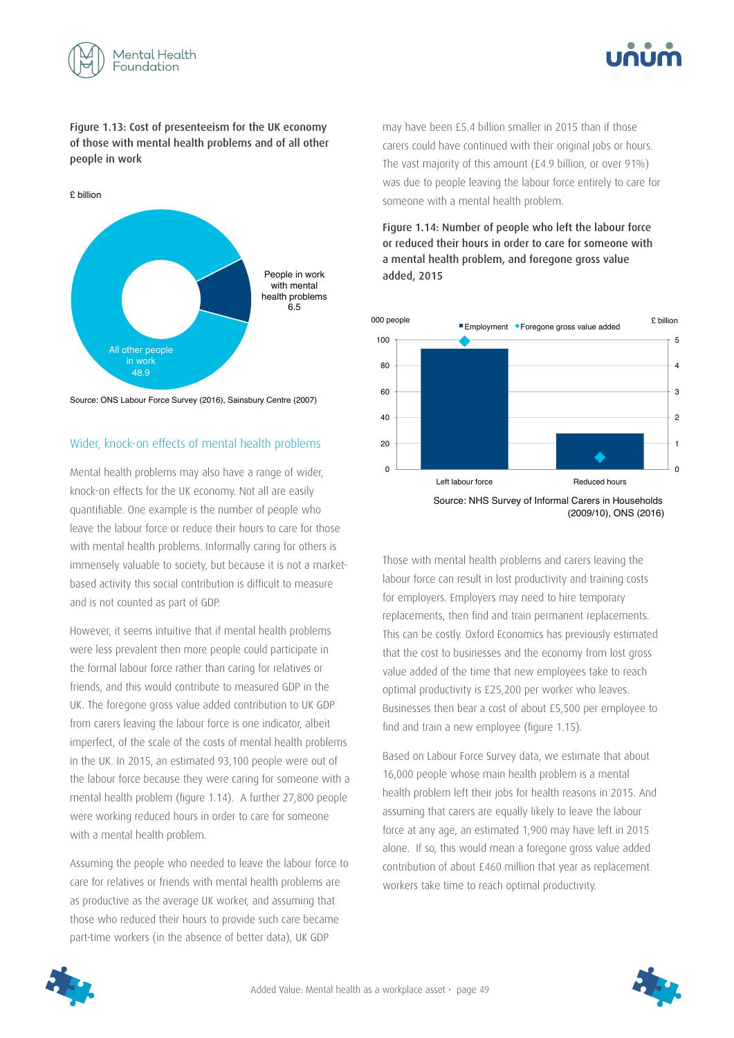**Figure 1.13: Cost of presenteeism for the UK economy of those with mental health problems and of all other people in work**

£ billion

People in work with mental health problems 6.5

All other people in work 48.9

Source: ONS Labour Force Survey (2016), Sainsbury Centre (2007)

## Wider, knock-on effects of mental health problems

Mental health problems may also have a range of wider, knock-on effects for the UK economy. Not all are easily quantifiable. One example is the number of people who leave the labour force or reduce their hours to care for those with mental health problems. Informally caring for others is immensely valuable to society, but because it is not a market-based activity this social contribution is difficult to measure and is not counted as part of GDP.

However, it seems intuitive that if mental health problems were less prevalent then more people could participate in the formal labour force rather than caring for relatives or friends, and this would contribute to measured GDP in the UK. The foregone gross value added contribution to UK GDP from carers leaving the labour force is one indicator, albeit imperfect, of the scale of the costs of mental health problems in the UK. In 2015, an estimated 93,100 people were out of the labour force because they were caring for someone with a mental health problem (figure 1.14). A further 27,800 people were working reduced hours in order to care for someone with a mental health problem.

Assuming the people who needed to leave the labour force to care for relatives or friends with mental health problems are as productive as the average UK worker, and assuming that those who reduced their hours to provide such care became part-time workers (in the absence of better data), UK GDP may have been £5.4 billion smaller in 2015 than if those carers could have continued with their original jobs or hours. The vast majority of this amount (£4.9 billion, or over 91%) was due to people leaving the labour force entirely to care for someone with a mental health problem.

**Figure 1.14: Number of people who left the labour force or reduced their hours in order to care for someone with a mental health problem, and foregone gross value added, 2015**

| | Employment (000 people) | Foregone gross value added (£ billion) |
|---|---|---|
| Left labour force | 93.1 | 4.9 |
| Reduced hours | 27.8 | |

Source: NHS Survey of Informal Carers in Households (2009/10), ONS (2016)

Those with mental health problems and carers leaving the labour force can result in lost productivity and training costs for employers. Employers may need to hire temporary replacements, then find and train permanent replacements. This can be costly. Oxford Economics has previously estimated that the cost to businesses and the economy from lost gross value added of the time that new employees take to reach optimal productivity is £25,200 per worker who leaves. Businesses then bear a cost of about £5,500 per employee to find and train a new employee (figure 1.15).

Based on Labour Force Survey data, we estimate that about 16,000 people whose main health problem is a mental health problem left their jobs for health reasons in 2015. And assuming that carers are equally likely to leave the labour force at any age, an estimated 1,900 may have left in 2015 alone. If so, this would mean a foregone gross value added contribution of about £460 million that year as replacement workers take time to reach optimal productivity.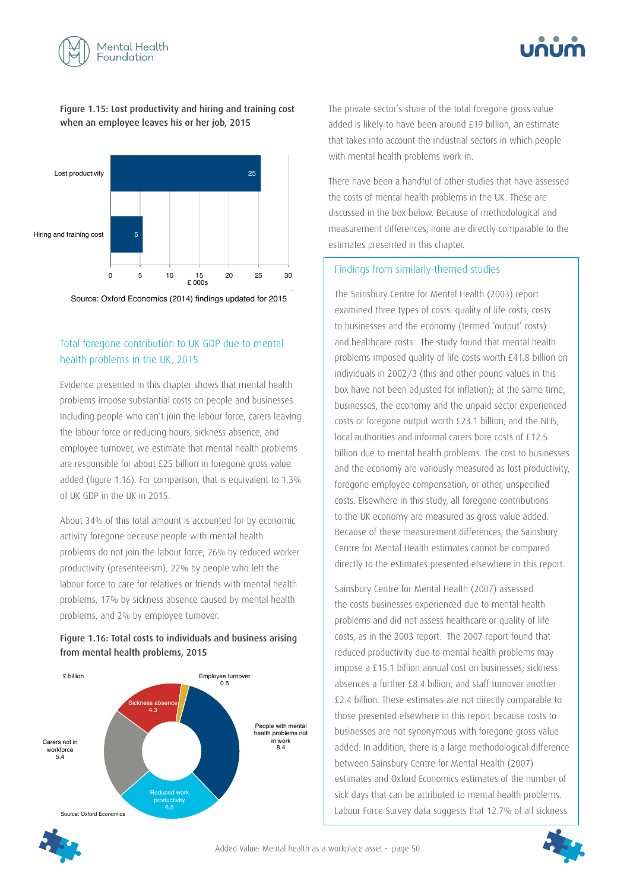**Figure 1.15: Lost productivity and hiring and training cost when an employee leaves his or her job, 2015**

| | £ 000s |
|---|---|
| Lost productivity | 25 |
| Hiring and training cost | 5 |

Source: Oxford Economics (2014) findings updated for 2015

## Total foregone contribution to UK GDP due to mental health problems in the UK, 2015

Evidence presented in this chapter shows that mental health problems impose substantial costs on people and businesses. Including people who can't join the labour force, carers leaving the labour force or reducing hours, sickness absence, and employee turnover, we estimate that mental health problems are responsible for about £25 billion in foregone gross value added (figure 1.16). For comparison, that is equivalent to 1.3% of UK GDP in the UK in 2015.

About 34% of this total amount is accounted for by economic activity foregone because people with mental health problems do not join the labour force, 26% by reduced worker productivity (presenteeism), 22% by people who left the labour force to care for relatives or friends with mental health problems, 17% by sickness absence caused by mental health problems, and 2% by employee turnover.

**Figure 1.16: Total costs to individuals and business arising from mental health problems, 2015**

| £ billion | |
|---|---|
| People with mental health problems not in work | 8.4 |
| Reduced work productivity | 6.5 |
| Carers not in workforce | 5.4 |
| Sickness absence | 4.3 |
| Employee turnover | 0.5 |

Source: Oxford Economics

The private sector's share of the total foregone gross value added is likely to have been around £19 billion, an estimate that takes into account the industrial sectors in which people with mental health problems work in.

There have been a handful of other studies that have assessed the costs of mental health problems in the UK. These are discussed in the box below. Because of methodological and measurement differences, none are directly comparable to the estimates presented in this chapter.

### Findings from similarly-themed studies

The Sainsbury Centre for Mental Health (2003) report examined three types of costs: quality of life costs, costs to businesses and the economy (termed 'output' costs) and healthcare costs. The study found that mental health problems imposed quality of life costs worth £41.8 billion on individuals in 2002/3 (this and other pound values in this box have not been adjusted for inflation); at the same time, businesses, the economy and the unpaid sector experienced costs or foregone output worth £23.1 billion; and the NHS, local authorities and informal carers bore costs of £12.5 billion due to mental health problems. The cost to businesses and the economy are variously measured as lost productivity, foregone employee compensation, or other, unspecified costs. Elsewhere in this study, all foregone contributions to the UK economy are measured as gross value added. Because of these measurement differences, the Sainsbury Centre for Mental Health estimates cannot be compared directly to the estimates presented elsewhere in this report.

Sainsbury Centre for Mental Health (2007) assessed the costs businesses experienced due to mental health problems and did not assess healthcare or quality of life costs, as in the 2003 report. The 2007 report found that reduced productivity due to mental health problems may impose a £15.1 billion annual cost on businesses; sickness absences a further £8.4 billion; and staff turnover another £2.4 billion. These estimates are not directly comparable to those presented elsewhere in this report because costs to businesses are not synonymous with foregone gross value added. In addition, there is a large methodological difference between Sainsbury Centre for Mental Health (2007) estimates and Oxford Economics estimates of the number of sick days that can be attributed to mental health problems. Labour Force Survey data suggests that 12.7% of all sickness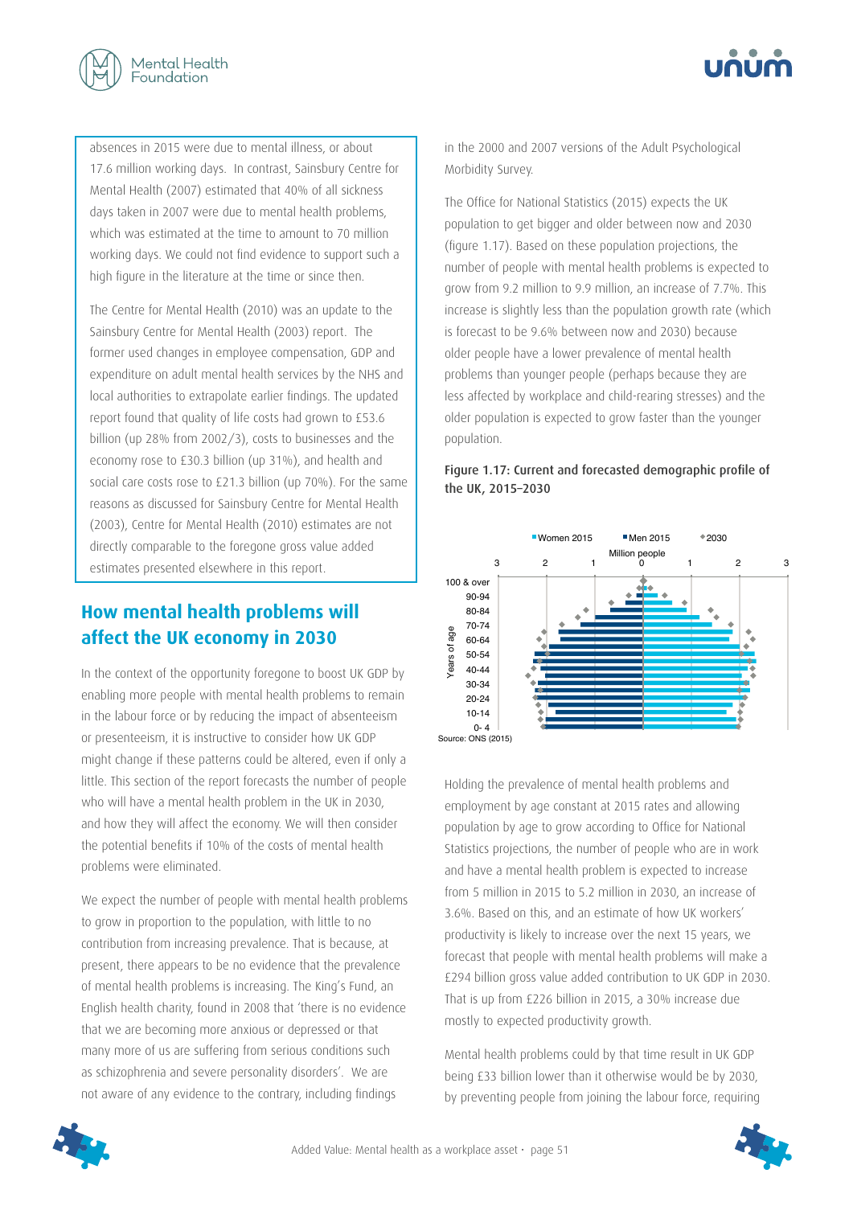absences in 2015 were due to mental illness, or about 17.6 million working days. In contrast, Sainsbury Centre for Mental Health (2007) estimated that 40% of all sickness days taken in 2007 were due to mental health problems, which was estimated at the time to amount to 70 million working days. We could not find evidence to support such a high figure in the literature at the time or since then.

The Centre for Mental Health (2010) was an update to the Sainsbury Centre for Mental Health (2003) report. The former used changes in employee compensation, GDP and expenditure on adult mental health services by the NHS and local authorities to extrapolate earlier findings. The updated report found that quality of life costs had grown to £53.6 billion (up 28% from 2002/3), costs to businesses and the economy rose to £30.3 billion (up 31%), and health and social care costs rose to £21.3 billion (up 70%). For the same reasons as discussed for Sainsbury Centre for Mental Health (2003), Centre for Mental Health (2010) estimates are not directly comparable to the foregone gross value added estimates presented elsewhere in this report.

## How mental health problems will affect the UK economy in 2030

In the context of the opportunity foregone to boost UK GDP by enabling more people with mental health problems to remain in the labour force or by reducing the impact of absenteeism or presenteeism, it is instructive to consider how UK GDP might change if these patterns could be altered, even if only a little. This section of the report forecasts the number of people who will have a mental health problem in the UK in 2030, and how they will affect the economy. We will then consider the potential benefits if 10% of the costs of mental health problems were eliminated.

We expect the number of people with mental health problems to grow in proportion to the population, with little to no contribution from increasing prevalence. That is because, at present, there appears to be no evidence that the prevalence of mental health problems is increasing. The King's Fund, an English health charity, found in 2008 that 'there is no evidence that we are becoming more anxious or depressed or that many more of us are suffering from serious conditions such as schizophrenia and severe personality disorders'. We are not aware of any evidence to the contrary, including findings in the 2000 and 2007 versions of the Adult Psychological Morbidity Survey.

The Office for National Statistics (2015) expects the UK population to get bigger and older between now and 2030 (figure 1.17). Based on these population projections, the number of people with mental health problems is expected to grow from 9.2 million to 9.9 million, an increase of 7.7%. This increase is slightly less than the population growth rate (which is forecast to be 9.6% between now and 2030) because older people have a lower prevalence of mental health problems than younger people (perhaps because they are less affected by workplace and child-rearing stresses) and the older population is expected to grow faster than the younger population.

**Figure 1.17: Current and forecasted demographic profile of the UK, 2015–2030**

Source: ONS (2015)

Holding the prevalence of mental health problems and employment by age constant at 2015 rates and allowing population by age to grow according to Office for National Statistics projections, the number of people who are in work and have a mental health problem is expected to increase from 5 million in 2015 to 5.2 million in 2030, an increase of 3.6%. Based on this, and an estimate of how UK workers' productivity is likely to increase over the next 15 years, we forecast that people with mental health problems will make a £294 billion gross value added contribution to UK GDP in 2030. That is up from £226 billion in 2015, a 30% increase due mostly to expected productivity growth.

Mental health problems could by that time result in UK GDP being £33 billion lower than it otherwise would be by 2030, by preventing people from joining the labour force, requiring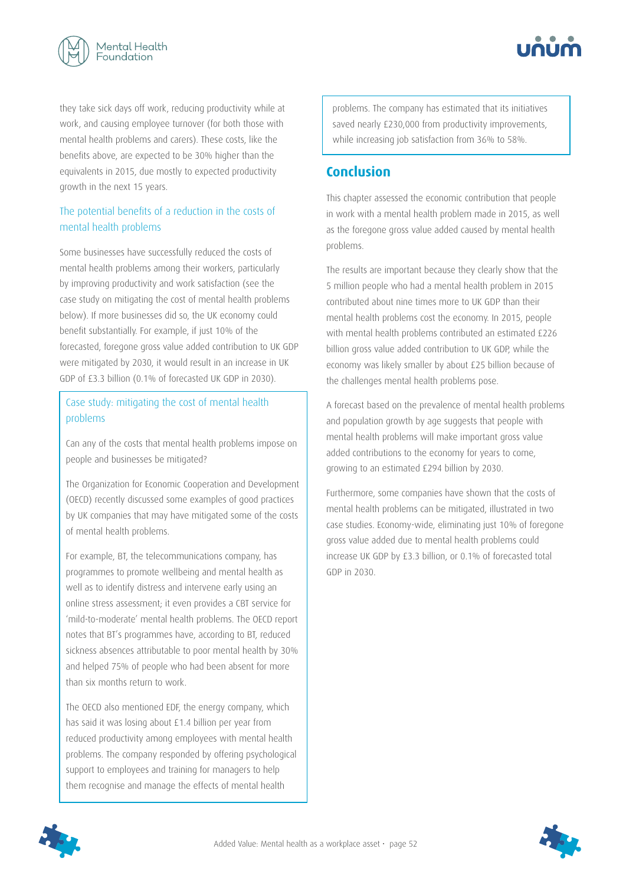they take sick days off work, reducing productivity while at work, and causing employee turnover (for both those with mental health problems and carers). These costs, like the benefits above, are expected to be 30% higher than the equivalents in 2015, due mostly to expected productivity growth in the next 15 years.

### The potential benefits of a reduction in the costs of mental health problems

Some businesses have successfully reduced the costs of mental health problems among their workers, particularly by improving productivity and work satisfaction (see the case study on mitigating the cost of mental health problems below). If more businesses did so, the UK economy could benefit substantially. For example, if just 10% of the forecasted, foregone gross value added contribution to UK GDP were mitigated by 2030, it would result in an increase in UK GDP of £3.3 billion (0.1% of forecasted UK GDP in 2030).

### Case study: mitigating the cost of mental health problems

Can any of the costs that mental health problems impose on people and businesses be mitigated?

The Organization for Economic Cooperation and Development (OECD) recently discussed some examples of good practices by UK companies that may have mitigated some of the costs of mental health problems.

For example, BT, the telecommunications company, has programmes to promote wellbeing and mental health as well as to identify distress and intervene early using an online stress assessment; it even provides a CBT service for 'mild-to-moderate' mental health problems. The OECD report notes that BT's programmes have, according to BT, reduced sickness absences attributable to poor mental health by 30% and helped 75% of people who had been absent for more than six months return to work.

The OECD also mentioned EDF, the energy company, which has said it was losing about £1.4 billion per year from reduced productivity among employees with mental health problems. The company responded by offering psychological support to employees and training for managers to help them recognise and manage the effects of mental health problems. The company has estimated that its initiatives saved nearly £230,000 from productivity improvements, while increasing job satisfaction from 36% to 58%.

## Conclusion

This chapter assessed the economic contribution that people in work with a mental health problem made in 2015, as well as the foregone gross value added caused by mental health problems.

The results are important because they clearly show that the 5 million people who had a mental health problem in 2015 contributed about nine times more to UK GDP than their mental health problems cost the economy. In 2015, people with mental health problems contributed an estimated £226 billion gross value added contribution to UK GDP, while the economy was likely smaller by about £25 billion because of the challenges mental health problems pose.

A forecast based on the prevalence of mental health problems and population growth by age suggests that people with mental health problems will make important gross value added contributions to the economy for years to come, growing to an estimated £294 billion by 2030.

Furthermore, some companies have shown that the costs of mental health problems can be mitigated, illustrated in two case studies. Economy-wide, eliminating just 10% of foregone gross value added due to mental health problems could increase UK GDP by £3.3 billion, or 0.1% of forecasted total GDP in 2030.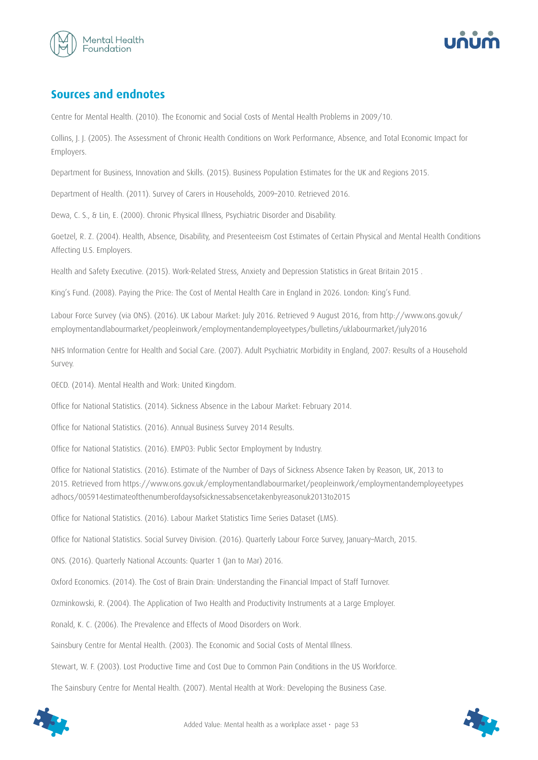## Sources and endnotes

Centre for Mental Health. (2010). The Economic and Social Costs of Mental Health Problems in 2009/10.

Collins, J. J. (2005). The Assessment of Chronic Health Conditions on Work Performance, Absence, and Total Economic Impact for Employers.

Department for Business, Innovation and Skills. (2015). Business Population Estimates for the UK and Regions 2015.

Department of Health. (2011). Survey of Carers in Households, 2009–2010. Retrieved 2016.

Dewa, C. S., & Lin, E. (2000). Chronic Physical Illness, Psychiatric Disorder and Disability.

Goetzel, R. Z. (2004). Health, Absence, Disability, and Presenteeism Cost Estimates of Certain Physical and Mental Health Conditions Affecting U.S. Employers.

Health and Safety Executive. (2015). Work-Related Stress, Anxiety and Depression Statistics in Great Britain 2015 .

King's Fund. (2008). Paying the Price: The Cost of Mental Health Care in England in 2026. London: King's Fund.

Labour Force Survey (via ONS). (2016). UK Labour Market: July 2016. Retrieved 9 August 2016, from http://www.ons.gov.uk/employmentandlabourmarket/peopleinwork/employmentandemployeetypes/bulletins/uklabourmarket/july2016

NHS Information Centre for Health and Social Care. (2007). Adult Psychiatric Morbidity in England, 2007: Results of a Household Survey.

OECD. (2014). Mental Health and Work: United Kingdom.

Office for National Statistics. (2014). Sickness Absence in the Labour Market: February 2014.

Office for National Statistics. (2016). Annual Business Survey 2014 Results.

Office for National Statistics. (2016). EMP03: Public Sector Employment by Industry.

Office for National Statistics. (2016). Estimate of the Number of Days of Sickness Absence Taken by Reason, UK, 2013 to 2015. Retrieved from https://www.ons.gov.uk/employmentandlabourmarket/peopleinwork/employmentandemployeetypes adhocs/005914estimateofthenumberofdaysofsicknessabsencetakenbyreasonuk2013to2015

Office for National Statistics. (2016). Labour Market Statistics Time Series Dataset (LMS).

Office for National Statistics. Social Survey Division. (2016). Quarterly Labour Force Survey, January–March, 2015.

ONS. (2016). Quarterly National Accounts: Quarter 1 (Jan to Mar) 2016.

Oxford Economics. (2014). The Cost of Brain Drain: Understanding the Financial Impact of Staff Turnover.

Ozminkowski, R. (2004). The Application of Two Health and Productivity Instruments at a Large Employer.

Ronald, K. C. (2006). The Prevalence and Effects of Mood Disorders on Work.

Sainsbury Centre for Mental Health. (2003). The Economic and Social Costs of Mental Illness.

Stewart, W. F. (2003). Lost Productive Time and Cost Due to Common Pain Conditions in the US Workforce.

The Sainsbury Centre for Mental Health. (2007). Mental Health at Work: Developing the Business Case.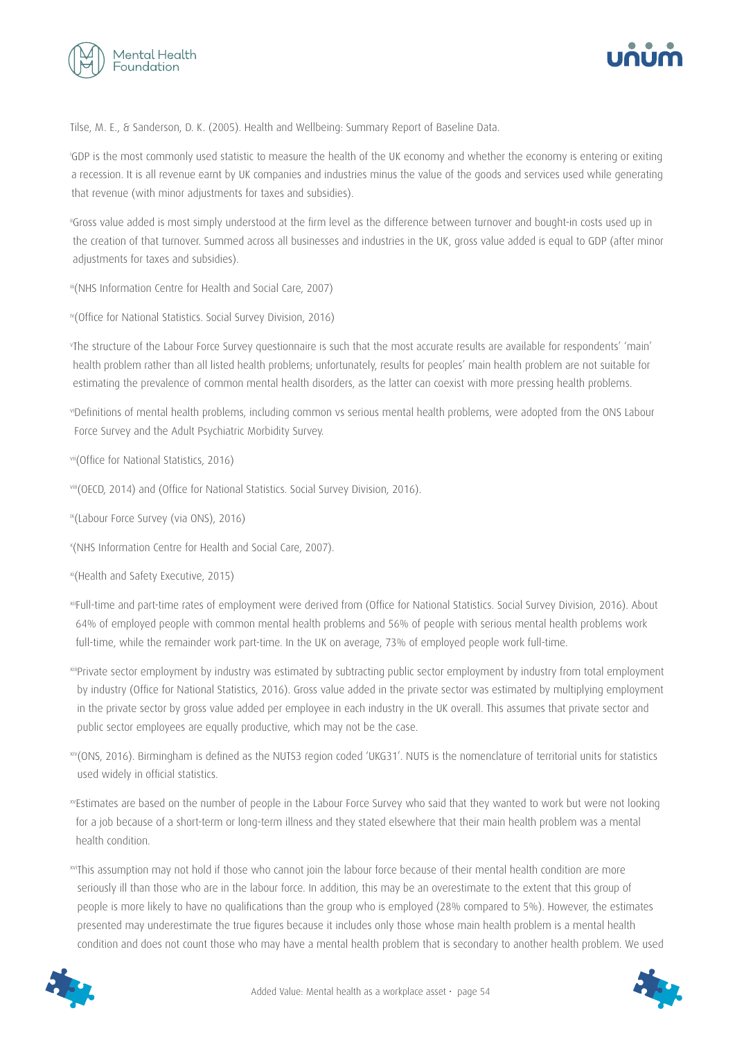Tilse, M. E., & Sanderson, D. K. (2005). Health and Wellbeing: Summary Report of Baseline Data.

[i] GDP is the most commonly used statistic to measure the health of the UK economy and whether the economy is entering or exiting a recession. It is all revenue earnt by UK companies and industries minus the value of the goods and services used while generating that revenue (with minor adjustments for taxes and subsidies).

[ii] Gross value added is most simply understood at the firm level as the difference between turnover and bought-in costs used up in the creation of that turnover. Summed across all businesses and industries in the UK, gross value added is equal to GDP (after minor adjustments for taxes and subsidies).

[iii] (NHS Information Centre for Health and Social Care, 2007)

[iv] (Office for National Statistics. Social Survey Division, 2016)

[v] The structure of the Labour Force Survey questionnaire is such that the most accurate results are available for respondents' 'main' health problem rather than all listed health problems; unfortunately, results for peoples' main health problem are not suitable for estimating the prevalence of common mental health disorders, as the latter can coexist with more pressing health problems.

[vi] Definitions of mental health problems, including common vs serious mental health problems, were adopted from the ONS Labour Force Survey and the Adult Psychiatric Morbidity Survey.

[vii] (Office for National Statistics, 2016)

[viii] (OECD, 2014) and (Office for National Statistics. Social Survey Division, 2016).

[ix] (Labour Force Survey (via ONS), 2016)

[x] (NHS Information Centre for Health and Social Care, 2007).

[xi] (Health and Safety Executive, 2015)

[xii] Full-time and part-time rates of employment were derived from (Office for National Statistics. Social Survey Division, 2016). About 64% of employed people with common mental health problems and 56% of people with serious mental health problems work full-time, while the remainder work part-time. In the UK on average, 73% of employed people work full-time.

[xiii] Private sector employment by industry was estimated by subtracting public sector employment by industry from total employment by industry (Office for National Statistics, 2016). Gross value added in the private sector was estimated by multiplying employment in the private sector by gross value added per employee in each industry in the UK overall. This assumes that private sector and public sector employees are equally productive, which may not be the case.

[xiv] (ONS, 2016). Birmingham is defined as the NUTS3 region coded 'UKG31'. NUTS is the nomenclature of territorial units for statistics used widely in official statistics.

[xv] Estimates are based on the number of people in the Labour Force Survey who said that they wanted to work but were not looking for a job because of a short-term or long-term illness and they stated elsewhere that their main health problem was a mental health condition.

[xvi] This assumption may not hold if those who cannot join the labour force because of their mental health condition are more seriously ill than those who are in the labour force. In addition, this may be an overestimate to the extent that this group of people is more likely to have no qualifications than the group who is employed (28% compared to 5%). However, the estimates presented may underestimate the true figures because it includes only those whose main health problem is a mental health condition and does not count those who may have a mental health problem that is secondary to another health problem. We used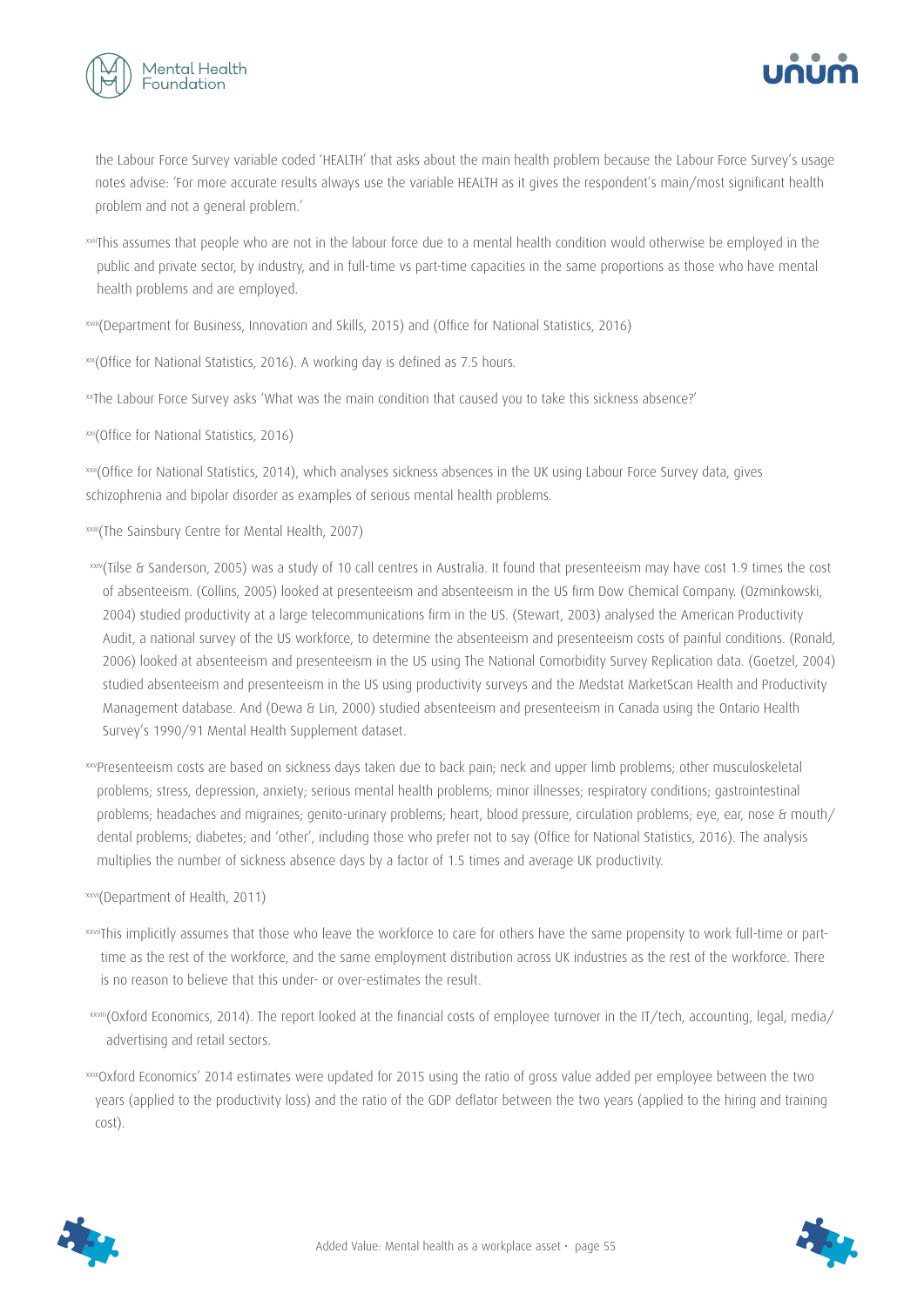the Labour Force Survey variable coded 'HEALTH' that asks about the main health problem because the Labour Force Survey's usage notes advise: 'For more accurate results always use the variable HEALTH as it gives the respondent's main/most significant health problem and not a general problem.'

[xvii]This assumes that people who are not in the labour force due to a mental health condition would otherwise be employed in the public and private sector, by industry, and in full-time vs part-time capacities in the same proportions as those who have mental health problems and are employed.

[xviii](Department for Business, Innovation and Skills, 2015) and (Office for National Statistics, 2016)

[xix](Office for National Statistics, 2016). A working day is defined as 7.5 hours.

[xx]The Labour Force Survey asks 'What was the main condition that caused you to take this sickness absence?'

[xxi](Office for National Statistics, 2016)

[xxii](Office for National Statistics, 2014), which analyses sickness absences in the UK using Labour Force Survey data, gives schizophrenia and bipolar disorder as examples of serious mental health problems.

[xxiii](The Sainsbury Centre for Mental Health, 2007)

[xxiv](Tilse & Sanderson, 2005) was a study of 10 call centres in Australia. It found that presenteeism may have cost 1.9 times the cost of absenteeism. (Collins, 2005) looked at presenteeism and absenteeism in the US firm Dow Chemical Company. (Ozminkowski, 2004) studied productivity at a large telecommunications firm in the US. (Stewart, 2003) analysed the American Productivity Audit, a national survey of the US workforce, to determine the absenteeism and presenteeism costs of painful conditions. (Ronald, 2006) looked at absenteeism and presenteeism in the US using The National Comorbidity Survey Replication data. (Goetzel, 2004) studied absenteeism and presenteeism in the US using productivity surveys and the Medstat MarketScan Health and Productivity Management database. And (Dewa & Lin, 2000) studied absenteeism and presenteeism in Canada using the Ontario Health Survey's 1990/91 Mental Health Supplement dataset.

[xxv]Presenteeism costs are based on sickness days taken due to back pain; neck and upper limb problems; other musculoskeletal problems; stress, depression, anxiety; serious mental health problems; minor illnesses; respiratory conditions; gastrointestinal problems; headaches and migraines; genito-urinary problems; heart, blood pressure, circulation problems; eye, ear, nose & mouth/dental problems; diabetes; and 'other', including those who prefer not to say (Office for National Statistics, 2016). The analysis multiplies the number of sickness absence days by a factor of 1.5 times and average UK productivity.

[xxvi](Department of Health, 2011)

[xxvii]This implicitly assumes that those who leave the workforce to care for others have the same propensity to work full-time or part-time as the rest of the workforce, and the same employment distribution across UK industries as the rest of the workforce. There is no reason to believe that this under- or over-estimates the result.

[xxviii](Oxford Economics, 2014). The report looked at the financial costs of employee turnover in the IT/tech, accounting, legal, media/advertising and retail sectors.

[xxix]Oxford Economics' 2014 estimates were updated for 2015 using the ratio of gross value added per employee between the two years (applied to the productivity loss) and the ratio of the GDP deflator between the two years (applied to the hiring and training cost).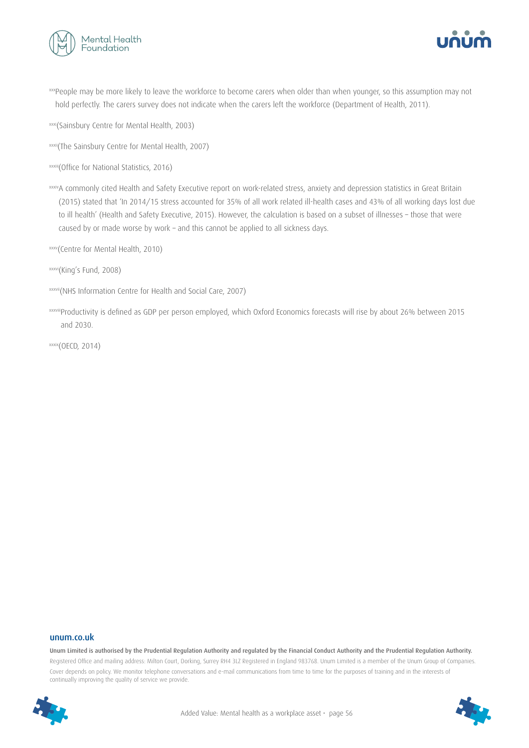[xxx] People may be more likely to leave the workforce to become carers when older than when younger, so this assumption may not hold perfectly. The carers survey does not indicate when the carers left the workforce (Department of Health, 2011).

[xxxi] (Sainsbury Centre for Mental Health, 2003)

[xxxii] (The Sainsbury Centre for Mental Health, 2007)

[xxxiii] (Office for National Statistics, 2016)

[xxxiv] A commonly cited Health and Safety Executive report on work-related stress, anxiety and depression statistics in Great Britain (2015) stated that 'In 2014/15 stress accounted for 35% of all work related ill-health cases and 43% of all working days lost due to ill health' (Health and Safety Executive, 2015). However, the calculation is based on a subset of illnesses – those that were caused by or made worse by work – and this cannot be applied to all sickness days.

[xxxv] (Centre for Mental Health, 2010)

[xxxvi] (King's Fund, 2008)

[xxxvii] (NHS Information Centre for Health and Social Care, 2007)

[xxxviii] Productivity is defined as GDP per person employed, which Oxford Economics forecasts will rise by about 26% between 2015 and 2030.

[xxxix] (OECD, 2014)

unum.co.uk

**Unum Limited is authorised by the Prudential Regulation Authority and regulated by the Financial Conduct Authority and the Prudential Regulation Authority.**
Registered Office and mailing address: Milton Court, Dorking, Surrey RH4 3LZ Registered in England 983768. Unum Limited is a member of the Unum Group of Companies. Cover depends on policy. We monitor telephone conversations and e-mail communications from time to time for the purposes of training and in the interests of continually improving the quality of service we provide.